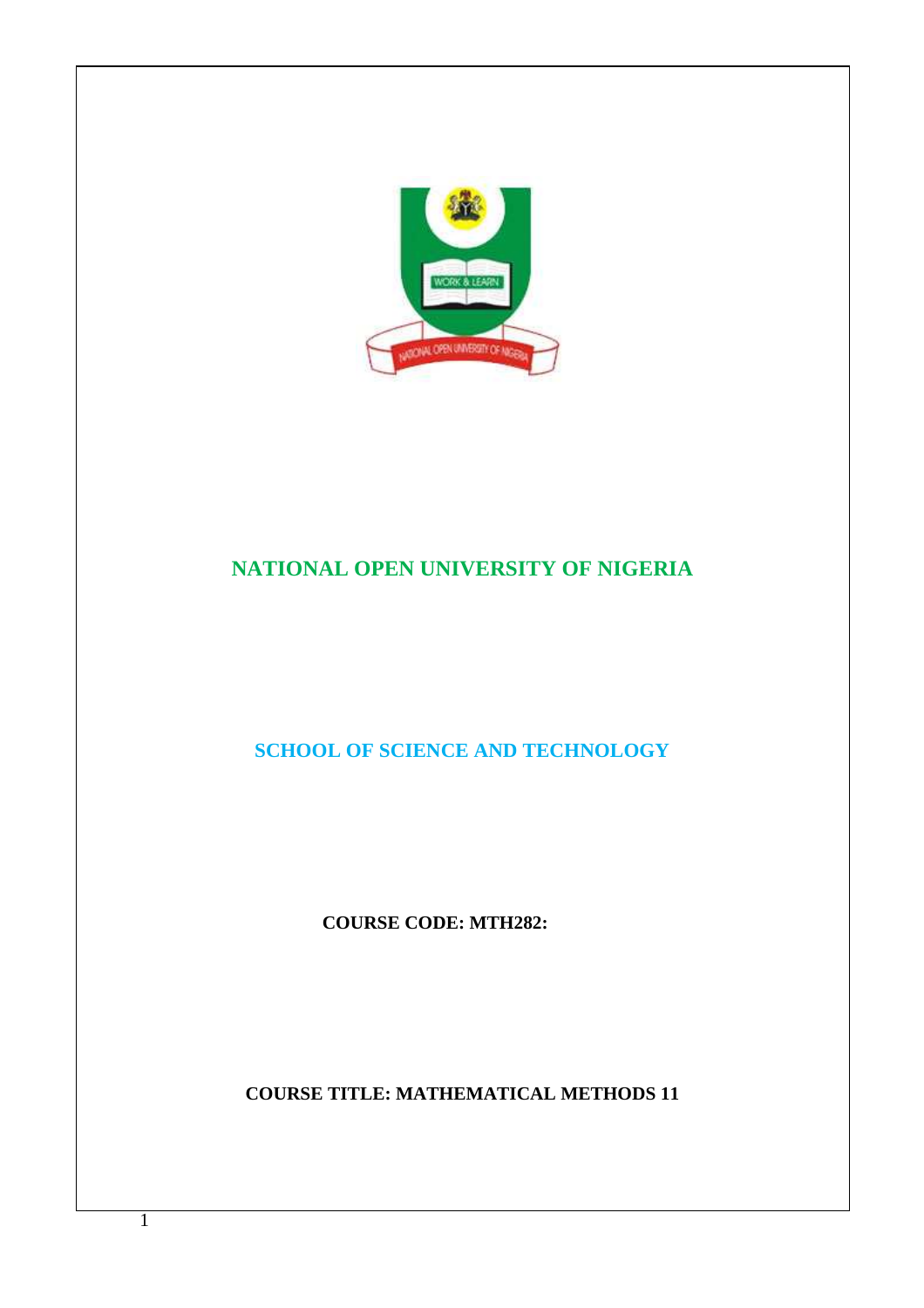# NATIONAL OPEN UNIVERSITY OF NIGERIA

## SCHOOL OF SCIENCE AND TECHNOLOGY

**COURSE CODE: MTH282:**

**COURSE TITLE: MATHEMATICAL METHODS 11**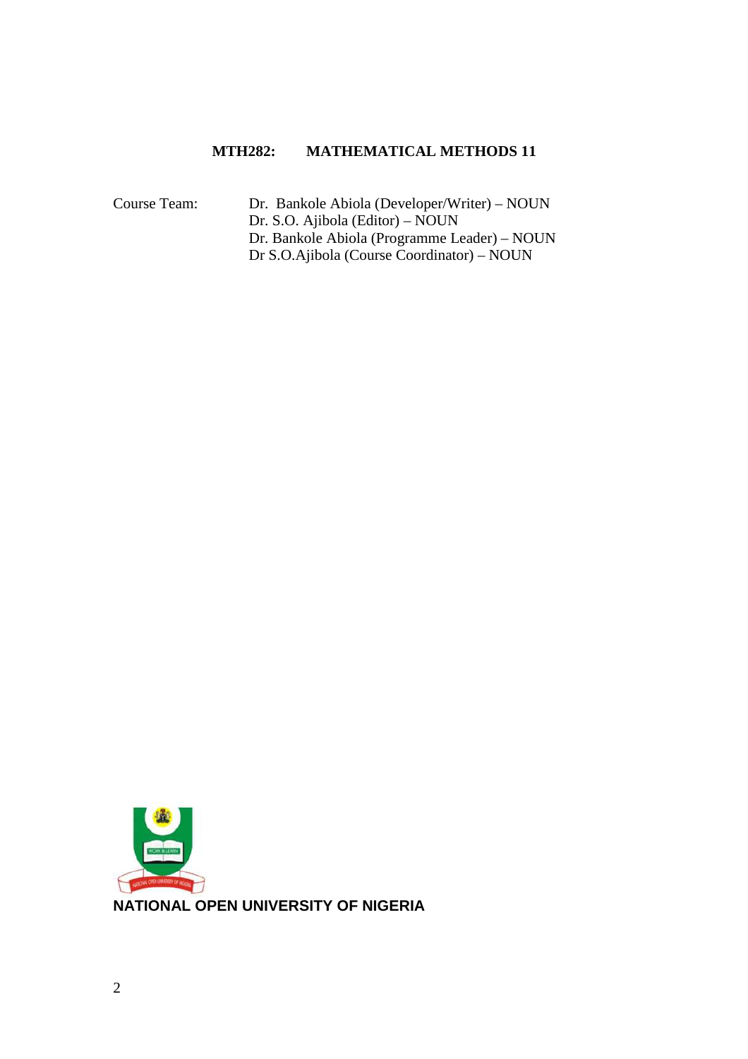**MTH282: MATHEMATICAL METHODS 11**

Course Team: Dr. Bankole Abiola (Developer/Writer) – NOUN
Dr. S.O. Ajibola (Editor) – NOUN
Dr. Bankole Abiola (Programme Leader) – NOUN
Dr S.O.Ajibola (Course Coordinator) – NOUN

**NATIONAL OPEN UNIVERSITY OF NIGERIA**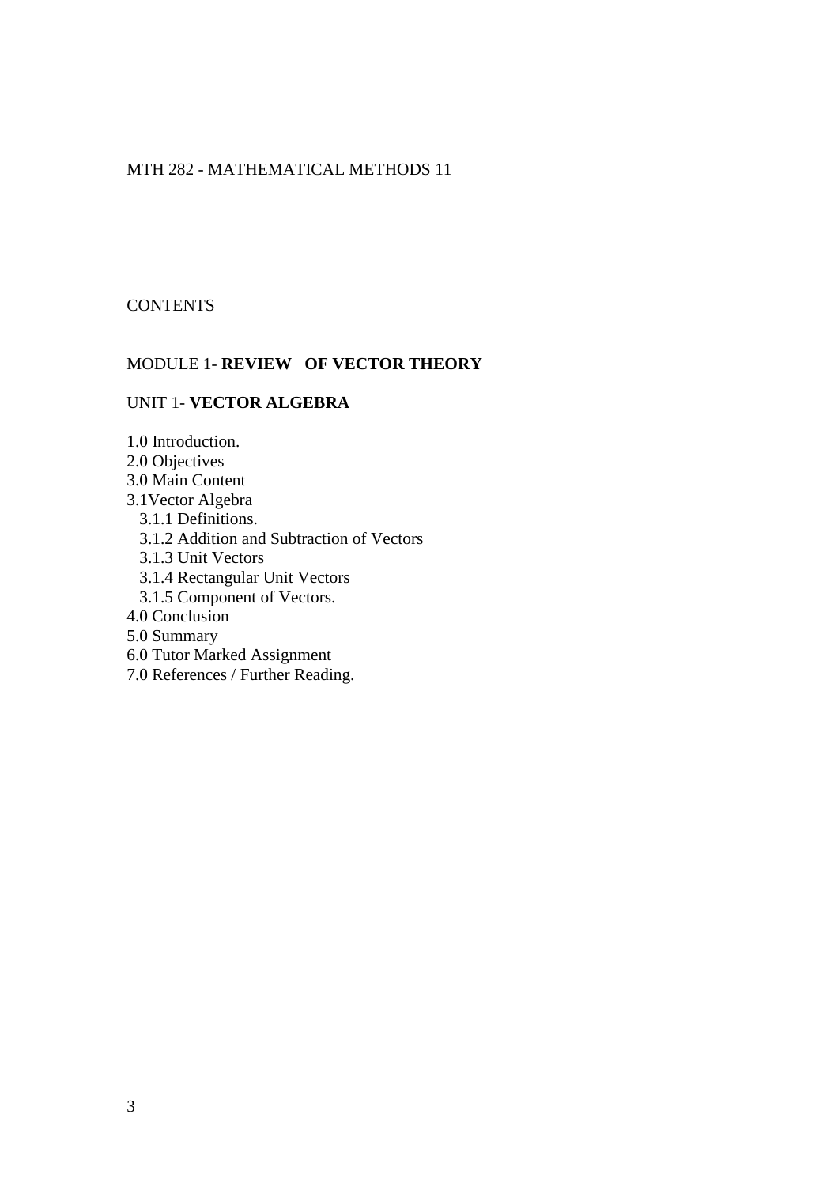MTH 282 - MATHEMATICAL METHODS 11

CONTENTS

MODULE 1- **REVIEW OF VECTOR THEORY**

UNIT 1- **VECTOR ALGEBRA**

1.0 Introduction.
2.0 Objectives
3.0 Main Content
3.1Vector Algebra
  3.1.1 Definitions.
  3.1.2 Addition and Subtraction of Vectors
  3.1.3 Unit Vectors
  3.1.4 Rectangular Unit Vectors
  3.1.5 Component of Vectors.
4.0 Conclusion
5.0 Summary
6.0 Tutor Marked Assignment
7.0 References / Further Reading.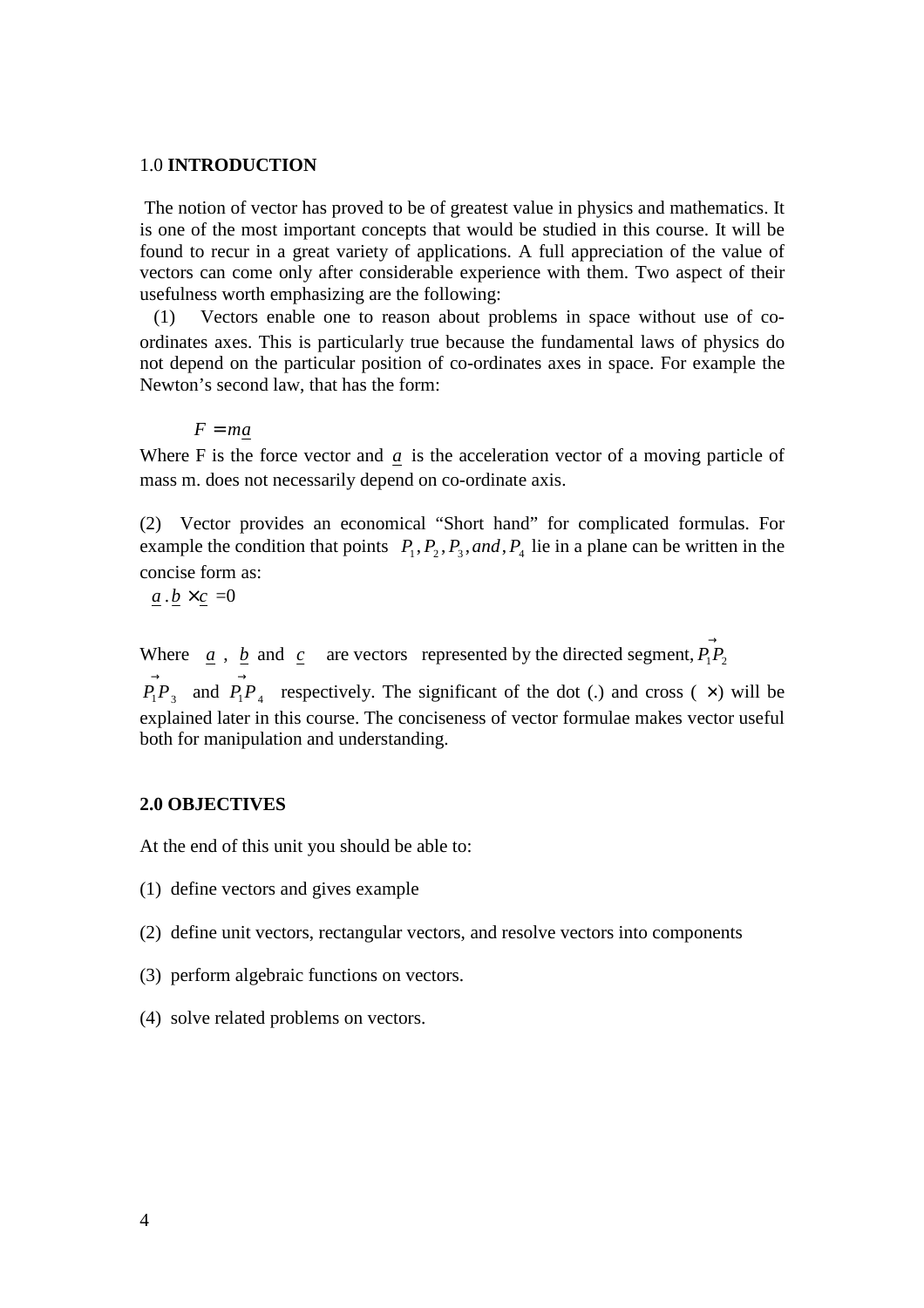## 1.0 **INTRODUCTION**

The notion of vector has proved to be of greatest value in physics and mathematics. It is one of the most important concepts that would be studied in this course. It will be found to recur in a great variety of applications. A full appreciation of the value of vectors can come only after considerable experience with them. Two aspect of their usefulness worth emphasizing are the following:

(1) Vectors enable one to reason about problems in space without use of co-ordinates axes. This is particularly true because the fundamental laws of physics do not depend on the particular position of co-ordinates axes in space. For example the Newton's second law, that has the form:

$$F = m\underline{a}$$

Where F is the force vector and $\underline{a}$ is the acceleration vector of a moving particle of mass m. does not necessarily depend on co-ordinate axis.

(2) Vector provides an economical "Short hand" for complicated formulas. For example the condition that points $P_1, P_2, P_3, and, P_4$ lie in a plane can be written in the concise form as:

$\underline{a}\,.\,\underline{b} \times \underline{c}$ =0

Where $\underline{a}$ , $\underline{b}$ and $\underline{c}$ are vectors represented by the directed segment, $\vec{P_1P_2}$ $\vec{P_1P_3}$ and $\vec{P_1P_4}$ respectively. The significant of the dot (.) and cross ( $\times$) will be explained later in this course. The conciseness of vector formulae makes vector useful both for manipulation and understanding.

## **2.0 OBJECTIVES**

At the end of this unit you should be able to:

(1) define vectors and gives example

(2) define unit vectors, rectangular vectors, and resolve vectors into components

(3) perform algebraic functions on vectors.

(4) solve related problems on vectors.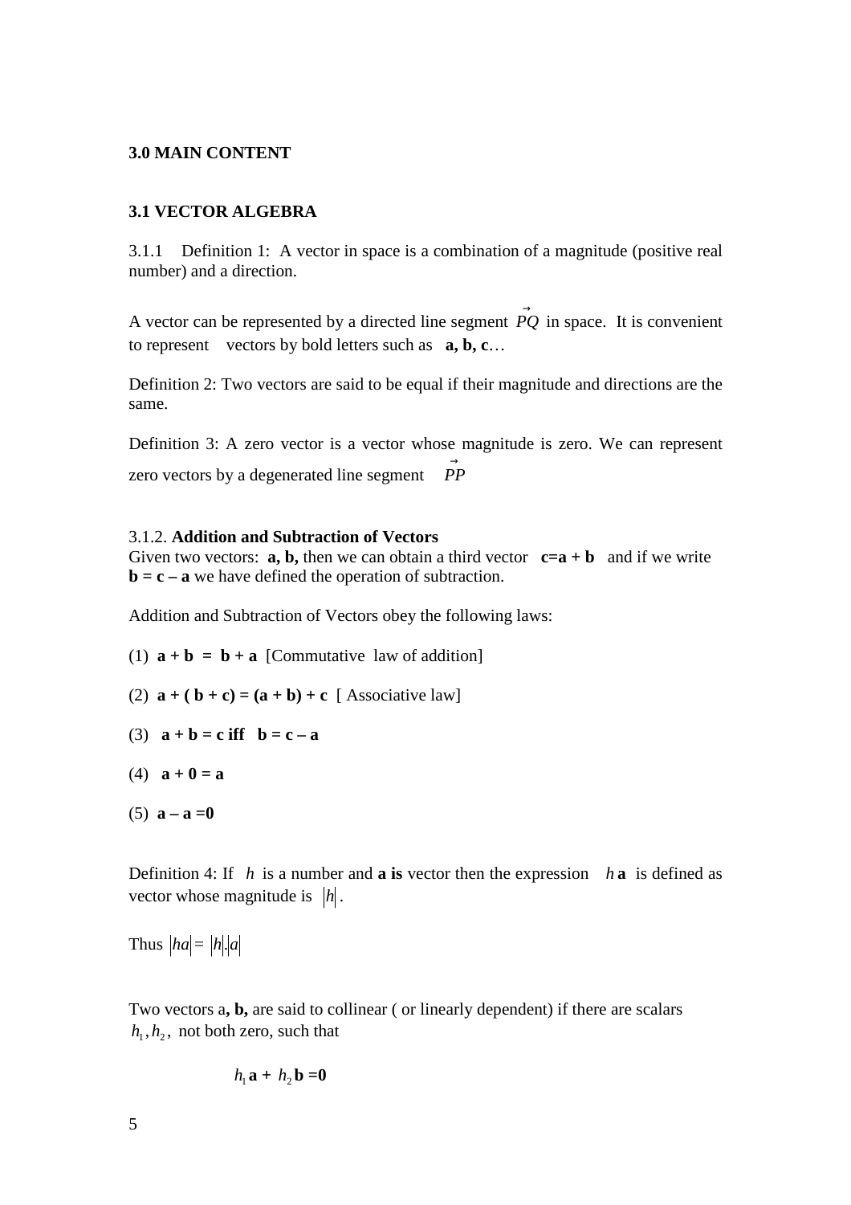**3.0 MAIN CONTENT**

**3.1 VECTOR ALGEBRA**

3.1.1 Definition 1: A vector in space is a combination of a magnitude (positive real number) and a direction.

A vector can be represented by a directed line segment $\vec{PQ}$ in space. It is convenient to represent vectors by bold letters such as **a, b, c**…

Definition 2: Two vectors are said to be equal if their magnitude and directions are the same.

Definition 3: A zero vector is a vector whose magnitude is zero. We can represent zero vectors by a degenerated line segment $\vec{PP}$

3.1.2. **Addition and Subtraction of Vectors**
Given two vectors: **a, b,** then we can obtain a third vector **c=a + b** and if we write **b = c – a** we have defined the operation of subtraction.

Addition and Subtraction of Vectors obey the following laws:

(1) **a + b = b + a** [Commutative law of addition]

(2) **a + ( b + c) = (a + b) + c** [ Associative law]

(3) **a + b = c iff b = c – a**

(4) **a + 0 = a**

(5) **a – a =0**

Definition 4: If $h$ is a number and **a is** vector then the expression $h$**a** is defined as vector whose magnitude is $|h|$.

Thus $|ha| = |h|.|a|$

Two vectors a**, b,** are said to collinear ( or linearly dependent) if there are scalars $h_1, h_2$, not both zero, such that

$$h_1\mathbf{a} + h_2\mathbf{b} = \mathbf{0}$$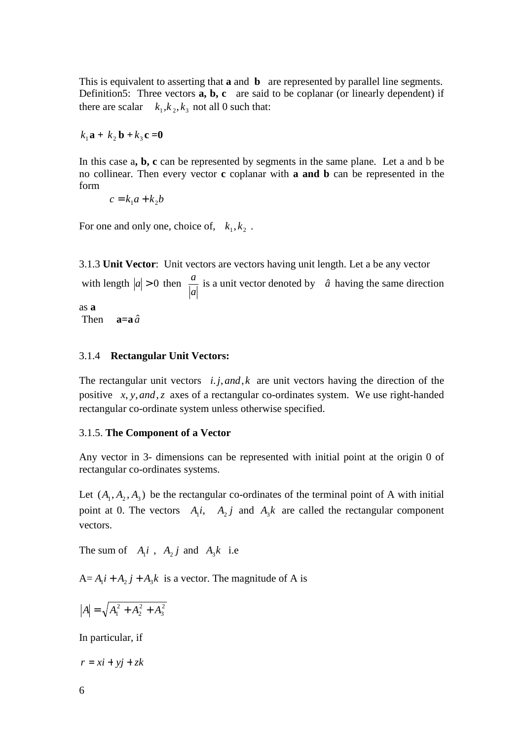This is equivalent to asserting that **a** and **b** are represented by parallel line segments. Definition5: Three vectors **a, b, c** are said to be coplanar (or linearly dependent) if there are scalar $k_1, k_2, k_3$ not all 0 such that:

$$k_1\mathbf{a} + k_2\mathbf{b} + k_3\mathbf{c} = \mathbf{0}$$

In this case a**, b, c** can be represented by segments in the same plane. Let a and b be no collinear. Then every vector **c** coplanar with **a and b** can be represented in the form

$$c = k_1 a + k_2 b$$

For one and only one, choice of, $k_1, k_2$ .

3.1.3 **Unit Vector**: Unit vectors are vectors having unit length. Let a be any vector with length $|a| > 0$ then $\frac{a}{|a|}$ is a unit vector denoted by $\hat{a}$ having the same direction as **a**

Then **a=a**$\hat{a}$

### 3.1.4 Rectangular Unit Vectors:

The rectangular unit vectors $i.j, and, k$ are unit vectors having the direction of the positive $x, y, and, z$ axes of a rectangular co-ordinates system. We use right-handed rectangular co-ordinate system unless otherwise specified.

### 3.1.5. The Component of a Vector

Any vector in 3- dimensions can be represented with initial point at the origin 0 of rectangular co-ordinates systems.

Let $(A_1, A_2, A_3)$ be the rectangular co-ordinates of the terminal point of A with initial point at 0. The vectors $A_1 i$, $A_2 j$ and $A_3 k$ are called the rectangular component vectors.

The sum of $A_1 i$ , $A_2 j$ and $A_3 k$ i.e

A= $A_1 i + A_2 j + A_3 k$ is a vector. The magnitude of A is

$$|A| = \sqrt{A_1^2 + A_2^2 + A_3^2}$$

In particular, if

$$r = xi + yj + zk$$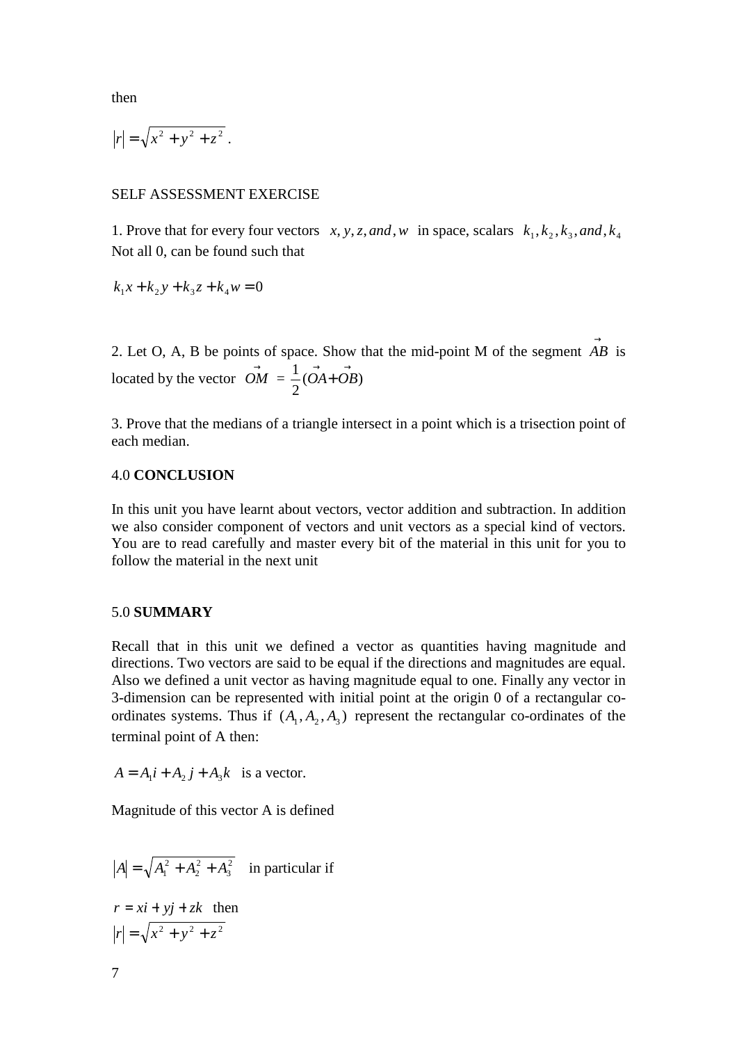then

$$|r| = \sqrt{x^2 + y^2 + z^2}\ .$$

SELF ASSESSMENT EXERCISE

1. Prove that for every four vectors $x, y, z, and, w$ in space, scalars $k_1, k_2, k_3, and, k_4$ Not all 0, can be found such that

$$k_1 x + k_2 y + k_3 z + k_4 w = 0$$

2. Let O, A, B be points of space. Show that the mid-point M of the segment $\vec{AB}$ is located by the vector $\vec{OM} = \frac{1}{2}(\vec{OA} + \vec{OB})$

3. Prove that the medians of a triangle intersect in a point which is a trisection point of each median.

## 4.0 CONCLUSION

In this unit you have learnt about vectors, vector addition and subtraction. In addition we also consider component of vectors and unit vectors as a special kind of vectors. You are to read carefully and master every bit of the material in this unit for you to follow the material in the next unit

## 5.0 SUMMARY

Recall that in this unit we defined a vector as quantities having magnitude and directions. Two vectors are said to be equal if the directions and magnitudes are equal. Also we defined a unit vector as having magnitude equal to one. Finally any vector in 3-dimension can be represented with initial point at the origin 0 of a rectangular co-ordinates systems. Thus if $(A_1, A_2, A_3)$ represent the rectangular co-ordinates of the terminal point of A then:

$A = A_1 i + A_2 j + A_3 k$ is a vector.

Magnitude of this vector A is defined

$|A| = \sqrt{A_1^2 + A_2^2 + A_3^2}$ in particular if

$r = xi + yj + zk$ then

$$|r| = \sqrt{x^2 + y^2 + z^2}$$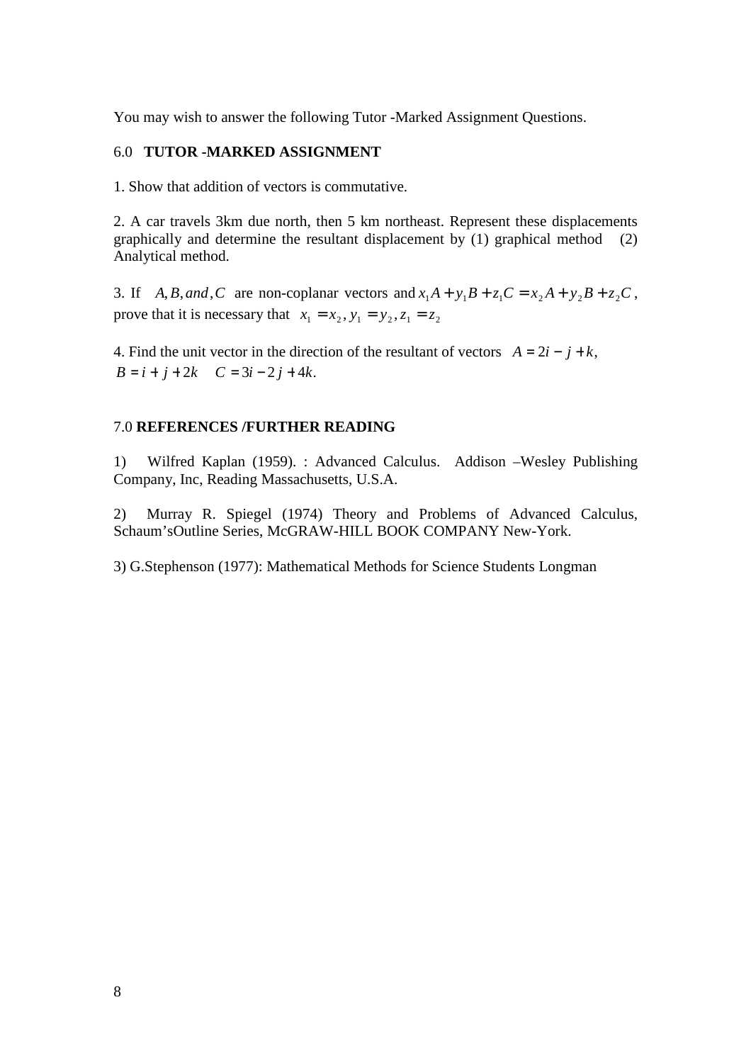You may wish to answer the following Tutor -Marked Assignment Questions.

## 6.0 TUTOR -MARKED ASSIGNMENT

1. Show that addition of vectors is commutative.

2. A car travels 3km due north, then 5 km northeast. Represent these displacements graphically and determine the resultant displacement by (1) graphical method (2) Analytical method.

3. If $A, B, and, C$ are non-coplanar vectors and $x_1 A + y_1 B + z_1 C = x_2 A + y_2 B + z_2 C$, prove that it is necessary that $x_1 = x_2, y_1 = y_2, z_1 = z_2$

4. Find the unit vector in the direction of the resultant of vectors $A = 2i - j + k$, $B = i + j + 2k$ $C = 3i - 2j + 4k$.

## 7.0 REFERENCES /FURTHER READING

1) Wilfred Kaplan (1959). : Advanced Calculus. Addison –Wesley Publishing Company, Inc, Reading Massachusetts, U.S.A.

2) Murray R. Spiegel (1974) Theory and Problems of Advanced Calculus, Schaum'sOutline Series, McGRAW-HILL BOOK COMPANY New-York.

3) G.Stephenson (1977): Mathematical Methods for Science Students Longman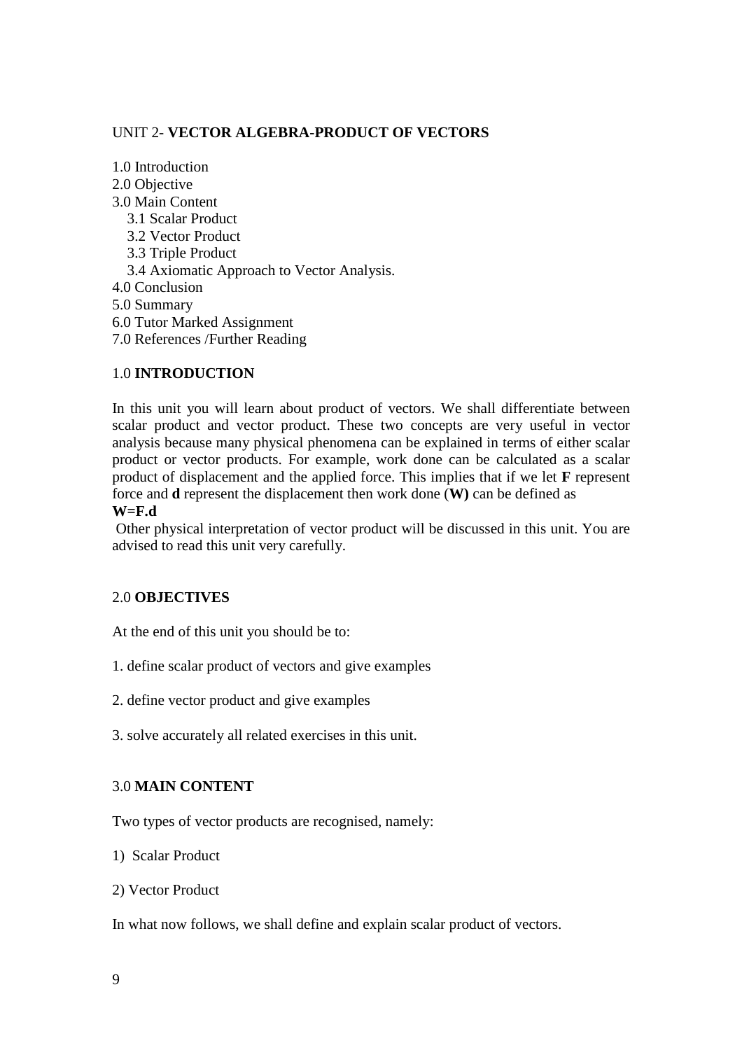UNIT 2- **VECTOR ALGEBRA-PRODUCT OF VECTORS**

1.0 Introduction
2.0 Objective
3.0 Main Content
   3.1 Scalar Product
   3.2 Vector Product
   3.3 Triple Product
   3.4 Axiomatic Approach to Vector Analysis.
4.0 Conclusion
5.0 Summary
6.0 Tutor Marked Assignment
7.0 References /Further Reading

## 1.0 INTRODUCTION

In this unit you will learn about product of vectors. We shall differentiate between scalar product and vector product. These two concepts are very useful in vector analysis because many physical phenomena can be explained in terms of either scalar product or vector products. For example, work done can be calculated as a scalar product of displacement and the applied force. This implies that if we let **F** represent force and **d** represent the displacement then work done (**W)** can be defined as
**W=F.d**

Other physical interpretation of vector product will be discussed in this unit. You are advised to read this unit very carefully.

## 2.0 OBJECTIVES

At the end of this unit you should be to:

1. define scalar product of vectors and give examples

2. define vector product and give examples

3. solve accurately all related exercises in this unit.

## 3.0 MAIN CONTENT

Two types of vector products are recognised, namely:

1) Scalar Product

2) Vector Product

In what now follows, we shall define and explain scalar product of vectors.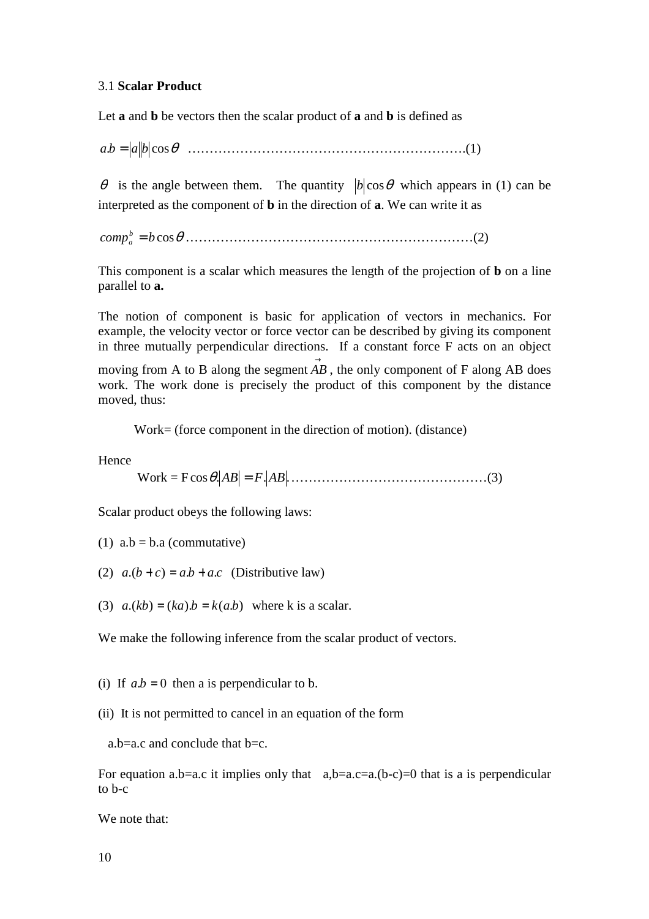3.1 **Scalar Product**

Let **a** and **b** be vectors then the scalar product of **a** and **b** is defined as

$$a.b = |a||b|\cos\theta \quad \text{……………………………………………………….(1)}$$

$\theta$ is the angle between them. The quantity $|b|\cos\theta$ which appears in (1) can be interpreted as the component of **b** in the direction of **a**. We can write it as

$$comp_a^b = b\cos\theta \text{………………………………………………………….(2)}$$

This component is a scalar which measures the length of the projection of **b** on a line parallel to **a.**

The notion of component is basic for application of vectors in mechanics. For example, the velocity vector or force vector can be described by giving its component in three mutually perpendicular directions. If a constant force F acts on an object moving from A to B along the segment $\vec{AB}$, the only component of F along AB does work. The work done is precisely the product of this component by the distance moved, thus:

Work= (force component in the direction of motion). (distance)

Hence

$$\text{Work} = \text{F}\cos\theta.|AB| = F.|AB| \text{……………………………………….(3)}$$

Scalar product obeys the following laws:

(1) a.b = b.a (commutative)

(2) $a.(b+c) = a.b + a.c$ (Distributive law)

(3) $a.(kb) = (ka).b = k(a.b)$ where k is a scalar.

We make the following inference from the scalar product of vectors.

(i) If $a.b = 0$ then a is perpendicular to b.

(ii) It is not permitted to cancel in an equation of the form

a.b=a.c and conclude that b=c.

For equation a.b=a.c it implies only that a,b=a.c=a.(b-c)=0 that is a is perpendicular to b-c

We note that: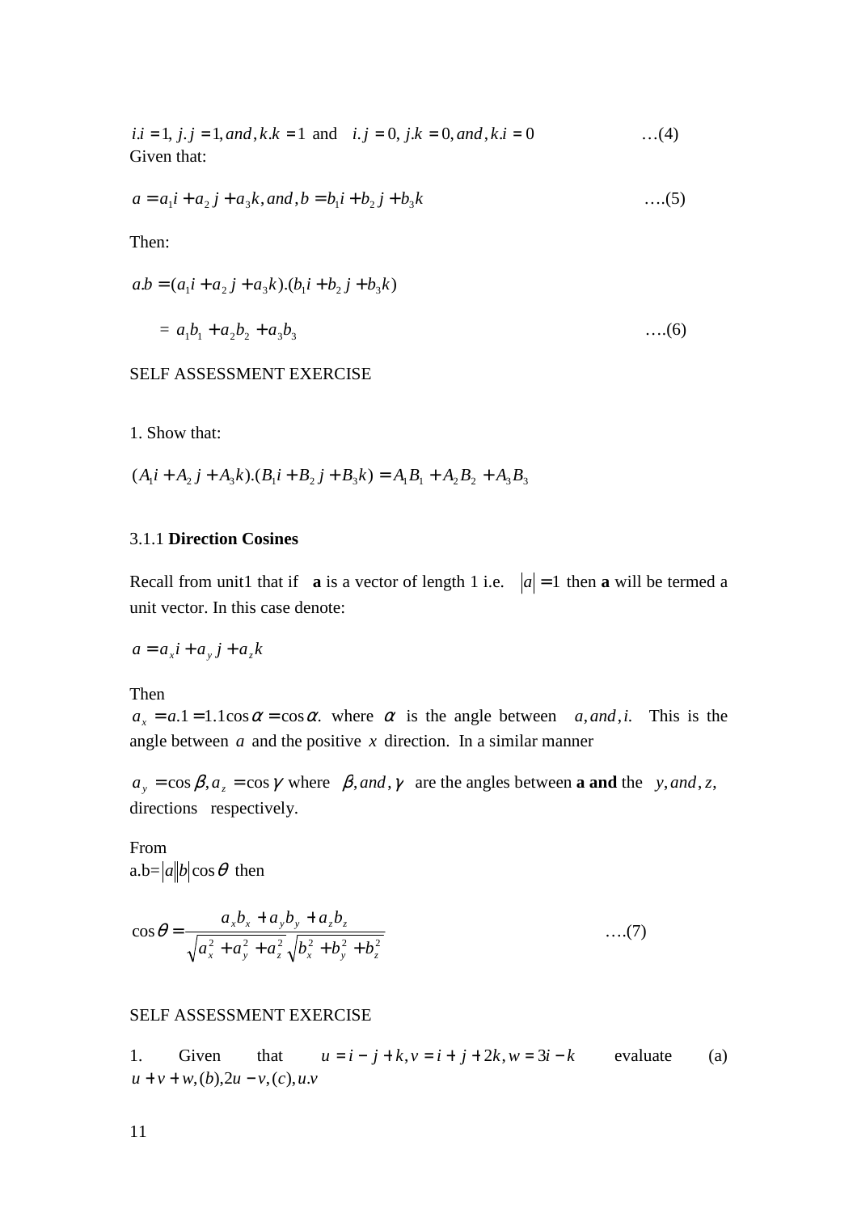$$i.i = 1, j.j = 1, and, k.k = 1 \text{ and } i.j = 0, j.k = 0, and, k.i = 0 \qquad \ldots(4)$$

Given that:

$$a = a_1 i + a_2 j + a_3 k, and, b = b_1 i + b_2 j + b_3 k \qquad \ldots.(5)$$

Then:

$$a.b = (a_1 i + a_2 j + a_3 k).(b_1 i + b_2 j + b_3 k)$$

$$= a_1 b_1 + a_2 b_2 + a_3 b_3 \qquad \ldots.(6)$$

SELF ASSESSMENT EXERCISE

1. Show that:

$$(A_1 i + A_2 j + A_3 k).(B_1 i + B_2 j + B_3 k) = A_1 B_1 + A_2 B_2 + A_3 B_3$$

### 3.1.1 **Direction Cosines**

Recall from unit1 that if **a** is a vector of length 1 i.e. $|a| = 1$ then **a** will be termed a unit vector. In this case denote:

$$a = a_x i + a_y j + a_z k$$

Then

$a_x = a.1 = 1.1\cos\alpha = \cos\alpha.$ where $\alpha$ is the angle between $a, and, i.$ This is the angle between $a$ and the positive $x$ direction. In a similar manner

$a_y = \cos\beta, a_z = \cos\gamma$ where $\beta, and, \gamma$ are the angles between **a and** the $y, and, z,$ directions respectively.

From

a.b=$|a||b|\cos\theta$ then

$$\cos\theta = \frac{a_x b_x + a_y b_y + a_z b_z}{\sqrt{a_x^2 + a_y^2 + a_z^2}\sqrt{b_x^2 + b_y^2 + b_z^2}} \qquad \ldots.(7)$$

SELF ASSESSMENT EXERCISE

1. Given that $u = i - j + k, v = i + j + 2k, w = 3i - k$ evaluate (a) $u + v + w, (b), 2u - v, (c), u.v$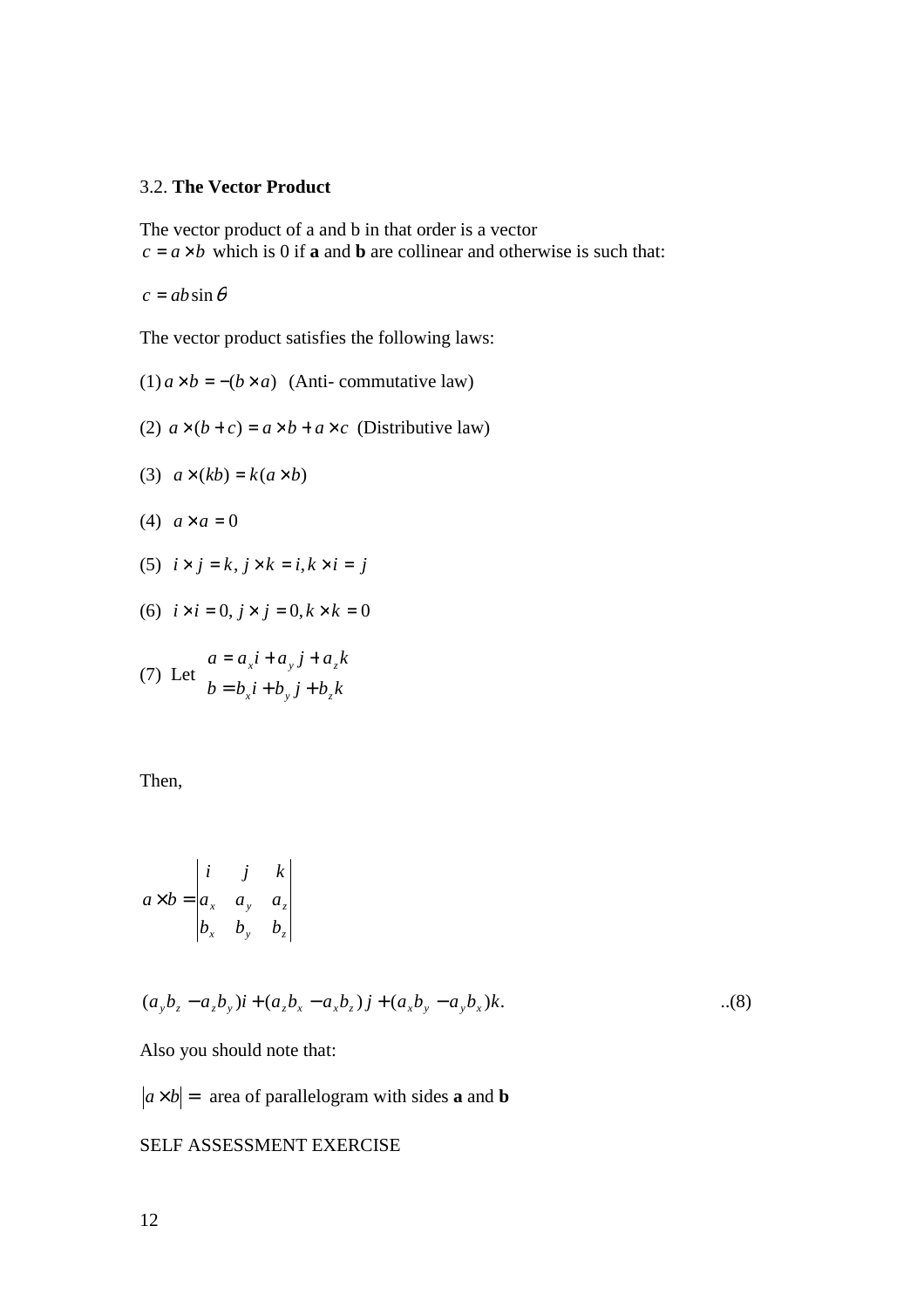3.2. **The Vector Product**

The vector product of a and b in that order is a vector $c = a \times b$ which is 0 if **a** and **b** are collinear and otherwise is such that:

$c = ab\sin\theta$

The vector product satisfies the following laws:

(1) $a \times b = -(b \times a)$ (Anti- commutative law)

(2) $a \times (b + c) = a \times b + a \times c$ (Distributive law)

(3) $a \times (kb) = k(a \times b)$

(4) $a \times a = 0$

(5) $i \times j = k,\ j \times k = i, k \times i = j$

(6) $i \times i = 0,\ j \times j = 0, k \times k = 0$

(7) Let $\begin{matrix} a = a_x i + a_y j + a_z k \\ b = b_x i + b_y j + b_z k \end{matrix}$

Then,

$$a \times b = \begin{vmatrix} i & j & k \\ a_x & a_y & a_z \\ b_x & b_y & b_z \end{vmatrix}$$

$$(a_y b_z - a_z b_y)i + (a_z b_x - a_x b_z)j + (a_x b_y - a_y b_x)k. \qquad ..(8)$$

Also you should note that:

$|a \times b| =$ area of parallelogram with sides **a** and **b**

SELF ASSESSMENT EXERCISE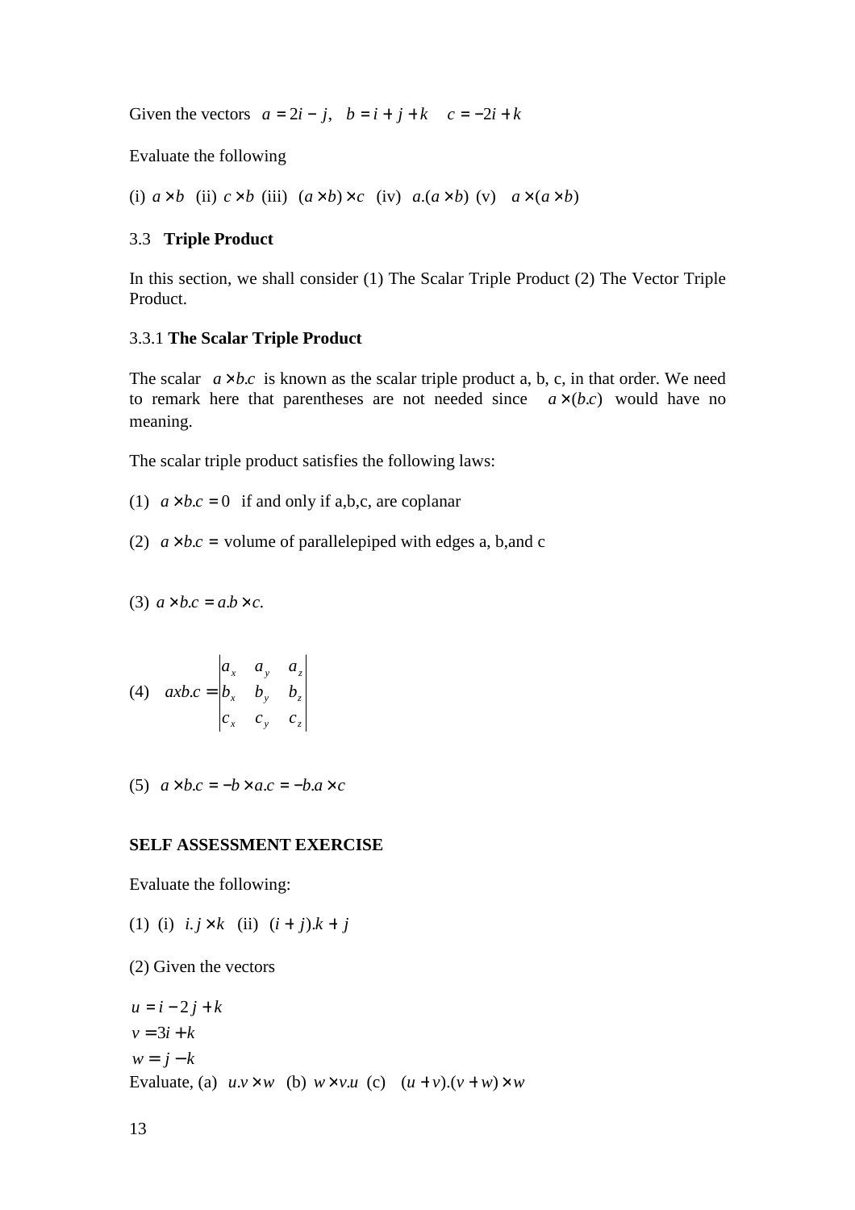Given the vectors $a = 2i - j, \quad b = i + j + k \quad c = -2i + k$

Evaluate the following

(i) $a \times b$ (ii) $c \times b$ (iii) $(a \times b) \times c$ (iv) $a.(a \times b)$ (v) $a \times (a \times b)$

## 3.3 Triple Product

In this section, we shall consider (1) The Scalar Triple Product (2) The Vector Triple Product.

### 3.3.1 The Scalar Triple Product

The scalar $a \times b.c$ is known as the scalar triple product a, b, c, in that order. We need to remark here that parentheses are not needed since $a \times (b.c)$ would have no meaning.

The scalar triple product satisfies the following laws:

(1) $a \times b.c = 0$ if and only if a,b,c, are coplanar

(2) $a \times b.c =$ volume of parallelepiped with edges a, b,and c

(3) $a \times b.c = a.b \times c.$

(4) $$axb.c = \begin{vmatrix} a_x & a_y & a_z \\ b_x & b_y & b_z \\ c_x & c_y & c_z \end{vmatrix}$$

(5) $a \times b.c = -b \times a.c = -b.a \times c$

**SELF ASSESSMENT EXERCISE**

Evaluate the following:

(1) (i) $i.j \times k$ (ii) $(i + j).k + j$

(2) Given the vectors

$u = i - 2j + k$
$v = 3i + k$
$w = j - k$

Evaluate, (a) $u.v \times w$ (b) $w \times v.u$ (c) $(u + v).(v + w) \times w$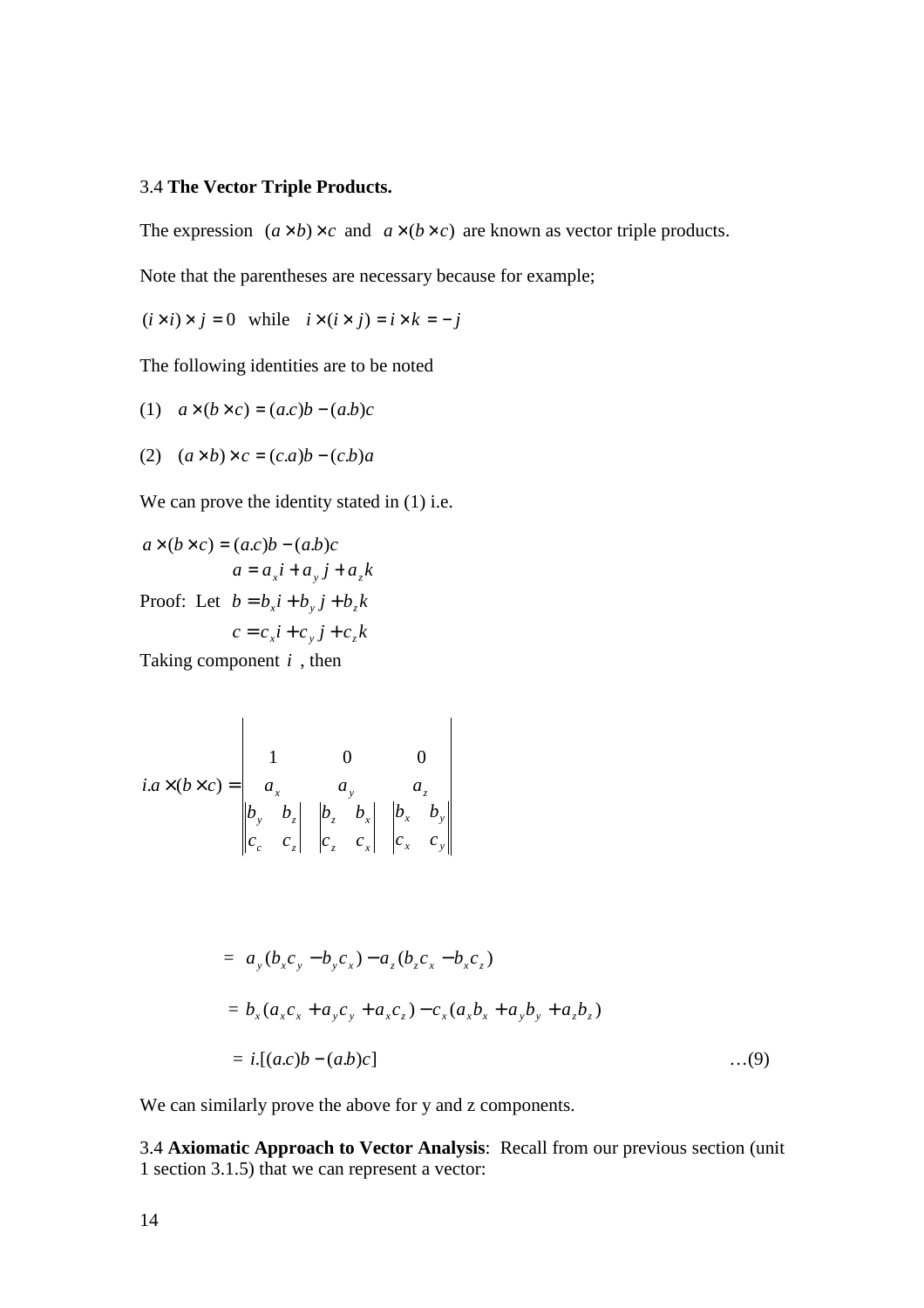3.4 **The Vector Triple Products.**

The expression $(a \times b) \times c$ and $a \times (b \times c)$ are known as vector triple products.

Note that the parentheses are necessary because for example;

$(i \times i) \times j = 0$ while $i \times (i \times j) = i \times k = -j$

The following identities are to be noted

(1) $a \times (b \times c) = (a.c)b - (a.b)c$

(2) $(a \times b) \times c = (c.a)b - (c.b)a$

We can prove the identity stated in (1) i.e.

$$a \times (b \times c) = (a.c)b - (a.b)c$$

Proof: Let

$$a = a_x i + a_y j + a_z k$$
$$b = b_x i + b_y j + b_z k$$
$$c = c_x i + c_y j + c_z k$$

Taking component $i$ , then

$$i.a \times (b \times c) = \begin{vmatrix} 1 & 0 & 0 \\ a_x & a_y & a_z \\ \begin{vmatrix} b_y & b_z \\ c_c & c_z \end{vmatrix} & \begin{vmatrix} b_z & b_x \\ c_z & c_x \end{vmatrix} & \begin{vmatrix} b_x & b_y \\ c_x & c_y \end{vmatrix} \end{vmatrix}$$

$$= a_y(b_x c_y - b_y c_x) - a_z(b_z c_x - b_x c_z)$$

$$= b_x(a_x c_x + a_y c_y + a_x c_z) - c_x(a_x b_x + a_y b_y + a_z b_z)$$

$$= i.[(a.c)b - (a.b)c] \qquad \ldots(9)$$

We can similarly prove the above for y and z components.

3.4 **Axiomatic Approach to Vector Analysis**: Recall from our previous section (unit 1 section 3.1.5) that we can represent a vector: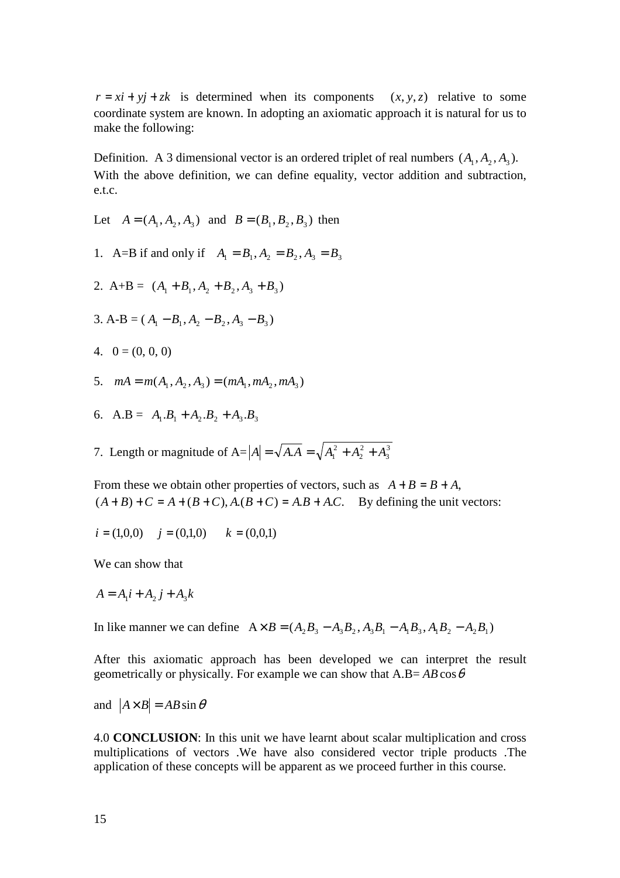$r = xi + yj + zk$ is determined when its components $(x, y, z)$ relative to some coordinate system are known. In adopting an axiomatic approach it is natural for us to make the following:

Definition. A 3 dimensional vector is an ordered triplet of real numbers $(A_1, A_2, A_3)$. With the above definition, we can define equality, vector addition and subtraction, e.t.c.

Let $A = (A_1, A_2, A_3)$ and $B = (B_1, B_2, B_3)$ then

1. A=B if and only if $A_1 = B_1, A_2 = B_2, A_3 = B_3$

2. A+B = $(A_1 + B_1, A_2 + B_2, A_3 + B_3)$

3. A-B = $(A_1 - B_1, A_2 - B_2, A_3 - B_3)$

4. 0 = (0, 0, 0)

5. $mA = m(A_1, A_2, A_3) = (mA_1, mA_2, mA_3)$

6. A.B = $A_1.B_1 + A_2.B_2 + A_3.B_3$

7. Length or magnitude of A= $|A| = \sqrt{A.A} = \sqrt{A_1^2 + A_2^2 + A_3^3}$

From these we obtain other properties of vectors, such as $A + B = B + A$, $(A + B) + C = A + (B + C), A.(B + C) = A.B + A.C.$ By defining the unit vectors:

$i = (1,0,0) \quad j = (0,1,0) \quad k = (0,0,1)$

We can show that

$A = A_1 i + A_2 j + A_3 k$

In like manner we can define $A \times B = (A_2 B_3 - A_3 B_2, A_3 B_1 - A_1 B_3, A_1 B_2 - A_2 B_1)$

After this axiomatic approach has been developed we can interpret the result geometrically or physically. For example we can show that A.B= $AB\cos\theta$

and $|A \times B| = AB\sin\theta$

4.0 **CONCLUSION**: In this unit we have learnt about scalar multiplication and cross multiplications of vectors .We have also considered vector triple products .The application of these concepts will be apparent as we proceed further in this course.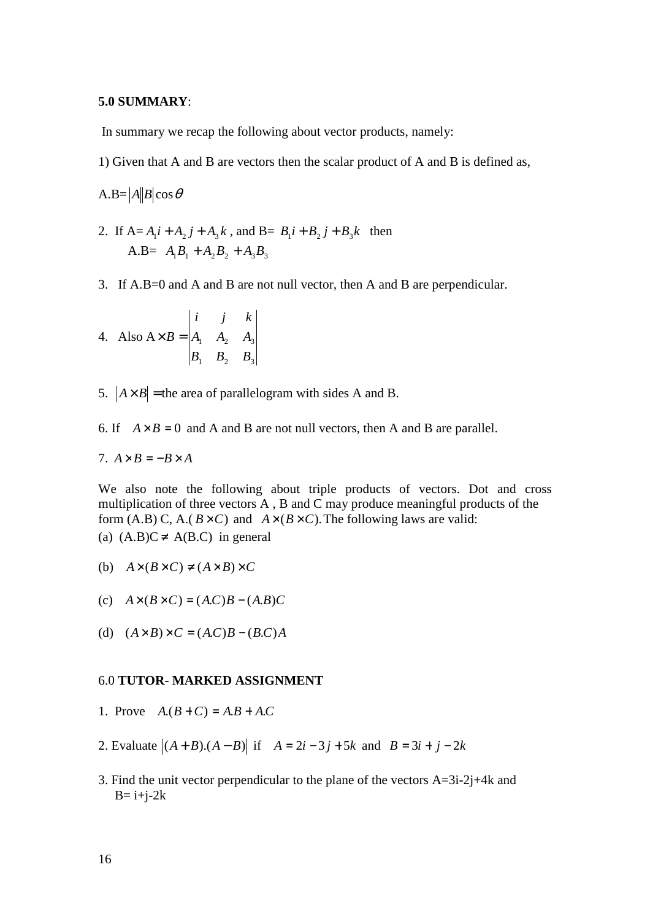**5.0 SUMMARY**:

In summary we recap the following about vector products, namely:

1) Given that A and B are vectors then the scalar product of A and B is defined as,

A.B= $|A||B|\cos\theta$

2. If A= $A_1 i + A_2 j + A_3 k$ , and B= $B_1 i + B_2 j + B_3 k$ then
   A.B= $A_1 B_1 + A_2 B_2 + A_3 B_3$

3. If A.B=0 and A and B are not null vector, then A and B are perpendicular.

4. Also $A \times B = \begin{vmatrix} i & j & k \\ A_1 & A_2 & A_3 \\ B_1 & B_2 & B_3 \end{vmatrix}$

5. $|A \times B| =$ the area of parallelogram with sides A and B.

6. If $A \times B = 0$ and A and B are not null vectors, then A and B are parallel.

7. $A \times B = -B \times A$

We also note the following about triple products of vectors. Dot and cross multiplication of three vectors A , B and C may produce meaningful products of the form (A.B) C, A.( $B \times C$) and $A \times (B \times C)$. The following laws are valid:

(a) (A.B)C $\neq$ A(B.C) in general

(b) $A \times (B \times C) \neq (A \times B) \times C$

(c) $A \times (B \times C) = (A.C)B - (A.B)C$

(d) $(A \times B) \times C = (A.C)B - (B.C)A$

6.0 **TUTOR- MARKED ASSIGNMENT**

1. Prove $A.(B + C) = A.B + A.C$

2. Evaluate $|(A + B).(A - B)|$ if $A = 2i - 3j + 5k$ and $B = 3i + j - 2k$

3. Find the unit vector perpendicular to the plane of the vectors A=3i-2j+4k and B= i+j-2k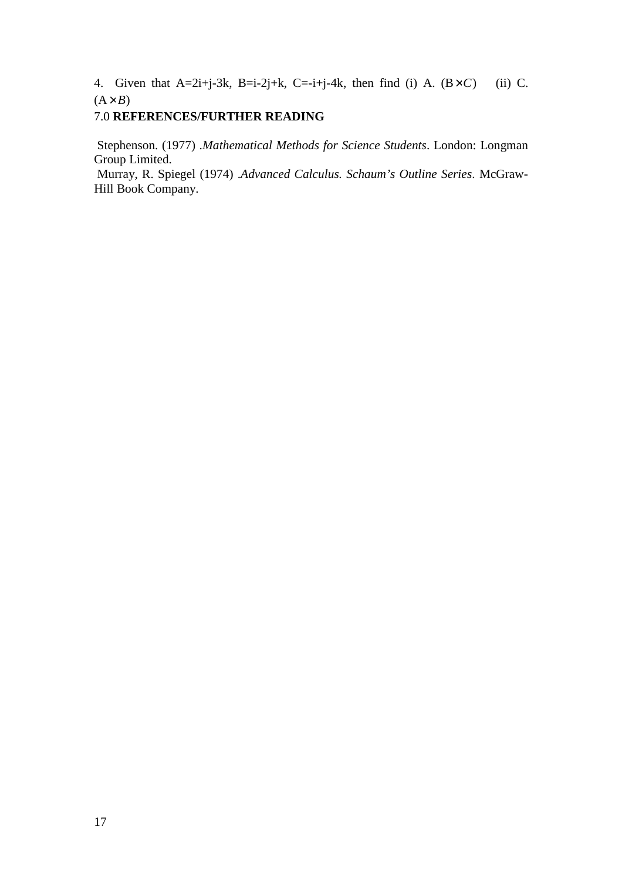4. Given that A=2i+j-3k, B=i-2j+k, C=-i+j-4k, then find (i) A. $(B \times C)$ (ii) C. $(A \times B)$

## 7.0 **REFERENCES/FURTHER READING**

Stephenson. (1977) .*Mathematical Methods for Science Students*. London: Longman Group Limited.

Murray, R. Spiegel (1974) .*Advanced Calculus. Schaum's Outline Series*. McGraw-Hill Book Company.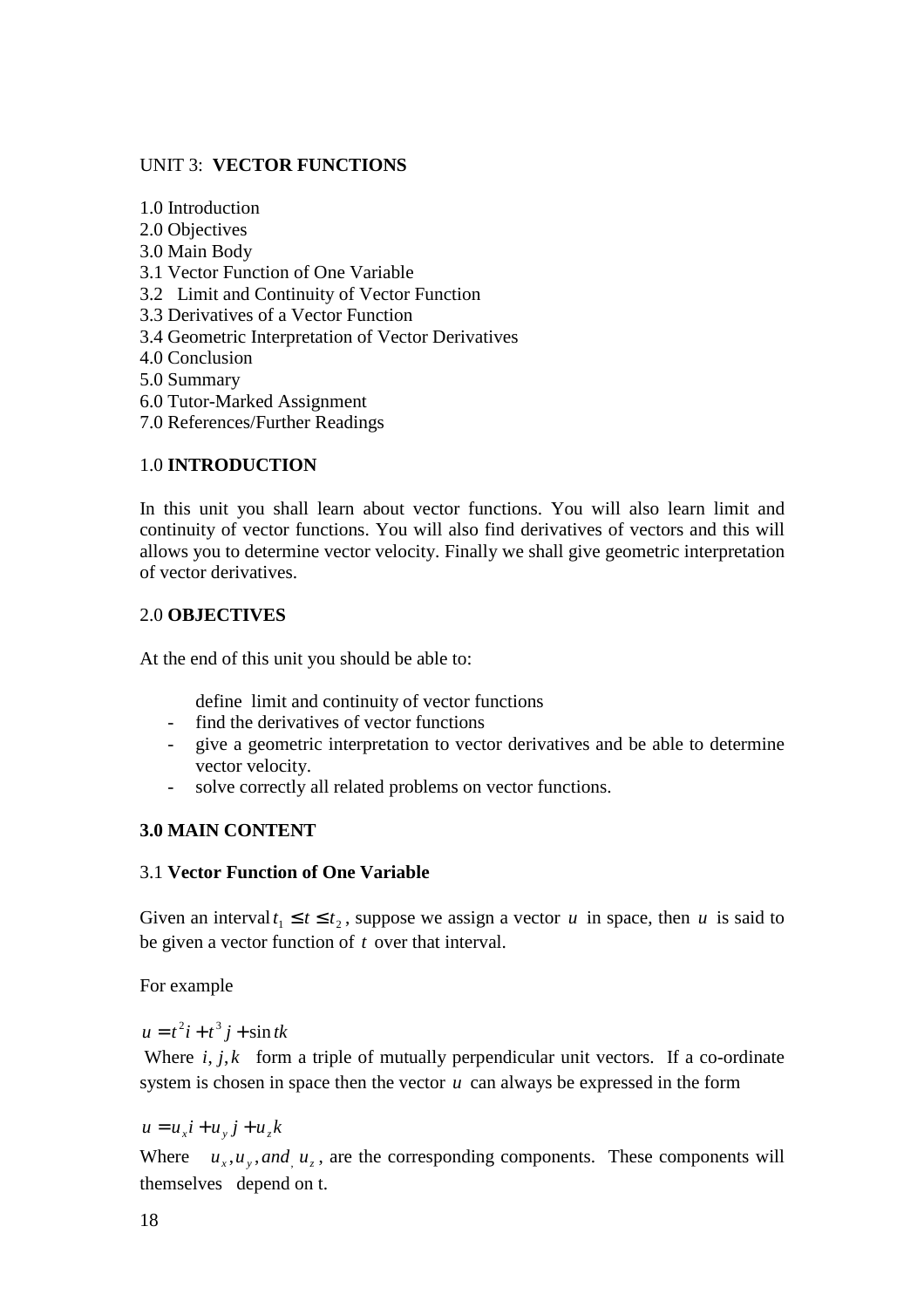UNIT 3: **VECTOR FUNCTIONS**

1.0 Introduction
2.0 Objectives
3.0 Main Body
3.1 Vector Function of One Variable
3.2 Limit and Continuity of Vector Function
3.3 Derivatives of a Vector Function
3.4 Geometric Interpretation of Vector Derivatives
4.0 Conclusion
5.0 Summary
6.0 Tutor-Marked Assignment
7.0 References/Further Readings

## 1.0 **INTRODUCTION**

In this unit you shall learn about vector functions. You will also learn limit and continuity of vector functions. You will also find derivatives of vectors and this will allows you to determine vector velocity. Finally we shall give geometric interpretation of vector derivatives.

## 2.0 **OBJECTIVES**

At the end of this unit you should be able to:

- define limit and continuity of vector functions
- find the derivatives of vector functions
- give a geometric interpretation to vector derivatives and be able to determine vector velocity.
- solve correctly all related problems on vector functions.

## **3.0 MAIN CONTENT**

### 3.1 **Vector Function of One Variable**

Given an interval $t_1 \leq t \leq t_2$, suppose we assign a vector $u$ in space, then $u$ is said to be given a vector function of $t$ over that interval.

For example

$u = t^2 i + t^3 j + \sin tk$

Where $i, j, k$ form a triple of mutually perpendicular unit vectors. If a co-ordinate system is chosen in space then the vector $u$ can always be expressed in the form

$u = u_x i + u_y j + u_z k$

Where $u_x, u_y, and_, u_z$, are the corresponding components. These components will themselves depend on t.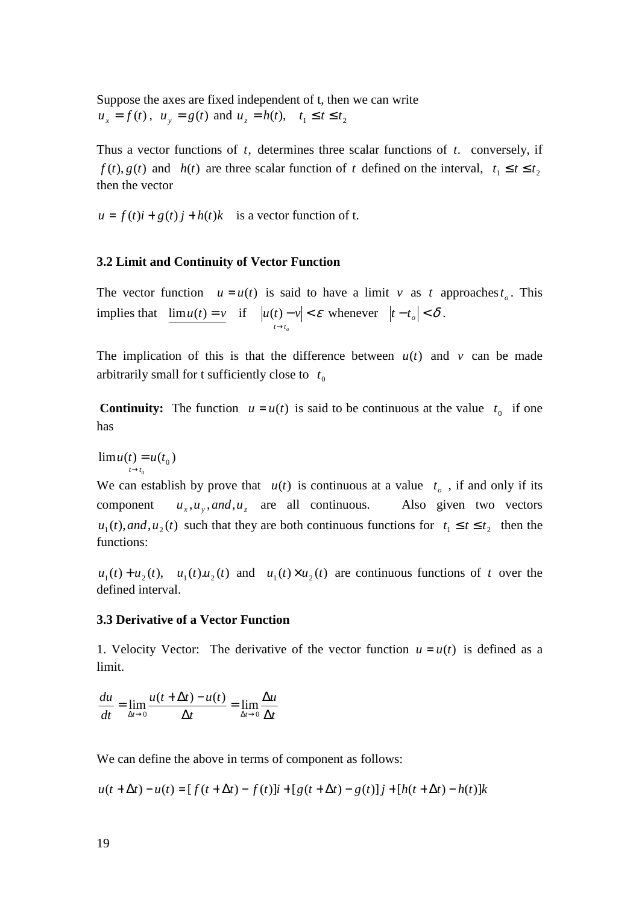Suppose the axes are fixed independent of t, then we can write
$u_x = f(t)$, $u_y = g(t)$ and $u_z = h(t)$, $t_1 \le t \le t_2$

Thus a vector functions of $t$, determines three scalar functions of $t$. conversely, if $f(t), g(t)$ and $h(t)$ are three scalar function of $t$ defined on the interval, $t_1 \le t \le t_2$ then the vector

$u = f(t)i + g(t)j + h(t)k$ is a vector function of t.

### 3.2 Limit and Continuity of Vector Function

The vector function $u = u(t)$ is said to have a limit $v$ as $t$ approaches $t_o$. This implies that $\underline{\lim_{t \to t_o} u(t) = v}$ if $|u(t) - v| < \varepsilon$ whenever $|t - t_o| < \delta$.

The implication of this is that the difference between $u(t)$ and $v$ can be made arbitrarily small for t sufficiently close to $t_0$

**Continuity:** The function $u = u(t)$ is said to be continuous at the value $t_0$ if one has

$$\lim_{t \to t_0} u(t) = u(t_0)$$

We can establish by prove that $u(t)$ is continuous at a value $t_o$, if and only if its component $u_x, u_y, and, u_z$ are all continuous. Also given two vectors $u_1(t), and, u_2(t)$ such that they are both continuous functions for $t_1 \le t \le t_2$ then the functions:

$u_1(t) + u_2(t)$, $u_1(t).u_2(t)$ and $u_1(t) \times u_2(t)$ are continuous functions of $t$ over the defined interval.

### 3.3 Derivative of a Vector Function

1. Velocity Vector: The derivative of the vector function $u = u(t)$ is defined as a limit.

$$\frac{du}{dt} = \lim_{\Delta t \to 0} \frac{u(t + \Delta t) - u(t)}{\Delta t} = \lim_{\Delta t \to 0} \frac{\Delta u}{\Delta t}$$

We can define the above in terms of component as follows:

$$u(t + \Delta t) - u(t) = [f(t + \Delta t) - f(t)]i + [g(t + \Delta t) - g(t)]j + [h(t + \Delta t) - h(t)]k$$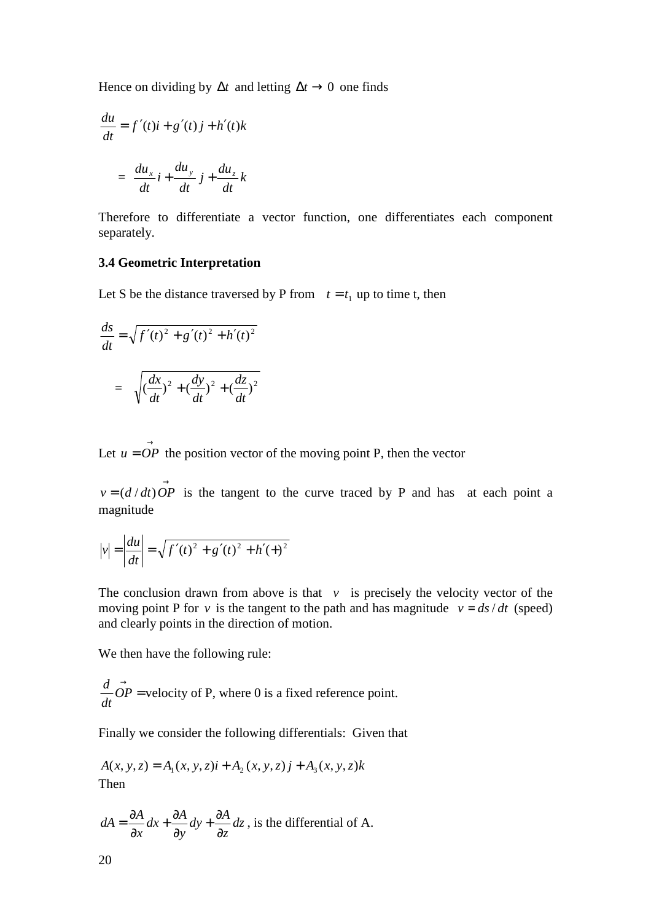Hence on dividing by $\Delta t$ and letting $\Delta t \to 0$ one finds

$$\frac{du}{dt} = f'(t)i + g'(t)j + h'(t)k$$

$$= \frac{du_x}{dt}i + \frac{du_y}{dt}j + \frac{du_z}{dt}k$$

Therefore to differentiate a vector function, one differentiates each component separately.

### 3.4 Geometric Interpretation

Let S be the distance traversed by P from $t = t_1$ up to time t, then

$$\frac{ds}{dt} = \sqrt{f'(t)^2 + g'(t)^2 + h'(t)^2}$$

$$= \sqrt{(\frac{dx}{dt})^2 + (\frac{dy}{dt})^2 + (\frac{dz}{dt})^2}$$

Let $u = \vec{OP}$ the position vector of the moving point P, then the vector

$v = (d/dt)\vec{OP}$ is the tangent to the curve traced by P and has at each point a magnitude

$$|v| = \left|\frac{du}{dt}\right| = \sqrt{f'(t)^2 + g'(t)^2 + h'(+)^2}$$

The conclusion drawn from above is that $v$ is precisely the velocity vector of the moving point P for $v$ is the tangent to the path and has magnitude $v = ds/dt$ (speed) and clearly points in the direction of motion.

We then have the following rule:

$\frac{d}{dt}\vec{OP} =$ velocity of P, where 0 is a fixed reference point.

Finally we consider the following differentials: Given that

$A(x, y, z) = A_1(x, y, z)i + A_2(x, y, z)j + A_3(x, y, z)k$
Then

$dA = \frac{\partial A}{\partial x}dx + \frac{\partial A}{\partial y}dy + \frac{\partial A}{\partial z}dz$, is the differential of A.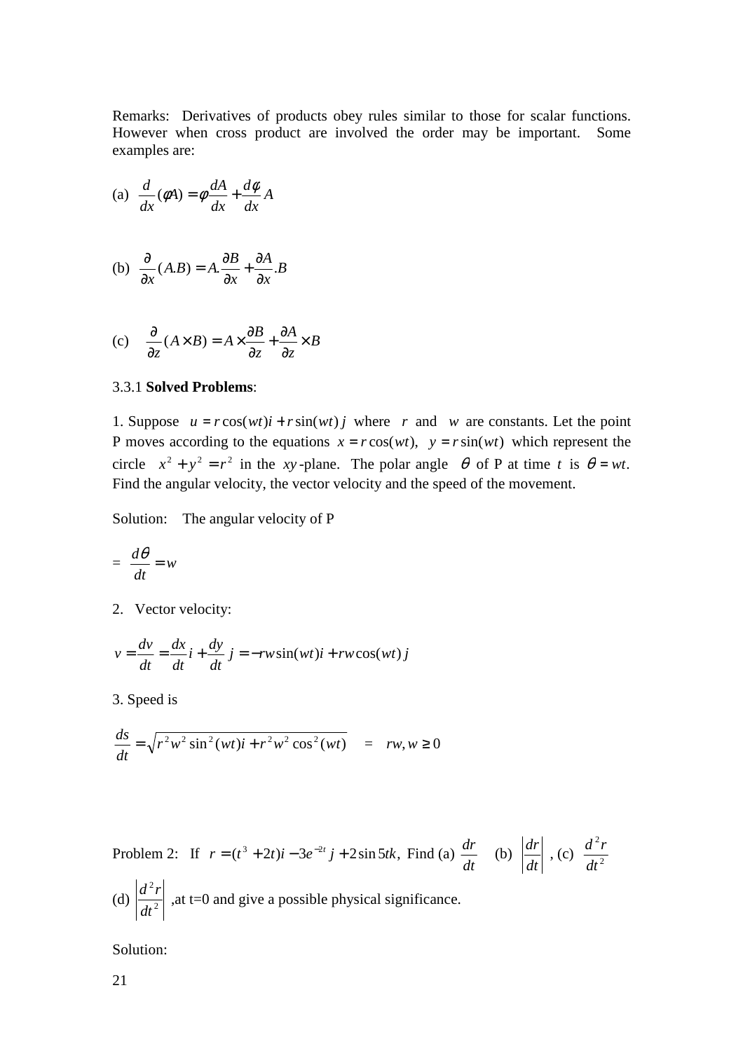Remarks: Derivatives of products obey rules similar to those for scalar functions. However when cross product are involved the order may be important. Some examples are:

(a) $\frac{d}{dx}(\phi A) = \phi\frac{dA}{dx} + \frac{d\phi}{dx}A$

(b) $\frac{\partial}{\partial x}(A.B) = A.\frac{\partial B}{\partial x} + \frac{\partial A}{\partial x}.B$

(c) $\frac{\partial}{\partial z}(A \times B) = A \times \frac{\partial B}{\partial z} + \frac{\partial A}{\partial z} \times B$

3.3.1 **Solved Problems**:

1. Suppose $u = r\cos(wt)i + r\sin(wt)j$ where $r$ and $w$ are constants. Let the point P moves according to the equations $x = r\cos(wt)$, $y = r\sin(wt)$ which represent the circle $x^2 + y^2 = r^2$ in the $xy$-plane. The polar angle $\theta$ of P at time $t$ is $\theta = wt$. Find the angular velocity, the vector velocity and the speed of the movement.

Solution: The angular velocity of P

$= \frac{d\theta}{dt} = w$

2. Vector velocity:

$$v = \frac{dv}{dt} = \frac{dx}{dt}i + \frac{dy}{dt}j = -rw\sin(wt)i + rw\cos(wt)j$$

3. Speed is

$$\frac{ds}{dt} = \sqrt{r^2w^2\sin^2(wt)i + r^2w^2\cos^2(wt)} \quad = \quad rw, w \geq 0$$

Problem 2: If $r = (t^3 + 2t)i - 3e^{-2t}j + 2\sin 5tk$, Find (a) $\frac{dr}{dt}$ (b) $\left|\frac{dr}{dt}\right|$, (c) $\frac{d^2r}{dt^2}$ (d) $\left|\frac{d^2r}{dt^2}\right|$ ,at t=0 and give a possible physical significance.

Solution: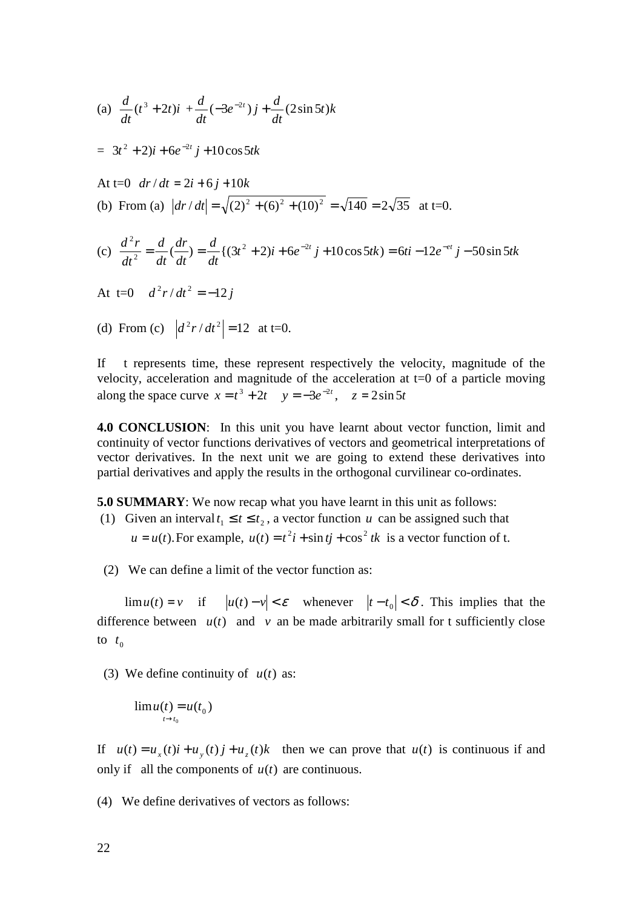(a) $\frac{d}{dt}(t^3 + 2t)i + \frac{d}{dt}(-3e^{-2t})j + \frac{d}{dt}(2\sin 5t)k$

$= 3t^2 + 2)i + 6e^{-2t}j + 10\cos 5tk$

At t=0 $dr/dt = 2i + 6j + 10k$

(b) From (a) $|dr/dt| = \sqrt{(2)^2 + (6)^2 + (10)^2} = \sqrt{140} = 2\sqrt{35}$ at t=0.

(c) $\frac{d^2r}{dt^2} = \frac{d}{dt}(\frac{dr}{dt}) = \frac{d}{dt}\{(3t^2 + 2)i + 6e^{-2t}j + 10\cos 5tk) = 6ti - 12e^{-et}j - 50\sin 5tk$

At t=0 $d^2r/dt^2 = -12j$

(d) From (c) $|d^2r/dt^2| = 12$ at t=0.

If t represents time, these represent respectively the velocity, magnitude of the velocity, acceleration and magnitude of the acceleration at t=0 of a particle moving along the space curve $x = t^3 + 2t \quad y = -3e^{-2t}, \quad z = 2\sin 5t$

**4.0 CONCLUSION**: In this unit you have learnt about vector function, limit and continuity of vector functions derivatives of vectors and geometrical interpretations of vector derivatives. In the next unit we are going to extend these derivatives into partial derivatives and apply the results in the orthogonal curvilinear co-ordinates.

**5.0 SUMMARY**: We now recap what you have learnt in this unit as follows:

(1) Given an interval $t_1 \leq t \leq t_2$, a vector function $u$ can be assigned such that $u = u(t)$. For example, $u(t) = t^2 i + \sin tj + \cos^2 tk$ is a vector function of t.

(2) We can define a limit of the vector function as:

$\lim u(t) = v$ if $|u(t) - v| < \varepsilon$ whenever $|t - t_0| < \delta$. This implies that the difference between $u(t)$ and $v$ an be made arbitrarily small for t sufficiently close to $t_0$

(3) We define continuity of $u(t)$ as:

$$\lim_{t \to t_0} u(t) = u(t_0)$$

If $u(t) = u_x(t)i + u_y(t)j + u_z(t)k$ then we can prove that $u(t)$ is continuous if and only if all the components of $u(t)$ are continuous.

(4) We define derivatives of vectors as follows: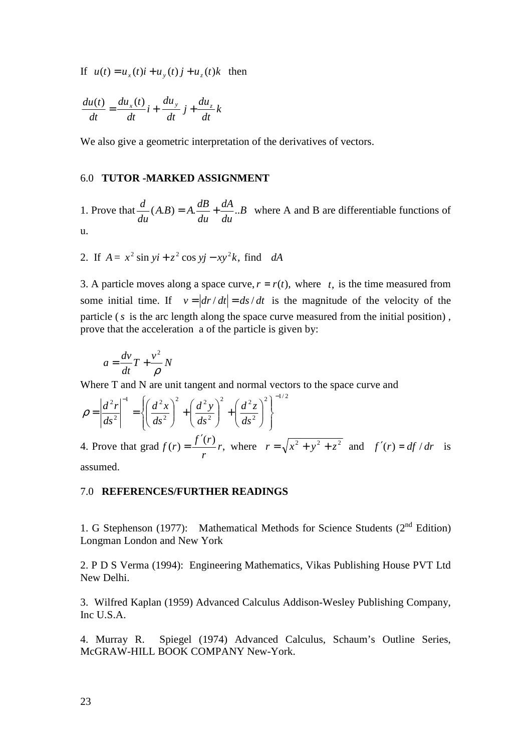If $u(t) = u_x(t)i + u_y(t)j + u_z(t)k$ then

$$\frac{du(t)}{dt} = \frac{du_x(t)}{dt}i + \frac{du_y}{dt}j + \frac{du_z}{dt}k$$

We also give a geometric interpretation of the derivatives of vectors.

## 6.0 TUTOR -MARKED ASSIGNMENT

1. Prove that $\frac{d}{du}(A.B) = A.\frac{dB}{du} + \frac{dA}{du}..B$ where A and B are differentiable functions of u.

2. If $A = x^2 \sin yi + z^2 \cos yj - xy^2 k,$ find $dA$

3. A particle moves along a space curve, $r = r(t),$ where $t,$ is the time measured from some initial time. If $v = |dr/dt| = ds/dt$ is the magnitude of the velocity of the particle ($s$ is the arc length along the space curve measured from the initial position), prove that the acceleration a of the particle is given by:

$$a = \frac{dv}{dt}T + \frac{v^2}{\rho}N$$

Where T and N are unit tangent and normal vectors to the space curve and

$$\rho = \left|\frac{d^2r}{ds^2}\right|^{-1} = \left\{\left(\frac{d^2x}{ds^2}\right)^2 + \left(\frac{d^2y}{ds^2}\right)^2 + \left(\frac{d^2z}{ds^2}\right)^2\right\}^{-1/2}$$

4. Prove that grad $f(r) = \frac{f'(r)}{r}r,$ where $r = \sqrt{x^2 + y^2 + z^2}$ and $f'(r) = df/dr$ is assumed.

## 7.0 REFERENCES/FURTHER READINGS

1. G Stephenson (1977): Mathematical Methods for Science Students (2nd Edition) Longman London and New York

2. P D S Verma (1994): Engineering Mathematics, Vikas Publishing House PVT Ltd New Delhi.

3. Wilfred Kaplan (1959) Advanced Calculus Addison-Wesley Publishing Company, Inc U.S.A.

4. Murray R. Spiegel (1974) Advanced Calculus, Schaum's Outline Series, McGRAW-HILL BOOK COMPANY New-York.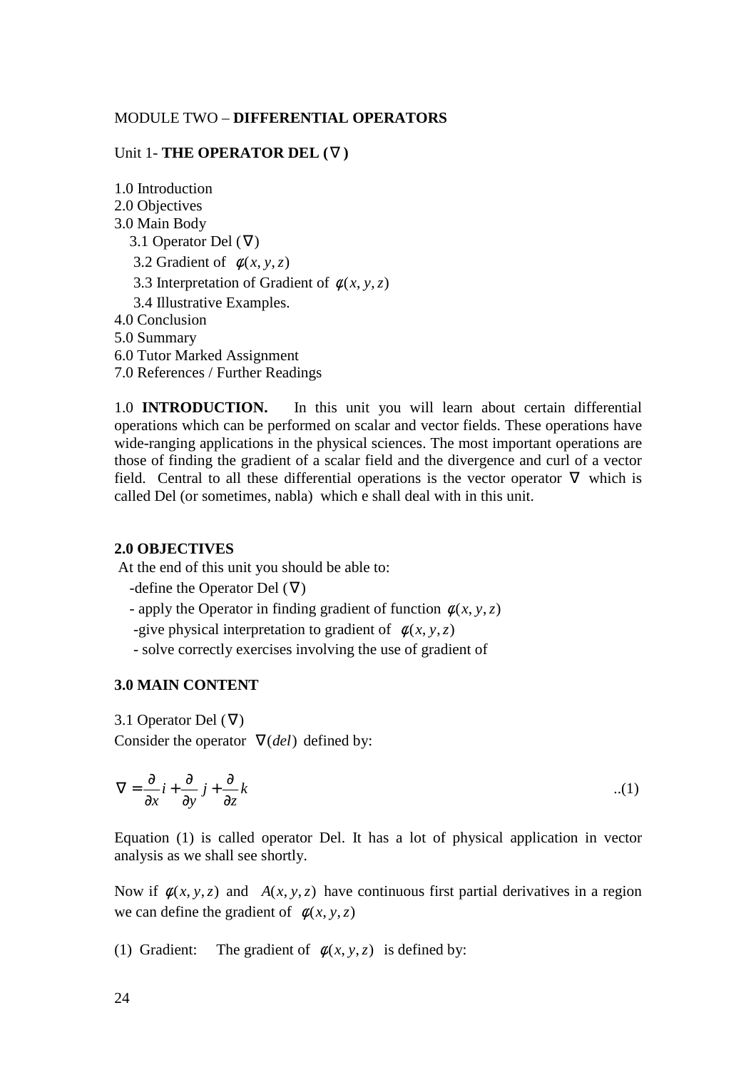MODULE TWO – **DIFFERENTIAL OPERATORS**

Unit 1- **THE OPERATOR DEL ($\nabla$)**

1.0 Introduction
2.0 Objectives
3.0 Main Body
   3.1 Operator Del ($\nabla$)
   3.2 Gradient of $\phi(x, y, z)$
   3.3 Interpretation of Gradient of $\phi(x, y, z)$
   3.4 Illustrative Examples.
4.0 Conclusion
5.0 Summary
6.0 Tutor Marked Assignment
7.0 References / Further Readings

1.0 **INTRODUCTION.** In this unit you will learn about certain differential operations which can be performed on scalar and vector fields. These operations have wide-ranging applications in the physical sciences. The most important operations are those of finding the gradient of a scalar field and the divergence and curl of a vector field. Central to all these differential operations is the vector operator $\nabla$ which is called Del (or sometimes, nabla) which e shall deal with in this unit.

**2.0 OBJECTIVES**

At the end of this unit you should be able to:

-define the Operator Del ($\nabla$)
- apply the Operator in finding gradient of function $\phi(x, y, z)$
-give physical interpretation to gradient of $\phi(x, y, z)$
- solve correctly exercises involving the use of gradient of

**3.0 MAIN CONTENT**

3.1 Operator Del ($\nabla$)

Consider the operator $\nabla(del)$ defined by:

$$\nabla = \frac{\partial}{\partial x} i + \frac{\partial}{\partial y} j + \frac{\partial}{\partial z} k \qquad ..(1)$$

Equation (1) is called operator Del. It has a lot of physical application in vector analysis as we shall see shortly.

Now if $\phi(x, y, z)$ and $A(x, y, z)$ have continuous first partial derivatives in a region we can define the gradient of $\phi(x, y, z)$

(1) Gradient: The gradient of $\phi(x, y, z)$ is defined by: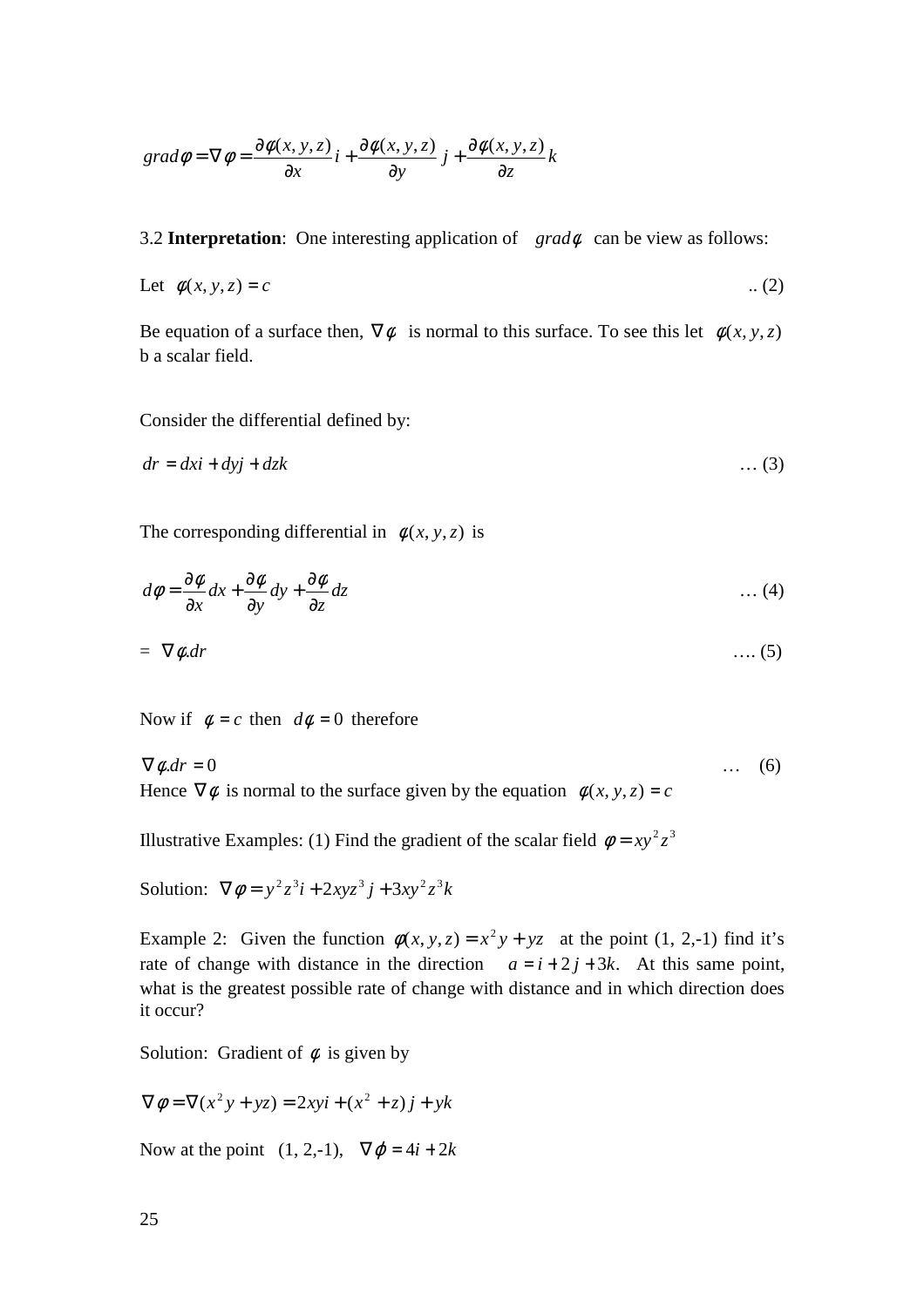$$grad\phi = \nabla \phi = \frac{\partial \phi(x,y,z)}{\partial x} i + \frac{\partial \phi(x,y,z)}{\partial y} j + \frac{\partial \phi(x,y,z)}{\partial z} k$$

3.2 **Interpretation**: One interesting application of $grad\phi$ can be view as follows:

Let $\phi(x, y, z) = c$ .. (2)

Be equation of a surface then, $\nabla \phi$ is normal to this surface. To see this let $\phi(x, y, z)$ b a scalar field.

Consider the differential defined by:

$$dr = dxi + dyj + dzk \qquad \text{… (3)}$$

The corresponding differential in $\phi(x, y, z)$ is

$$d\phi = \frac{\partial \phi}{\partial x} dx + \frac{\partial \phi}{\partial y} dy + \frac{\partial \phi}{\partial z} dz \qquad \text{… (4)}$$

$$= \nabla \phi . dr \qquad \text{…. (5)}$$

Now if $\phi = c$ then $d\phi = 0$ therefore

$$\nabla \phi . dr = 0 \qquad \text{… (6)}$$

Hence $\nabla \phi$ is normal to the surface given by the equation $\phi(x, y, z) = c$

Illustrative Examples: (1) Find the gradient of the scalar field $\phi = xy^2 z^3$

Solution: $\nabla \phi = y^2 z^3 i + 2xyz^3 j + 3xy^2 z^3 k$

Example 2: Given the function $\phi(x, y, z) = x^2 y + yz$ at the point (1, 2,-1) find it's rate of change with distance in the direction $a = i + 2j + 3k$. At this same point, what is the greatest possible rate of change with distance and in which direction does it occur?

Solution: Gradient of $\phi$ is given by

$$\nabla \phi = \nabla (x^2 y + yz) = 2xyi + (x^2 + z) j + yk$$

Now at the point (1, 2,-1), $\nabla \varphi = 4i + 2k$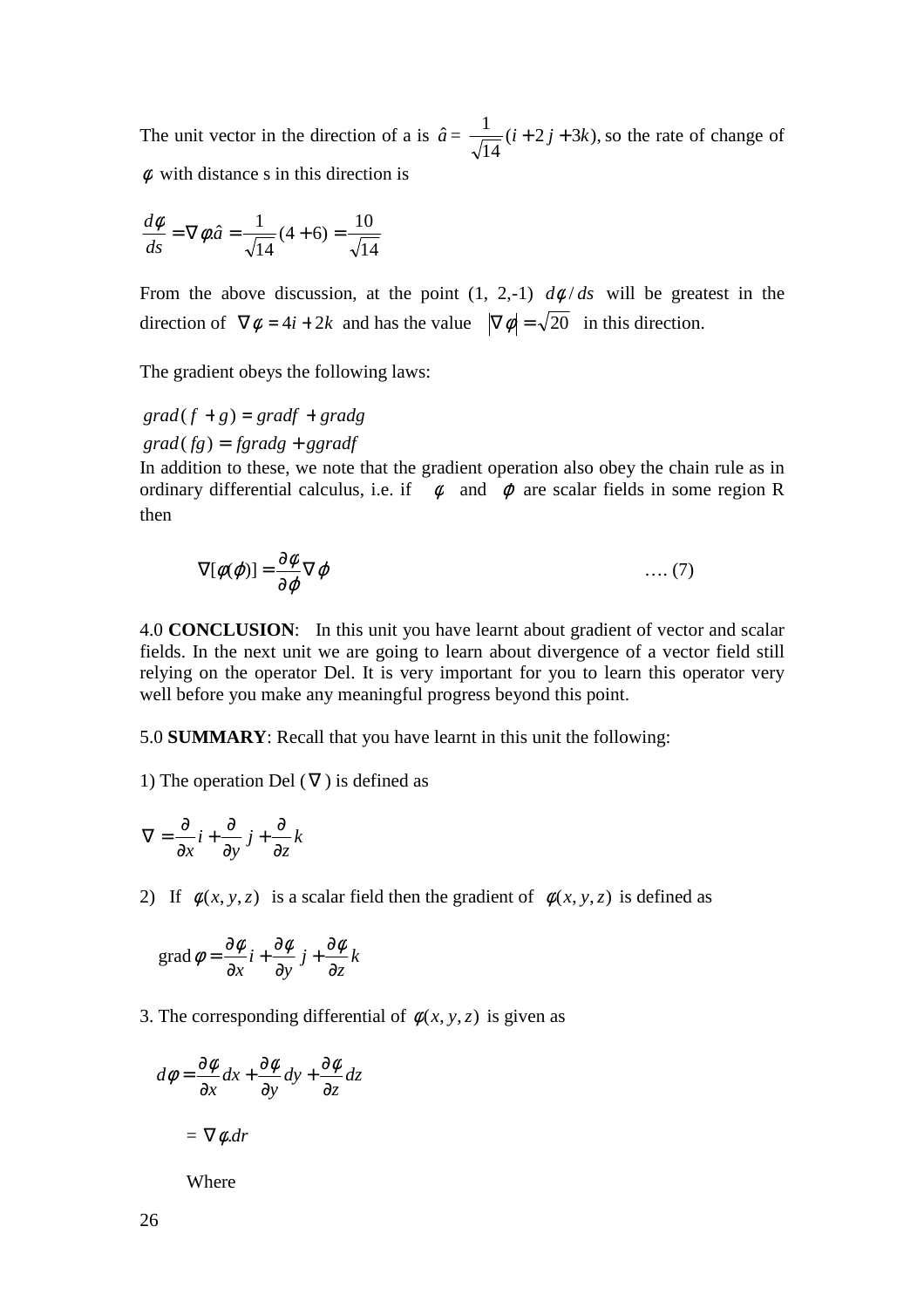The unit vector in the direction of a is $\hat{a} = \frac{1}{\sqrt{14}}(i + 2j + 3k)$, so the rate of change of $\phi$ with distance s in this direction is

$$\frac{d\phi}{ds} = \nabla\phi.\hat{a} = \frac{1}{\sqrt{14}}(4 + 6) = \frac{10}{\sqrt{14}}$$

From the above discussion, at the point (1, 2,-1) $d\phi/ds$ will be greatest in the direction of $\nabla\phi = 4i + 2k$ and has the value $|\nabla\phi| = \sqrt{20}$ in this direction.

The gradient obeys the following laws:

$$grad(f + g) = gradf + gradg$$
$$grad(fg) = fgradg + ggradf$$

In addition to these, we note that the gradient operation also obey the chain rule as in ordinary differential calculus, i.e. if $\phi$ and $\varphi$ are scalar fields in some region R then

$$\nabla[\phi(\varphi)] = \frac{\partial\phi}{\partial\varphi}\nabla\varphi \qquad \text{…. (7)}$$

4.0 **CONCLUSION**: In this unit you have learnt about gradient of vector and scalar fields. In the next unit we are going to learn about divergence of a vector field still relying on the operator Del. It is very important for you to learn this operator very well before you make any meaningful progress beyond this point.

5.0 **SUMMARY**: Recall that you have learnt in this unit the following:

1) The operation Del ($\nabla$) is defined as

$$\nabla = \frac{\partial}{\partial x}i + \frac{\partial}{\partial y}j + \frac{\partial}{\partial z}k$$

2) If $\phi(x, y, z)$ is a scalar field then the gradient of $\phi(x, y, z)$ is defined as

$$\text{grad}\,\phi = \frac{\partial\phi}{\partial x}i + \frac{\partial\phi}{\partial y}j + \frac{\partial\phi}{\partial z}k$$

3. The corresponding differential of $\phi(x, y, z)$ is given as

$$d\phi = \frac{\partial\phi}{\partial x}dx + \frac{\partial\phi}{\partial y}dy + \frac{\partial\phi}{\partial z}dz$$

$$= \nabla\phi.dr$$

Where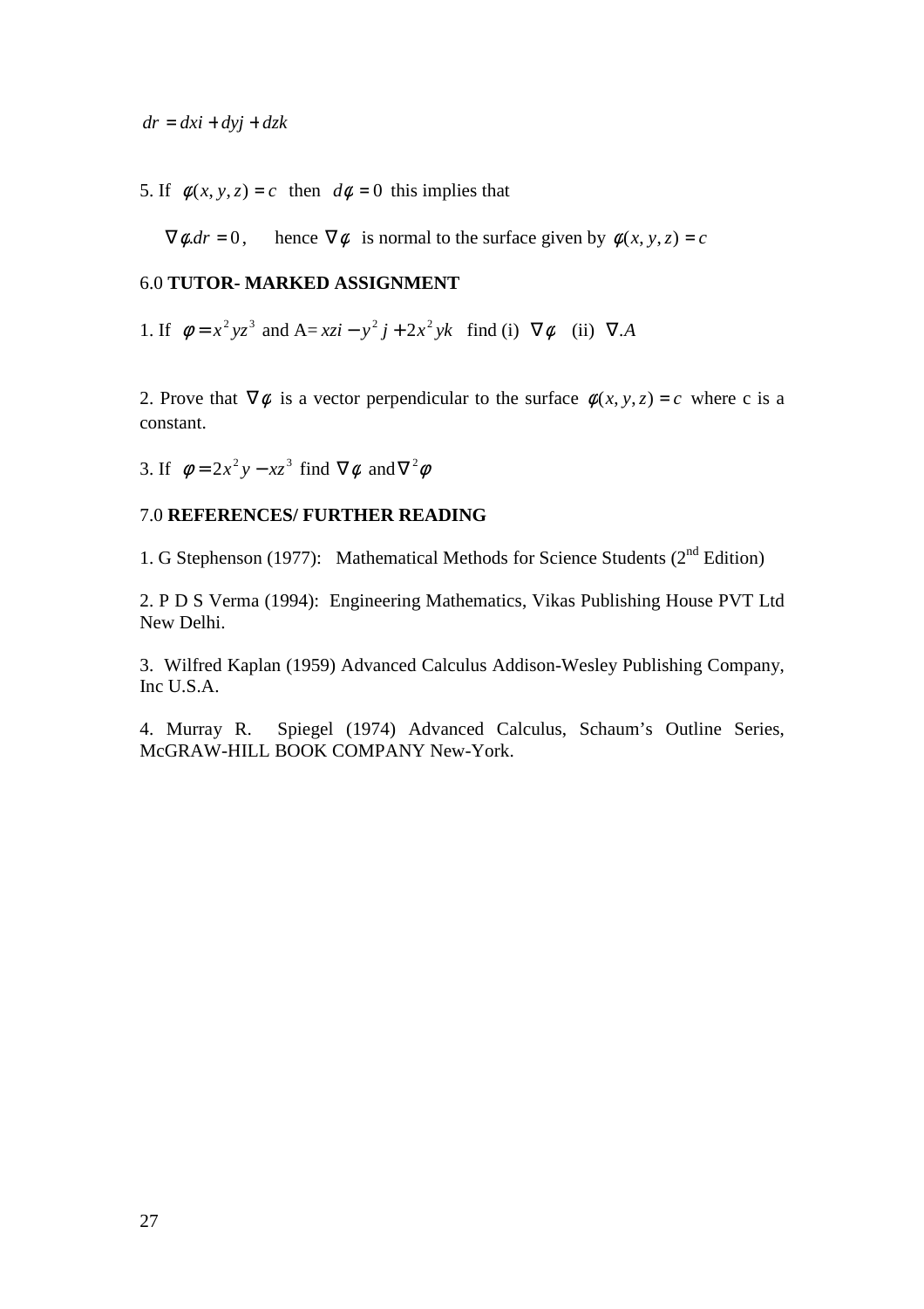$dr = dxi + dyj + dzk$

5. If $\phi(x, y, z) = c$ then $d\phi = 0$ this implies that

$\nabla\phi.dr = 0$, hence $\nabla\phi$ is normal to the surface given by $\phi(x, y, z) = c$

## 6.0 **TUTOR- MARKED ASSIGNMENT**

1. If $\phi = x^2 yz^3$ and A= $xzi - y^2 j + 2x^2 yk$ find (i) $\nabla\phi$ (ii) $\nabla.A$

2. Prove that $\nabla\phi$ is a vector perpendicular to the surface $\phi(x, y, z) = c$ where c is a constant.

3. If $\phi = 2x^2 y - xz^3$ find $\nabla\phi$ and $\nabla^2\phi$

## 7.0 **REFERENCES/ FURTHER READING**

1. G Stephenson (1977): Mathematical Methods for Science Students (2nd Edition)

2. P D S Verma (1994): Engineering Mathematics, Vikas Publishing House PVT Ltd New Delhi.

3. Wilfred Kaplan (1959) Advanced Calculus Addison-Wesley Publishing Company, Inc U.S.A.

4. Murray R. Spiegel (1974) Advanced Calculus, Schaum's Outline Series, McGRAW-HILL BOOK COMPANY New-York.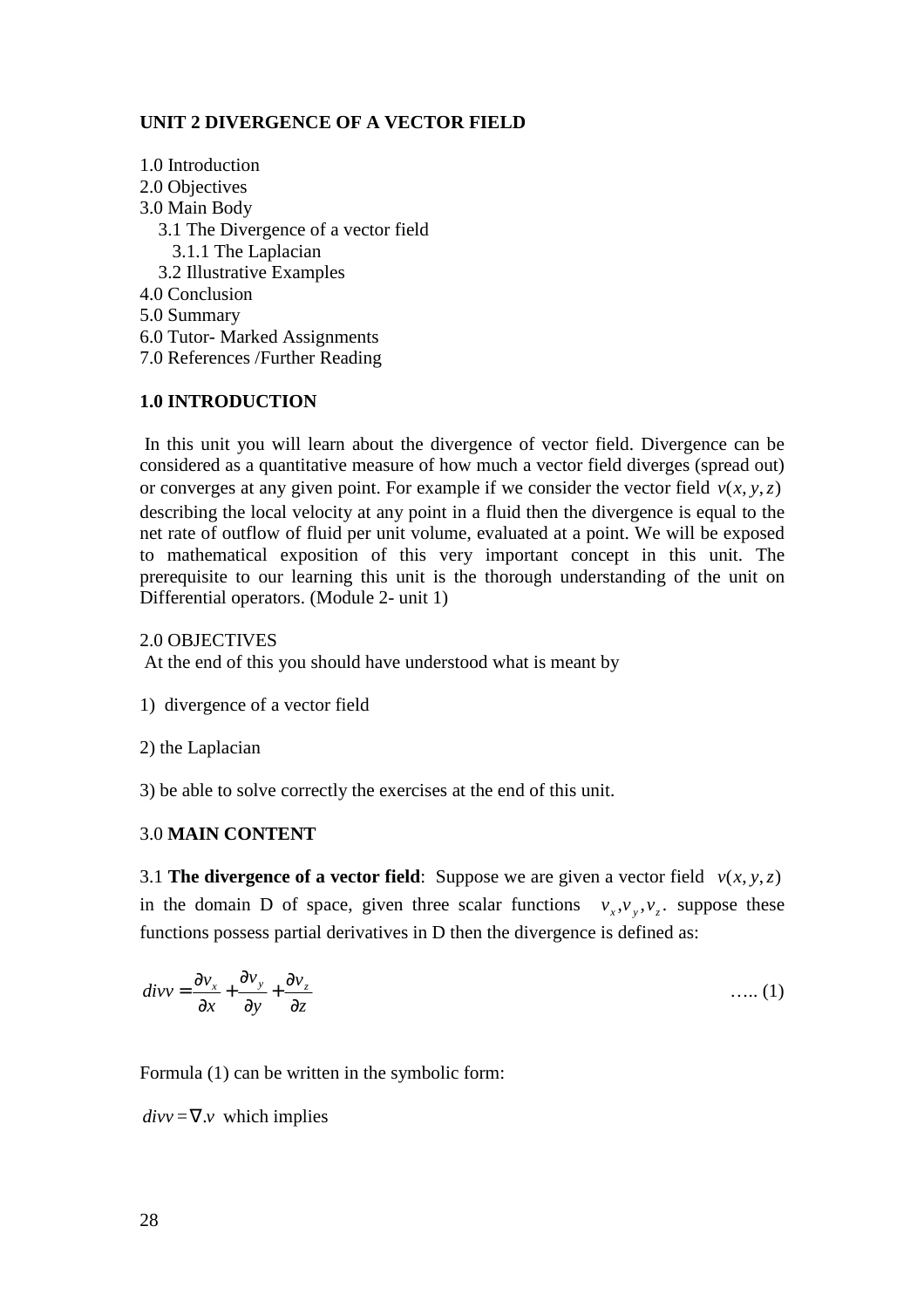**UNIT 2 DIVERGENCE OF A VECTOR FIELD**

1.0 Introduction
2.0 Objectives
3.0 Main Body
   3.1 The Divergence of a vector field
      3.1.1 The Laplacian
   3.2 Illustrative Examples
4.0 Conclusion
5.0 Summary
6.0 Tutor- Marked Assignments
7.0 References /Further Reading

**1.0 INTRODUCTION**

In this unit you will learn about the divergence of vector field. Divergence can be considered as a quantitative measure of how much a vector field diverges (spread out) or converges at any given point. For example if we consider the vector field $v(x, y, z)$ describing the local velocity at any point in a fluid then the divergence is equal to the net rate of outflow of fluid per unit volume, evaluated at a point. We will be exposed to mathematical exposition of this very important concept in this unit. The prerequisite to our learning this unit is the thorough understanding of the unit on Differential operators. (Module 2- unit 1)

2.0 OBJECTIVES
At the end of this you should have understood what is meant by

1) divergence of a vector field

2) the Laplacian

3) be able to solve correctly the exercises at the end of this unit.

3.0 **MAIN CONTENT**

3.1 **The divergence of a vector field**: Suppose we are given a vector field $v(x, y, z)$ in the domain D of space, given three scalar functions $v_x, v_y, v_z$. suppose these functions possess partial derivatives in D then the divergence is defined as:

$$div v = \frac{\partial v_x}{\partial x} + \frac{\partial v_y}{\partial y} + \frac{\partial v_z}{\partial z} \qquad \text{….. (1)}$$

Formula (1) can be written in the symbolic form:

$div v = \nabla . v$ which implies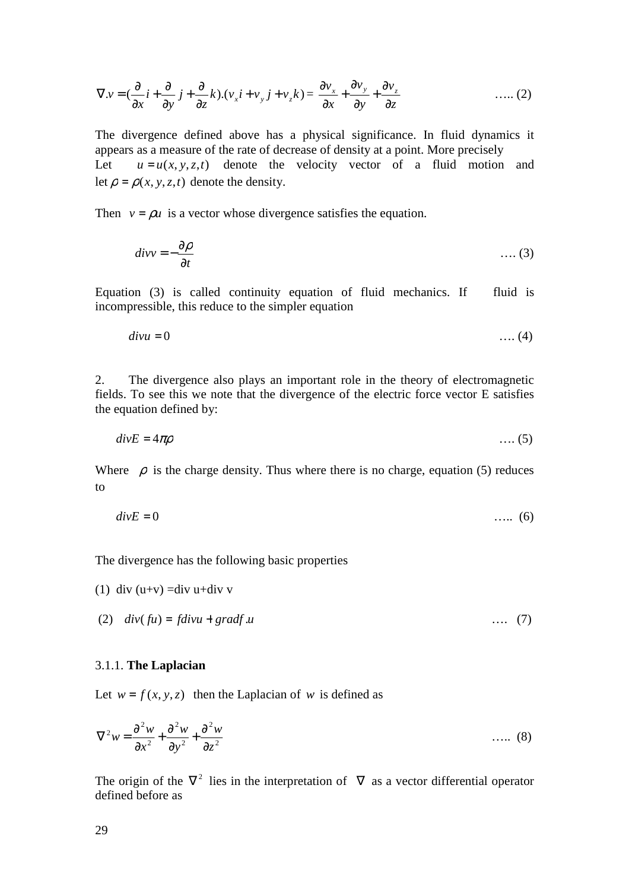$$\nabla . v = (\frac{\partial}{\partial x} i + \frac{\partial}{\partial y} j + \frac{\partial}{\partial z} k).(v_x i + v_y j + v_z k) = \frac{\partial v_x}{\partial x} + \frac{\partial v_y}{\partial y} + \frac{\partial v_z}{\partial z} \quad \text{….. (2)}$$

The divergence defined above has a physical significance. In fluid dynamics it appears as a measure of the rate of decrease of density at a point. More precisely
Let $u = u(x, y, z, t)$ denote the velocity vector of a fluid motion and let $\rho = \rho(x, y, z, t)$ denote the density.

Then $v = \rho u$ is a vector whose divergence satisfies the equation.

$$div v = -\frac{\partial \rho}{\partial t} \quad \text{…. (3)}$$

Equation (3) is called continuity equation of fluid mechanics. If fluid is incompressible, this reduce to the simpler equation

$$div u = 0 \quad \text{…. (4)}$$

2. The divergence also plays an important role in the theory of electromagnetic fields. To see this we note that the divergence of the electric force vector E satisfies the equation defined by:

$$div E = 4\pi\rho \quad \text{…. (5)}$$

Where $\rho$ is the charge density. Thus where there is no charge, equation (5) reduces to

$$div E = 0 \quad \text{….. (6)}$$

The divergence has the following basic properties

(1) div (u+v) =div u+div v

(2) $div(fu) = f div u + grad f .u$ …. (7)

### 3.1.1. **The Laplacian**

Let $w = f(x, y, z)$ then the Laplacian of $w$ is defined as

$$\nabla^2 w = \frac{\partial^2 w}{\partial x^2} + \frac{\partial^2 w}{\partial y^2} + \frac{\partial^2 w}{\partial z^2} \quad \text{….. (8)}$$

The origin of the $\nabla^2$ lies in the interpretation of $\nabla$ as a vector differential operator defined before as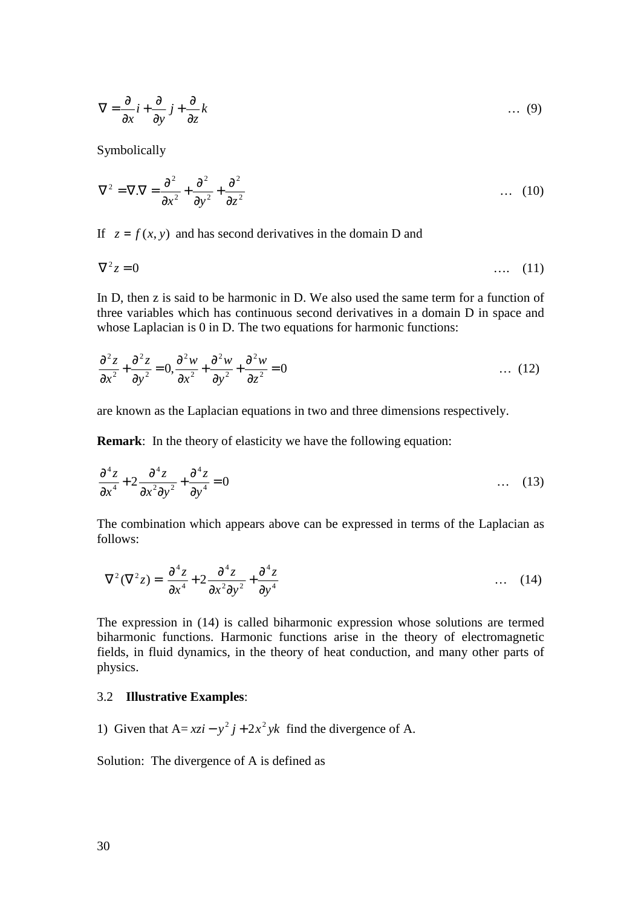$$\nabla = \frac{\partial}{\partial x} i + \frac{\partial}{\partial y} j + \frac{\partial}{\partial z} k \qquad \ldots \ (9)$$

Symbolically

$$\nabla^2 = \nabla.\nabla = \frac{\partial^2}{\partial x^2} + \frac{\partial^2}{\partial y^2} + \frac{\partial^2}{\partial z^2} \qquad \ldots \ (10)$$

If $z = f(x, y)$ and has second derivatives in the domain D and

$$\nabla^2 z = 0 \qquad \ldots . \ (11)$$

In D, then z is said to be harmonic in D. We also used the same term for a function of three variables which has continuous second derivatives in a domain D in space and whose Laplacian is 0 in D. The two equations for harmonic functions:

$$\frac{\partial^2 z}{\partial x^2} + \frac{\partial^2 z}{\partial y^2} = 0, \frac{\partial^2 w}{\partial x^2} + \frac{\partial^2 w}{\partial y^2} + \frac{\partial^2 w}{\partial z^2} = 0 \qquad \ldots \ (12)$$

are known as the Laplacian equations in two and three dimensions respectively.

**Remark**: In the theory of elasticity we have the following equation:

$$\frac{\partial^4 z}{\partial x^4} + 2\frac{\partial^4 z}{\partial x^2 \partial y^2} + \frac{\partial^4 z}{\partial y^4} = 0 \qquad \ldots \ (13)$$

The combination which appears above can be expressed in terms of the Laplacian as follows:

$$\nabla^2(\nabla^2 z) = \frac{\partial^4 z}{\partial x^4} + 2\frac{\partial^4 z}{\partial x^2 \partial y^2} + \frac{\partial^4 z}{\partial y^4} \qquad \ldots \ (14)$$

The expression in (14) is called biharmonic expression whose solutions are termed biharmonic functions. Harmonic functions arise in the theory of electromagnetic fields, in fluid dynamics, in the theory of heat conduction, and many other parts of physics.

### 3.2 **Illustrative Examples**:

1) Given that A= $xzi - y^2 j + 2x^2 yk$ find the divergence of A.

Solution: The divergence of A is defined as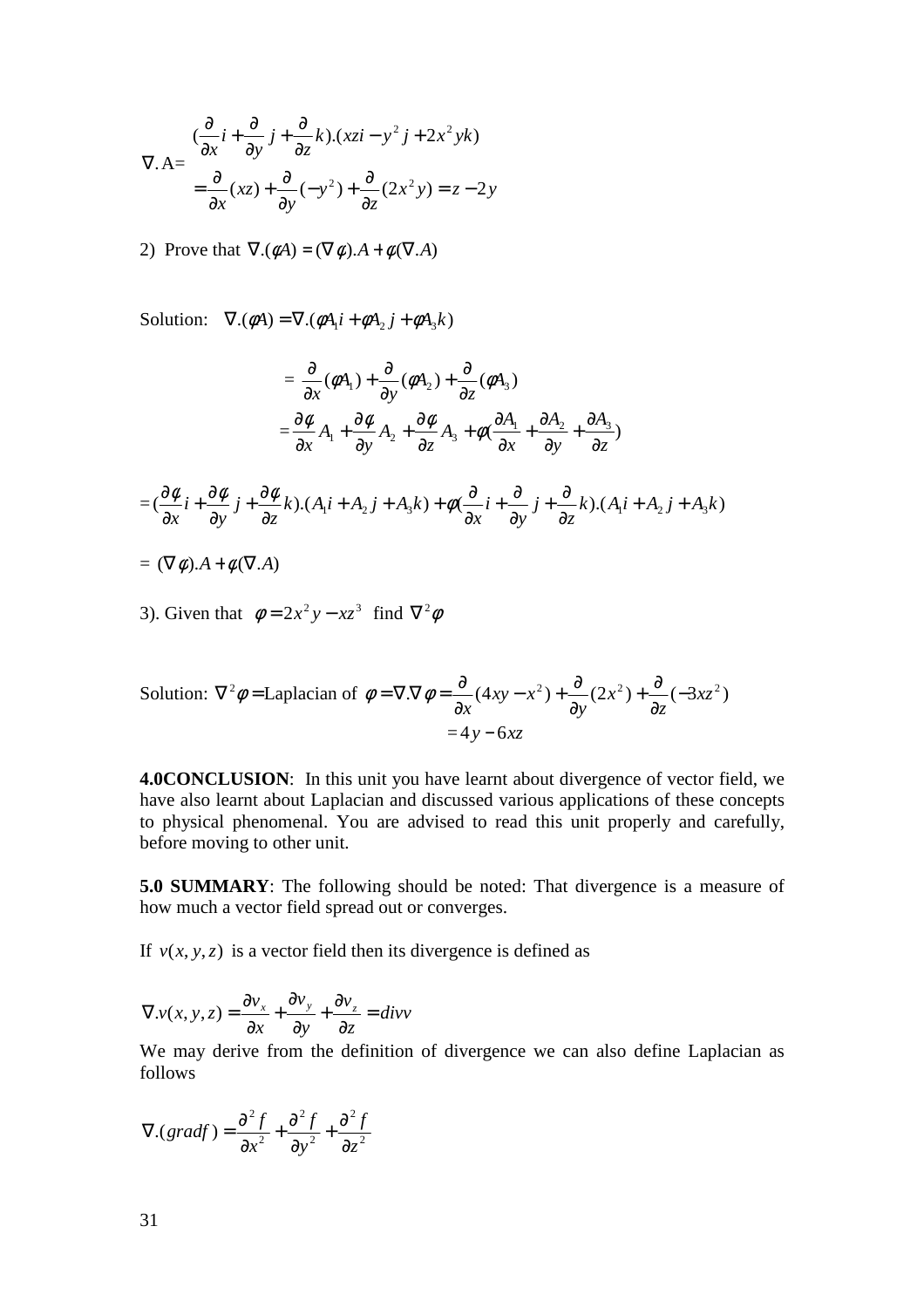$$\nabla.\text{A}= \begin{aligned} &(\frac{\partial}{\partial x}i+\frac{\partial}{\partial y}j+\frac{\partial}{\partial z}k).(xzi-y^2j+2x^2yk) \\ &=\frac{\partial}{\partial x}(xz)+\frac{\partial}{\partial y}(-y^2)+\frac{\partial}{\partial z}(2x^2y)=z-2y \end{aligned}$$

2) Prove that $\nabla.(\phi A)=(\nabla\phi).A+\phi(\nabla.A)$

Solution: $\nabla.(\phi A)=\nabla.(\phi A_1 i+\phi A_2 j+\phi A_3 k)$

$$= \frac{\partial}{\partial x}(\phi A_1)+\frac{\partial}{\partial y}(\phi A_2)+\frac{\partial}{\partial z}(\phi A_3)$$

$$=\frac{\partial\phi}{\partial x}A_1+\frac{\partial\phi}{\partial y}A_2+\frac{\partial\phi}{\partial z}A_3+\phi(\frac{\partial A_1}{\partial x}+\frac{\partial A_2}{\partial y}+\frac{\partial A_3}{\partial z})$$

$$=(\frac{\partial\phi}{\partial x}i+\frac{\partial\phi}{\partial y}j+\frac{\partial\phi}{\partial z}k).(A_1 i+A_2 j+A_3 k)+\phi(\frac{\partial}{\partial x}i+\frac{\partial}{\partial y}j+\frac{\partial}{\partial z}k).(A_1 i+A_2 j+A_3 k)$$

$= (\nabla\phi).A+\phi(\nabla.A)$

3). Given that $\phi=2x^2y-xz^3$ find $\nabla^2\phi$

Solution: $\nabla^2\phi=$Laplacian of $\phi=\nabla.\nabla\phi=\frac{\partial}{\partial x}(4xy-x^2)+\frac{\partial}{\partial y}(2x^2)+\frac{\partial}{\partial z}(-3xz^2)$

$$=4y-6xz$$

**4.0CONCLUSION**: In this unit you have learnt about divergence of vector field, we have also learnt about Laplacian and discussed various applications of these concepts to physical phenomenal. You are advised to read this unit properly and carefully, before moving to other unit.

**5.0 SUMMARY**: The following should be noted: That divergence is a measure of how much a vector field spread out or converges.

If $v(x,y,z)$ is a vector field then its divergence is defined as

$$\nabla.v(x,y,z)=\frac{\partial v_x}{\partial x}+\frac{\partial v_y}{\partial y}+\frac{\partial v_z}{\partial z}=divv$$

We may derive from the definition of divergence we can also define Laplacian as follows

$$\nabla.(gradf)=\frac{\partial^2 f}{\partial x^2}+\frac{\partial^2 f}{\partial y^2}+\frac{\partial^2 f}{\partial z^2}$$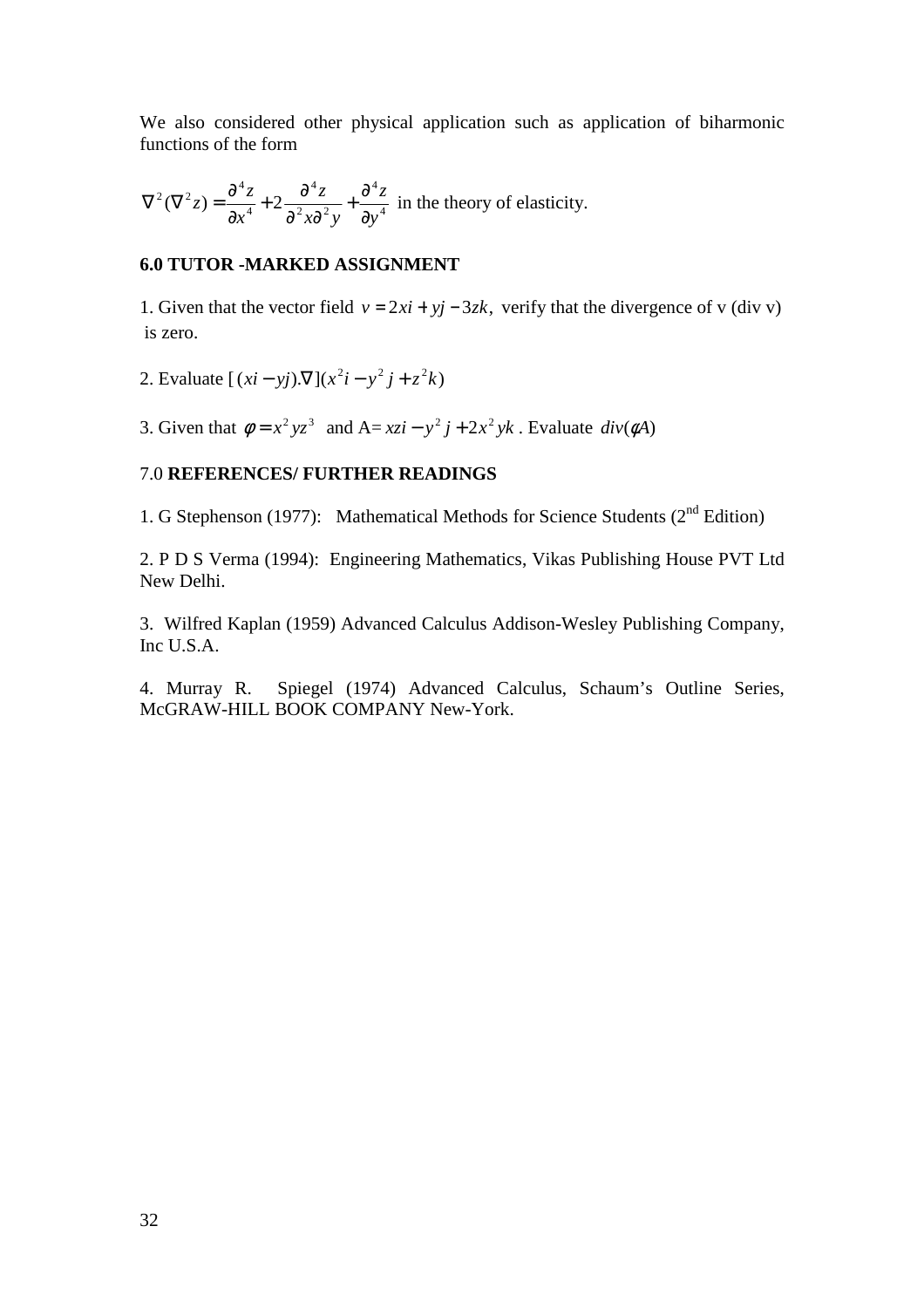We also considered other physical application such as application of biharmonic functions of the form

$$\nabla^2(\nabla^2 z) = \frac{\partial^4 z}{\partial x^4} + 2\frac{\partial^4 z}{\partial^2 x \partial^2 y} + \frac{\partial^4 z}{\partial y^4}$$ in the theory of elasticity.

## 6.0 TUTOR -MARKED ASSIGNMENT

1. Given that the vector field $v = 2xi + yj - 3zk$, verify that the divergence of v (div v) is zero.

2. Evaluate $[(xi - yj).\nabla](x^2 i - y^2 j + z^2 k)$

3. Given that $\phi = x^2 yz^3$ and A= $xzi - y^2 j + 2x^2 yk$. Evaluate $div(\phi A)$

## 7.0 REFERENCES/ FURTHER READINGS

1. G Stephenson (1977): Mathematical Methods for Science Students (2nd Edition)

2. P D S Verma (1994): Engineering Mathematics, Vikas Publishing House PVT Ltd New Delhi.

3. Wilfred Kaplan (1959) Advanced Calculus Addison-Wesley Publishing Company, Inc U.S.A.

4. Murray R. Spiegel (1974) Advanced Calculus, Schaum's Outline Series, McGRAW-HILL BOOK COMPANY New-York.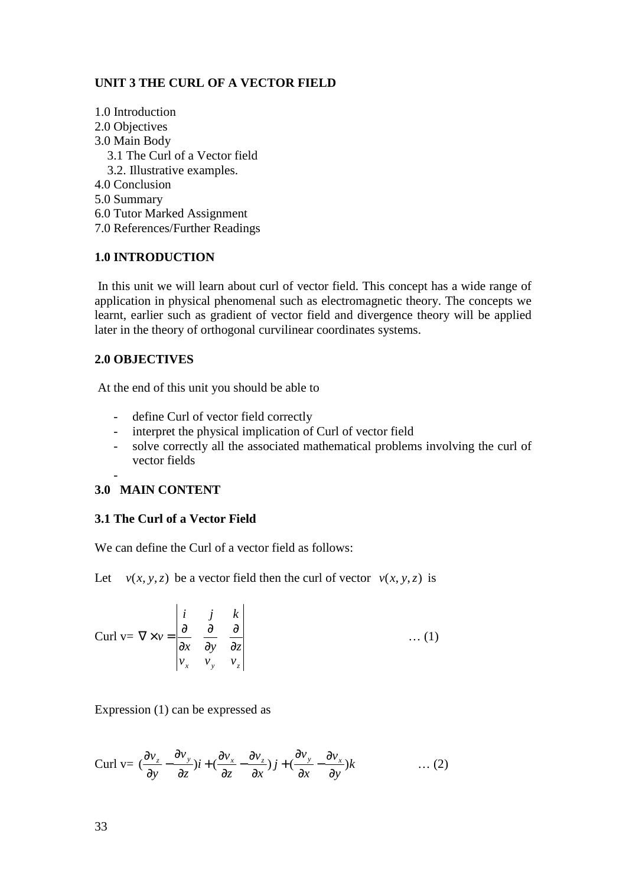## UNIT 3 THE CURL OF A VECTOR FIELD

1.0 Introduction
2.0 Objectives
3.0 Main Body
  3.1 The Curl of a Vector field
  3.2. Illustrative examples.
4.0 Conclusion
5.0 Summary
6.0 Tutor Marked Assignment
7.0 References/Further Readings

## 1.0 INTRODUCTION

In this unit we will learn about curl of vector field. This concept has a wide range of application in physical phenomenal such as electromagnetic theory. The concepts we learnt, earlier such as gradient of vector field and divergence theory will be applied later in the theory of orthogonal curvilinear coordinates systems.

## 2.0 OBJECTIVES

At the end of this unit you should be able to

- define Curl of vector field correctly
- interpret the physical implication of Curl of vector field
- solve correctly all the associated mathematical problems involving the curl of vector fields

## 3.0 MAIN CONTENT

### 3.1 The Curl of a Vector Field

We can define the Curl of a vector field as follows:

Let $v(x, y, z)$ be a vector field then the curl of vector $v(x, y, z)$ is

$$\text{Curl v} = \nabla \times v = \begin{vmatrix} i & j & k \\ \frac{\partial}{\partial x} & \frac{\partial}{\partial y} & \frac{\partial}{\partial z} \\ v_x & v_y & v_z \end{vmatrix} \qquad \ldots (1)$$

Expression (1) can be expressed as

$$\text{Curl v} = \left(\frac{\partial v_z}{\partial y} - \frac{\partial v_y}{\partial z}\right)i + \left(\frac{\partial v_x}{\partial z} - \frac{\partial v_z}{\partial x}\right)j + \left(\frac{\partial v_y}{\partial x} - \frac{\partial v_x}{\partial y}\right)k \qquad \ldots (2)$$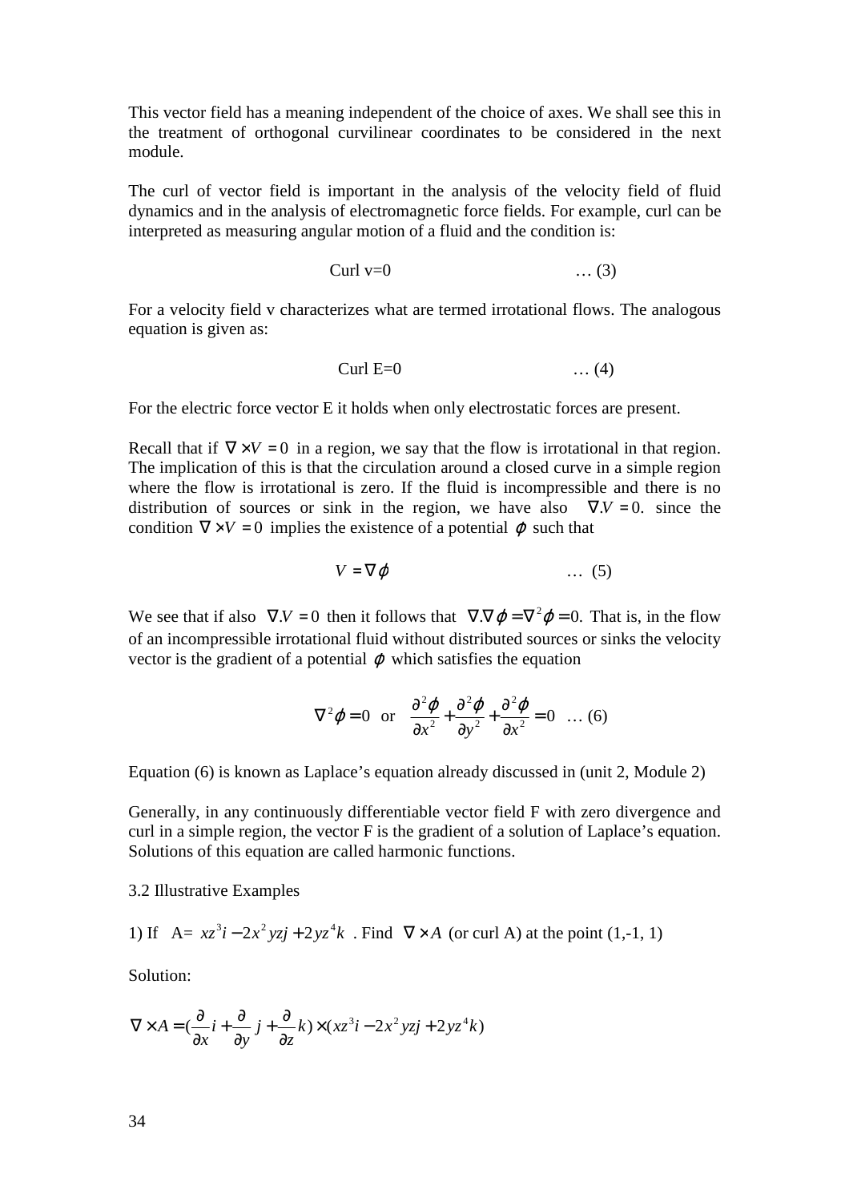This vector field has a meaning independent of the choice of axes. We shall see this in the treatment of orthogonal curvilinear coordinates to be considered in the next module.

The curl of vector field is important in the analysis of the velocity field of fluid dynamics and in the analysis of electromagnetic force fields. For example, curl can be interpreted as measuring angular motion of a fluid and the condition is:

$$\text{Curl v=0} \qquad \ldots (3)$$

For a velocity field v characterizes what are termed irrotational flows. The analogous equation is given as:

$$\text{Curl E=0} \qquad \ldots (4)$$

For the electric force vector E it holds when only electrostatic forces are present.

Recall that if $\nabla \times V = 0$ in a region, we say that the flow is irrotational in that region. The implication of this is that the circulation around a closed curve in a simple region where the flow is irrotational is zero. If the fluid is incompressible and there is no distribution of sources or sink in the region, we have also $\nabla . V = 0$. since the condition $\nabla \times V = 0$ implies the existence of a potential $\varphi$ such that

$$V = \nabla \varphi \qquad \ldots (5)$$

We see that if also $\nabla . V = 0$ then it follows that $\nabla . \nabla \varphi = \nabla^2 \varphi = 0$. That is, in the flow of an incompressible irrotational fluid without distributed sources or sinks the velocity vector is the gradient of a potential $\varphi$ which satisfies the equation

$$\nabla^2 \varphi = 0 \quad \text{or} \quad \frac{\partial^2 \varphi}{\partial x^2} + \frac{\partial^2 \varphi}{\partial y^2} + \frac{\partial^2 \varphi}{\partial x^2} = 0 \quad \ldots (6)$$

Equation (6) is known as Laplace's equation already discussed in (unit 2, Module 2)

Generally, in any continuously differentiable vector field F with zero divergence and curl in a simple region, the vector F is the gradient of a solution of Laplace's equation. Solutions of this equation are called harmonic functions.

3.2 Illustrative Examples

1) If A= $xz^3 i - 2x^2 yzj + 2yz^4 k$ . Find $\nabla \times A$ (or curl A) at the point (1,-1, 1)

Solution:

$$\nabla \times A = \left(\frac{\partial}{\partial x} i + \frac{\partial}{\partial y} j + \frac{\partial}{\partial z} k\right) \times (xz^3 i - 2x^2 yzj + 2yz^4 k)$$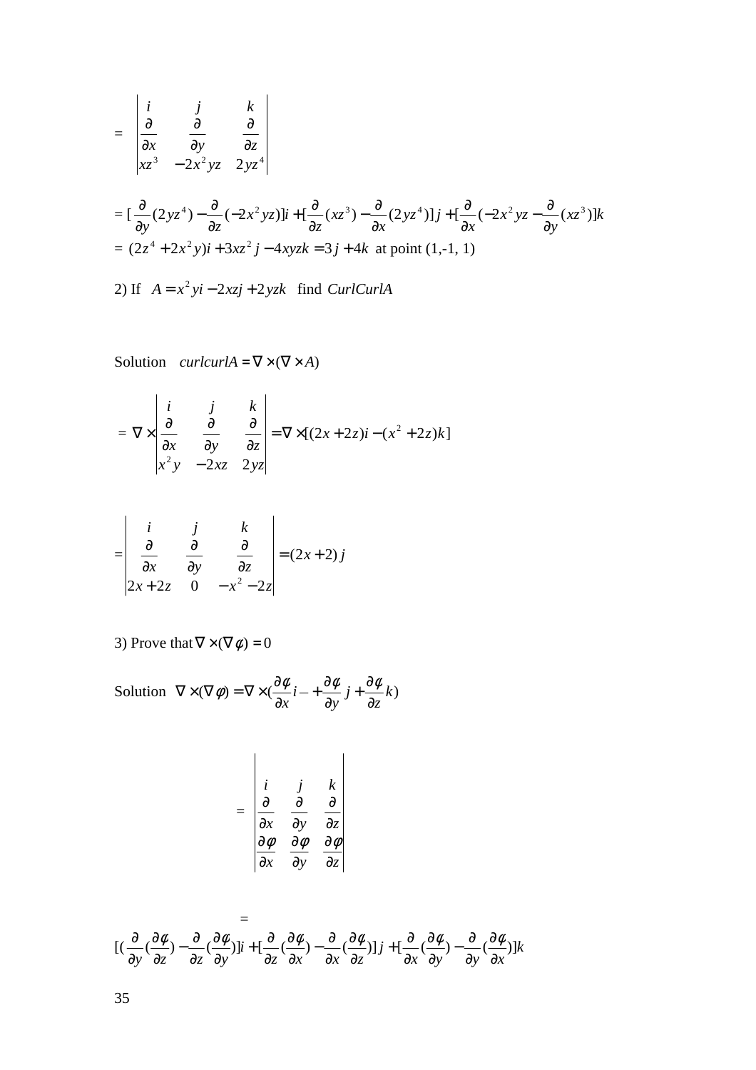$$= \begin{vmatrix} i & j & k \\ \frac{\partial}{\partial x} & \frac{\partial}{\partial y} & \frac{\partial}{\partial z} \\ xz^3 & -2x^2yz & 2yz^4 \end{vmatrix}$$

$$= [\frac{\partial}{\partial y}(2yz^4) - \frac{\partial}{\partial z}(-2x^2yz)]i + [\frac{\partial}{\partial z}(xz^3) - \frac{\partial}{\partial x}(2yz^4)]j + [\frac{\partial}{\partial x}(-2x^2yz - \frac{\partial}{\partial y}(xz^3)]k$$

$= (2z^4 + 2x^2y)i + 3xz^2 j - 4xyzk = 3j + 4k$ at point (1,-1, 1)

2) If $A = x^2yi - 2xzj + 2yzk$ find $CurlCurlA$

Solution $curlcurlA = \nabla \times (\nabla \times A)$

$$= \nabla \times \begin{vmatrix} i & j & k \\ \frac{\partial}{\partial x} & \frac{\partial}{\partial y} & \frac{\partial}{\partial z} \\ x^2y & -2xz & 2yz \end{vmatrix} = \nabla \times [(2x + 2z)i - (x^2 + 2z)k]$$

$$= \begin{vmatrix} i & j & k \\ \frac{\partial}{\partial x} & \frac{\partial}{\partial y} & \frac{\partial}{\partial z} \\ 2x + 2z & 0 & -x^2 - 2z \end{vmatrix} = (2x + 2)j$$

3) Prove that $\nabla \times (\nabla \phi) = 0$

Solution $\nabla \times (\nabla \phi) = \nabla \times (\frac{\partial \phi}{\partial x}i - + \frac{\partial \phi}{\partial y}j + \frac{\partial \phi}{\partial z}k)$

$$= \begin{vmatrix} i & j & k \\ \frac{\partial}{\partial x} & \frac{\partial}{\partial y} & \frac{\partial}{\partial z} \\ \frac{\partial \phi}{\partial x} & \frac{\partial \phi}{\partial y} & \frac{\partial \phi}{\partial z} \end{vmatrix}$$

$$= [(\frac{\partial}{\partial y}(\frac{\partial \phi}{\partial z}) - \frac{\partial}{\partial z}(\frac{\partial \phi}{\partial y})]i + [\frac{\partial}{\partial z}(\frac{\partial \phi}{\partial x}) - \frac{\partial}{\partial x}(\frac{\partial \phi}{\partial z})]j + [\frac{\partial}{\partial x}(\frac{\partial \phi}{\partial y}) - \frac{\partial}{\partial y}(\frac{\partial \phi}{\partial x})]k$$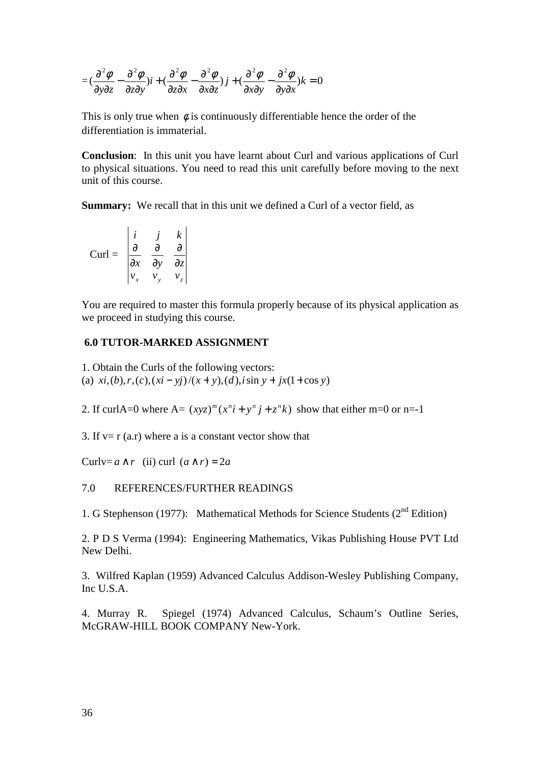$$= \left(\frac{\partial^2 \phi}{\partial y \partial z} - \frac{\partial^2 \phi}{\partial z \partial y}\right)i + \left(\frac{\partial^2 \phi}{\partial z \partial x} - \frac{\partial^2 \phi}{\partial x \partial z}\right)j + \left(\frac{\partial^2 \phi}{\partial x \partial y} - \frac{\partial^2 \phi}{\partial y \partial x}\right)k = 0$$

This is only true when $\phi$ is continuously differentiable hence the order of the differentiation is immaterial.

**Conclusion**: In this unit you have learnt about Curl and various applications of Curl to physical situations. You need to read this unit carefully before moving to the next unit of this course.

**Summary:** We recall that in this unit we defined a Curl of a vector field, as

$$\text{Curl} = \begin{vmatrix} i & j & k \\ \frac{\partial}{\partial x} & \frac{\partial}{\partial y} & \frac{\partial}{\partial z} \\ v_x & v_y & v_z \end{vmatrix}$$

You are required to master this formula properly because of its physical application as we proceed in studying this course.

## 6.0 TUTOR-MARKED ASSIGNMENT

1. Obtain the Curls of the following vectors:
(a) $xi, (b), r, (c), (xi - yj)/(x + y), (d), i \sin y + jx(1 + \cos y)$

2. If curlA=0 where A= $(xyz)^m (x^n i + y^n j + z^n k)$ show that either m=0 or n=-1

3. If v= r (a.r) where a is a constant vector show that

Curlv= $a \wedge r$ (ii) curl $(a \wedge r) = 2a$

## 7.0 REFERENCES/FURTHER READINGS

1. G Stephenson (1977): Mathematical Methods for Science Students (2nd Edition)

2. P D S Verma (1994): Engineering Mathematics, Vikas Publishing House PVT Ltd New Delhi.

3. Wilfred Kaplan (1959) Advanced Calculus Addison-Wesley Publishing Company, Inc U.S.A.

4. Murray R. Spiegel (1974) Advanced Calculus, Schaum's Outline Series, McGRAW-HILL BOOK COMPANY New-York.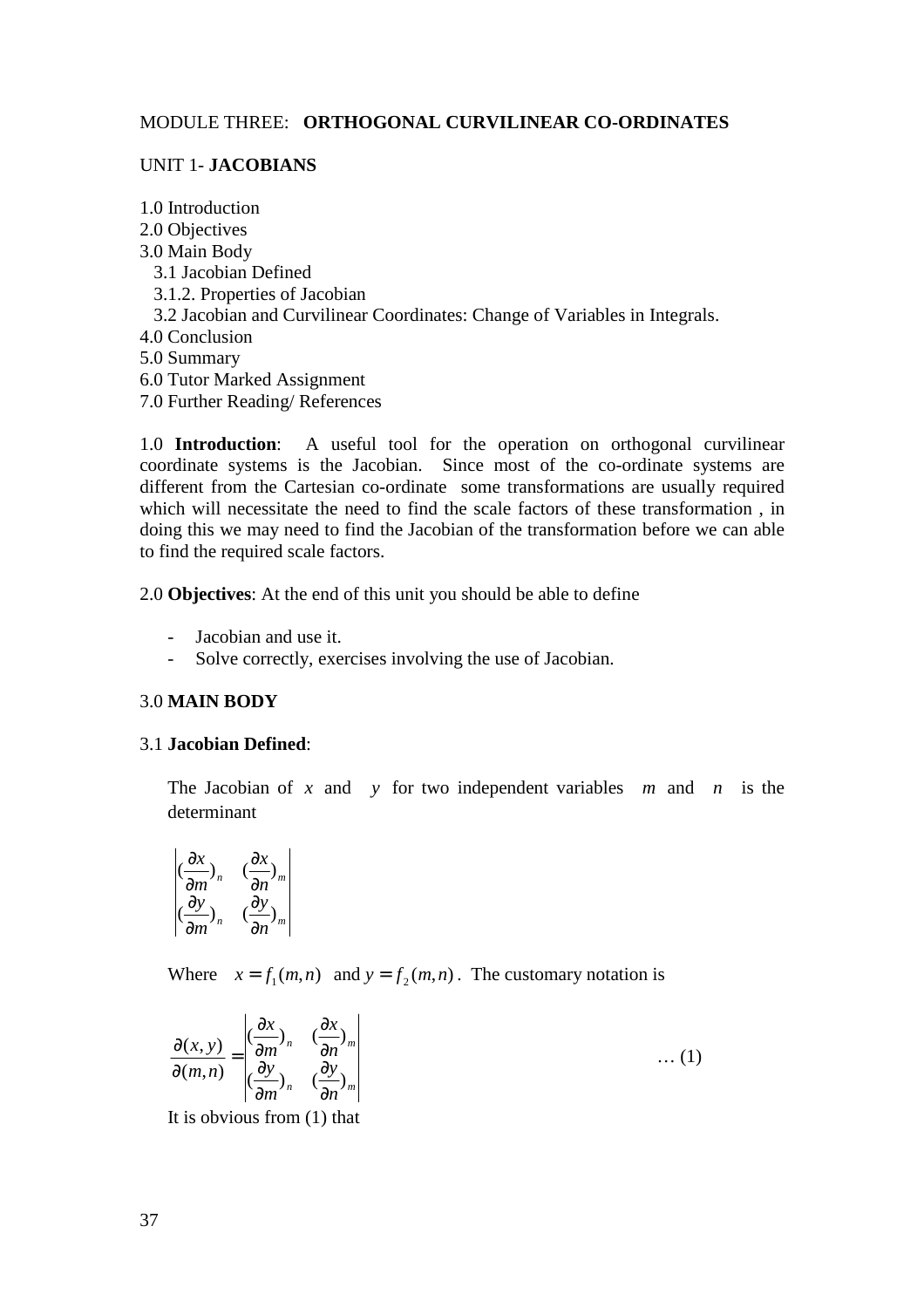MODULE THREE: **ORTHOGONAL CURVILINEAR CO-ORDINATES**

UNIT 1- **JACOBIANS**

1.0 Introduction
2.0 Objectives
3.0 Main Body
  3.1 Jacobian Defined
  3.1.2. Properties of Jacobian
  3.2 Jacobian and Curvilinear Coordinates: Change of Variables in Integrals.
4.0 Conclusion
5.0 Summary
6.0 Tutor Marked Assignment
7.0 Further Reading/ References

1.0 **Introduction**: A useful tool for the operation on orthogonal curvilinear coordinate systems is the Jacobian. Since most of the co-ordinate systems are different from the Cartesian co-ordinate some transformations are usually required which will necessitate the need to find the scale factors of these transformation , in doing this we may need to find the Jacobian of the transformation before we can able to find the required scale factors.

2.0 **Objectives**: At the end of this unit you should be able to define

- Jacobian and use it.
- Solve correctly, exercises involving the use of Jacobian.

3.0 **MAIN BODY**

3.1 **Jacobian Defined**:

The Jacobian of $x$ and $y$ for two independent variables $m$ and $n$ is the determinant

$$\begin{vmatrix} (\frac{\partial x}{\partial m})_n & (\frac{\partial x}{\partial n})_m \\ (\frac{\partial y}{\partial m})_n & (\frac{\partial y}{\partial n})_m \end{vmatrix}$$

Where $x = f_1(m,n)$ and $y = f_2(m,n)$. The customary notation is

$$\frac{\partial(x,y)}{\partial(m,n)} = \begin{vmatrix} (\frac{\partial x}{\partial m})_n & (\frac{\partial x}{\partial n})_m \\ (\frac{\partial y}{\partial m})_n & (\frac{\partial y}{\partial n})_m \end{vmatrix} \qquad \ldots (1)$$

It is obvious from (1) that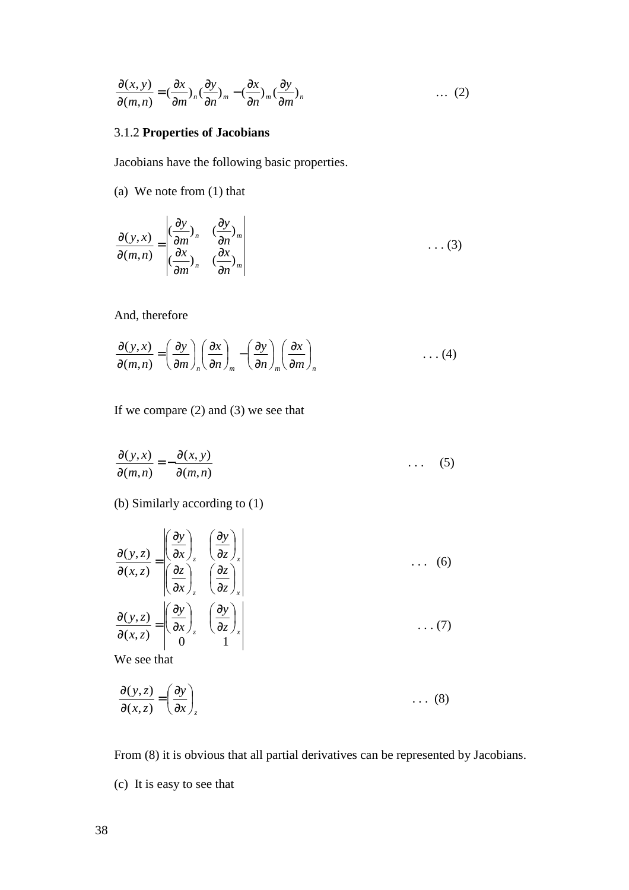$$\frac{\partial(x,y)}{\partial(m,n)} = \left(\frac{\partial x}{\partial m}\right)_n \left(\frac{\partial y}{\partial n}\right)_m - \left(\frac{\partial x}{\partial n}\right)_m \left(\frac{\partial y}{\partial m}\right)_n \qquad \ldots (2)$$

3.1.2 **Properties of Jacobians**

Jacobians have the following basic properties.

(a) We note from (1) that

$$\frac{\partial(y,x)}{\partial(m,n)} = \begin{vmatrix} \left(\frac{\partial y}{\partial m}\right)_n & \left(\frac{\partial y}{\partial n}\right)_m \\ \left(\frac{\partial x}{\partial m}\right)_n & \left(\frac{\partial x}{\partial n}\right)_m \end{vmatrix} \qquad \ldots (3)$$

And, therefore

$$\frac{\partial(y,x)}{\partial(m,n)} = \left(\frac{\partial y}{\partial m}\right)_n \left(\frac{\partial x}{\partial n}\right)_m - \left(\frac{\partial y}{\partial n}\right)_m \left(\frac{\partial x}{\partial m}\right)_n \qquad \ldots (4)$$

If we compare (2) and (3) we see that

$$\frac{\partial(y,x)}{\partial(m,n)} = -\frac{\partial(x,y)}{\partial(m,n)} \qquad \ldots (5)$$

(b) Similarly according to (1)

$$\frac{\partial(y,z)}{\partial(x,z)} = \begin{vmatrix} \left(\frac{\partial y}{\partial x}\right)_z & \left(\frac{\partial y}{\partial z}\right)_x \\ \left(\frac{\partial z}{\partial x}\right)_z & \left(\frac{\partial z}{\partial z}\right)_x \end{vmatrix} \qquad \ldots (6)$$

$$\frac{\partial(y,z)}{\partial(x,z)} = \begin{vmatrix} \left(\frac{\partial y}{\partial x}\right)_z & \left(\frac{\partial y}{\partial z}\right)_x \\ 0 & 1 \end{vmatrix} \qquad \ldots (7)$$

We see that

$$\frac{\partial(y,z)}{\partial(x,z)} = \left(\frac{\partial y}{\partial x}\right)_z \qquad \ldots (8)$$

From (8) it is obvious that all partial derivatives can be represented by Jacobians.

(c) It is easy to see that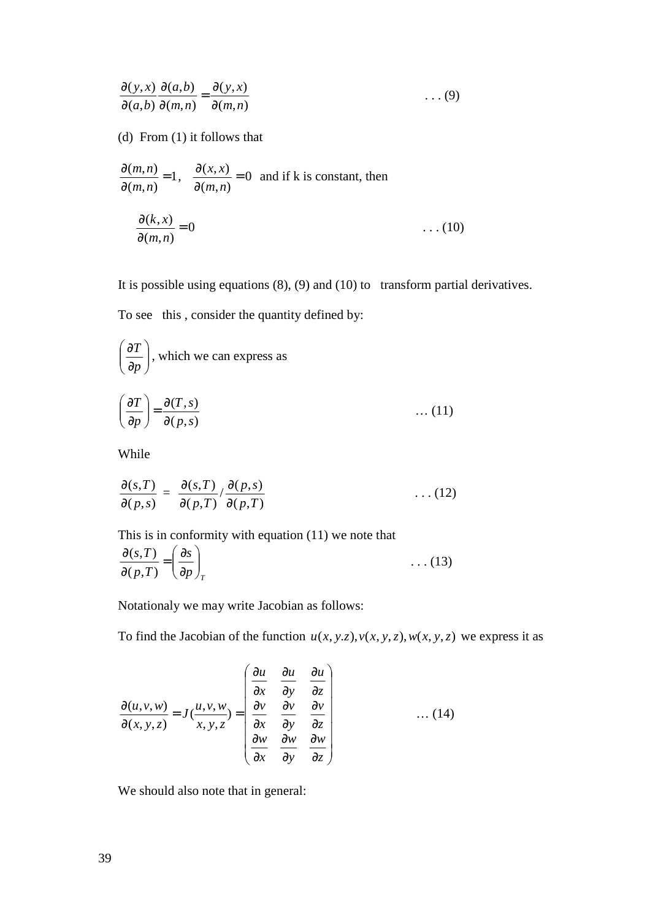$$\frac{\partial(y,x)}{\partial(a,b)}\frac{\partial(a,b)}{\partial(m,n)} = \frac{\partial(y,x)}{\partial(m,n)} \qquad \text{. . . (9)}$$

(d) From (1) it follows that

$\dfrac{\partial(m,n)}{\partial(m,n)} = 1, \quad \dfrac{\partial(x,x)}{\partial(m,n)} = 0$ and if k is constant, then

$$\frac{\partial(k,x)}{\partial(m,n)} = 0 \qquad \text{. . . (10)}$$

It is possible using equations (8), (9) and (10) to transform partial derivatives.

To see this , consider the quantity defined by:

$\left(\dfrac{\partial T}{\partial p}\right)$, which we can express as

$$\left(\frac{\partial T}{\partial p}\right) = \frac{\partial(T,s)}{\partial(p,s)} \qquad \text{… (11)}$$

While

$$\frac{\partial(s,T)}{\partial(p,s)} = \frac{\partial(s,T)}{\partial(p,T)} / \frac{\partial(p,s)}{\partial(p,T)} \qquad \text{. . . (12)}$$

This is in conformity with equation (11) we note that

$$\frac{\partial(s,T)}{\partial(p,T)} = \left(\frac{\partial s}{\partial p}\right)_T \qquad \text{. . . (13)}$$

Notationaly we may write Jacobian as follows:

To find the Jacobian of the function $u(x, y.z), v(x, y, z), w(x, y, z)$ we express it as

$$\frac{\partial(u,v,w)}{\partial(x,y,z)} = J\left(\frac{u,v,w}{x,y,z}\right) = \begin{pmatrix} \dfrac{\partial u}{\partial x} & \dfrac{\partial u}{\partial y} & \dfrac{\partial u}{\partial z} \\ \dfrac{\partial v}{\partial x} & \dfrac{\partial v}{\partial y} & \dfrac{\partial v}{\partial z} \\ \dfrac{\partial w}{\partial x} & \dfrac{\partial w}{\partial y} & \dfrac{\partial w}{\partial z} \end{pmatrix} \qquad \text{… (14)}$$

We should also note that in general: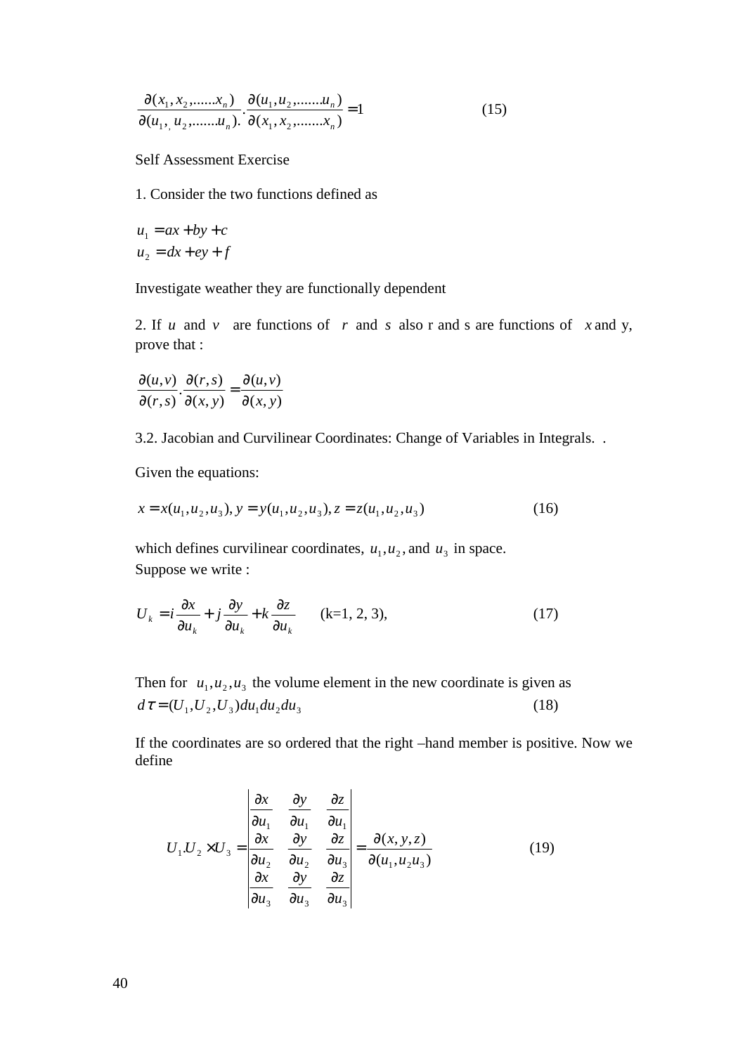$$\frac{\partial(x_1, x_2, ......x_n)}{\partial(u_{1,}, u_2, .......u_n).} \cdot \frac{\partial(u_1, u_2, .......u_n)}{\partial(x_1, x_2, .......x_n)} = 1 \qquad (15)$$

Self Assessment Exercise

1. Consider the two functions defined as

$$u_1 = ax + by + c$$
$$u_2 = dx + ey + f$$

Investigate weather they are functionally dependent

2. If $u$ and $v$ are functions of $r$ and $s$ also r and s are functions of $x$ and y, prove that :

$$\frac{\partial(u,v)}{\partial(r,s)} \cdot \frac{\partial(r,s)}{\partial(x,y)} = \frac{\partial(u,v)}{\partial(x,y)}$$

3.2. Jacobian and Curvilinear Coordinates: Change of Variables in Integrals. .

Given the equations:

$$x = x(u_1, u_2, u_3), y = y(u_1, u_2, u_3), z = z(u_1, u_2, u_3) \qquad (16)$$

which defines curvilinear coordinates, $u_1, u_2$, and $u_3$ in space.
Suppose we write :

$$U_k = i\frac{\partial x}{\partial u_k} + j\frac{\partial y}{\partial u_k} + k\frac{\partial z}{\partial u_k} \qquad \text{(k=1, 2, 3)}, \qquad (17)$$

Then for $u_1, u_2, u_3$ the volume element in the new coordinate is given as

$$d\tau = (U_1, U_2, U_3) du_1 du_2 du_3 \qquad (18)$$

If the coordinates are so ordered that the right –hand member is positive. Now we define

$$U_1 . U_2 \times U_3 = \begin{vmatrix} \frac{\partial x}{\partial u_1} & \frac{\partial y}{\partial u_1} & \frac{\partial z}{\partial u_1} \\ \frac{\partial x}{\partial u_2} & \frac{\partial y}{\partial u_2} & \frac{\partial z}{\partial u_3} \\ \frac{\partial x}{\partial u_3} & \frac{\partial y}{\partial u_3} & \frac{\partial z}{\partial u_3} \end{vmatrix} = \frac{\partial(x, y, z)}{\partial(u_1, u_2 u_3)} \qquad (19)$$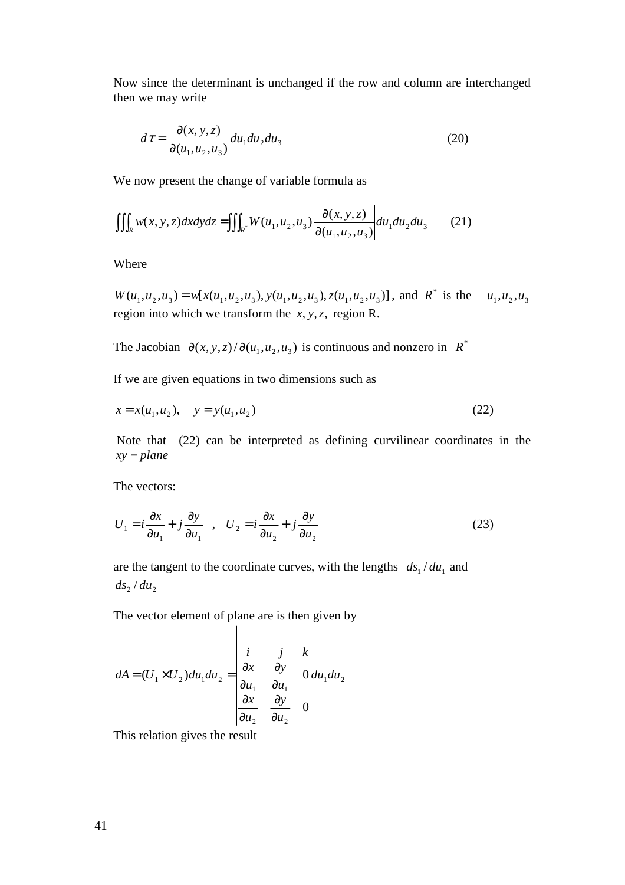Now since the determinant is unchanged if the row and column are interchanged then we may write

$$d\tau = \left|\frac{\partial(x,y,z)}{\partial(u_1,u_2,u_3)}\right| du_1 du_2 du_3 \qquad (20)$$

We now present the change of variable formula as

$$\iiint_R w(x,y,z)\,dxdydz = \iiint_{R^*} W(u_1,u_2,u_3)\left|\frac{\partial(x,y,z)}{\partial(u_1,u_2,u_3)}\right| du_1 du_2 du_3 \qquad (21)$$

Where

$W(u_1,u_2,u_3) = w[x(u_1,u_2,u_3), y(u_1,u_2,u_3), z(u_1,u_2,u_3)]$, and $R^*$ is the $u_1,u_2,u_3$ region into which we transform the $x,y,z,$ region R.

The Jacobian $\partial(x,y,z)/\partial(u_1,u_2,u_3)$ is continuous and nonzero in $R^*$

If we are given equations in two dimensions such as

$$x = x(u_1,u_2), \quad y = y(u_1,u_2) \qquad (22)$$

Note that (22) can be interpreted as defining curvilinear coordinates in the $xy-plane$

The vectors:

$$U_1 = i\frac{\partial x}{\partial u_1} + j\frac{\partial y}{\partial u_1} \quad , \quad U_2 = i\frac{\partial x}{\partial u_2} + j\frac{\partial y}{\partial u_2} \qquad (23)$$

are the tangent to the coordinate curves, with the lengths $ds_1/du_1$ and $ds_2/du_2$

The vector element of plane are is then given by

$$dA = (U_1 \times U_2)du_1 du_2 = \begin{vmatrix} i & j & k \\ \frac{\partial x}{\partial u_1} & \frac{\partial y}{\partial u_1} & 0 \\ \frac{\partial x}{\partial u_2} & \frac{\partial y}{\partial u_2} & 0 \end{vmatrix} du_1 du_2$$

This relation gives the result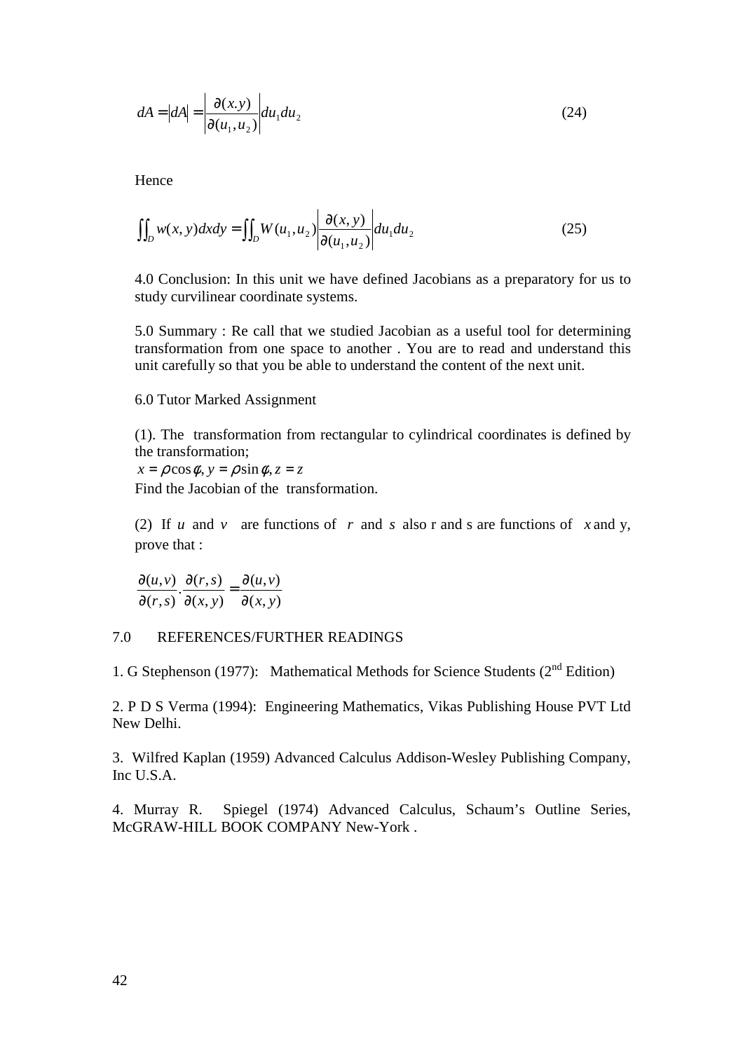$$dA = |dA| = \left|\frac{\partial(x.y)}{\partial(u_1, u_2)}\right| du_1 du_2 \tag{24}$$

Hence

$$\iint_D w(x,y)dxdy = \iint_D W(u_1,u_2)\left|\frac{\partial(x,y)}{\partial(u_1,u_2)}\right| du_1 du_2 \tag{25}$$

4.0 Conclusion: In this unit we have defined Jacobians as a preparatory for us to study curvilinear coordinate systems.

5.0 Summary : Re call that we studied Jacobian as a useful tool for determining transformation from one space to another . You are to read and understand this unit carefully so that you be able to understand the content of the next unit.

6.0 Tutor Marked Assignment

(1). The transformation from rectangular to cylindrical coordinates is defined by the transformation;
$x = \rho\cos\phi, y = \rho\sin\phi, z = z$
Find the Jacobian of the transformation.

(2) If $u$ and $v$ are functions of $r$ and $s$ also r and s are functions of $x$ and y, prove that :

$$\frac{\partial(u,v)}{\partial(r,s)} \cdot \frac{\partial(r,s)}{\partial(x,y)} = \frac{\partial(u,v)}{\partial(x,y)}$$

## 7.0 REFERENCES/FURTHER READINGS

1. G Stephenson (1977): Mathematical Methods for Science Students (2nd Edition)

2. P D S Verma (1994): Engineering Mathematics, Vikas Publishing House PVT Ltd New Delhi.

3. Wilfred Kaplan (1959) Advanced Calculus Addison-Wesley Publishing Company, Inc U.S.A.

4. Murray R. Spiegel (1974) Advanced Calculus, Schaum's Outline Series, McGRAW-HILL BOOK COMPANY New-York .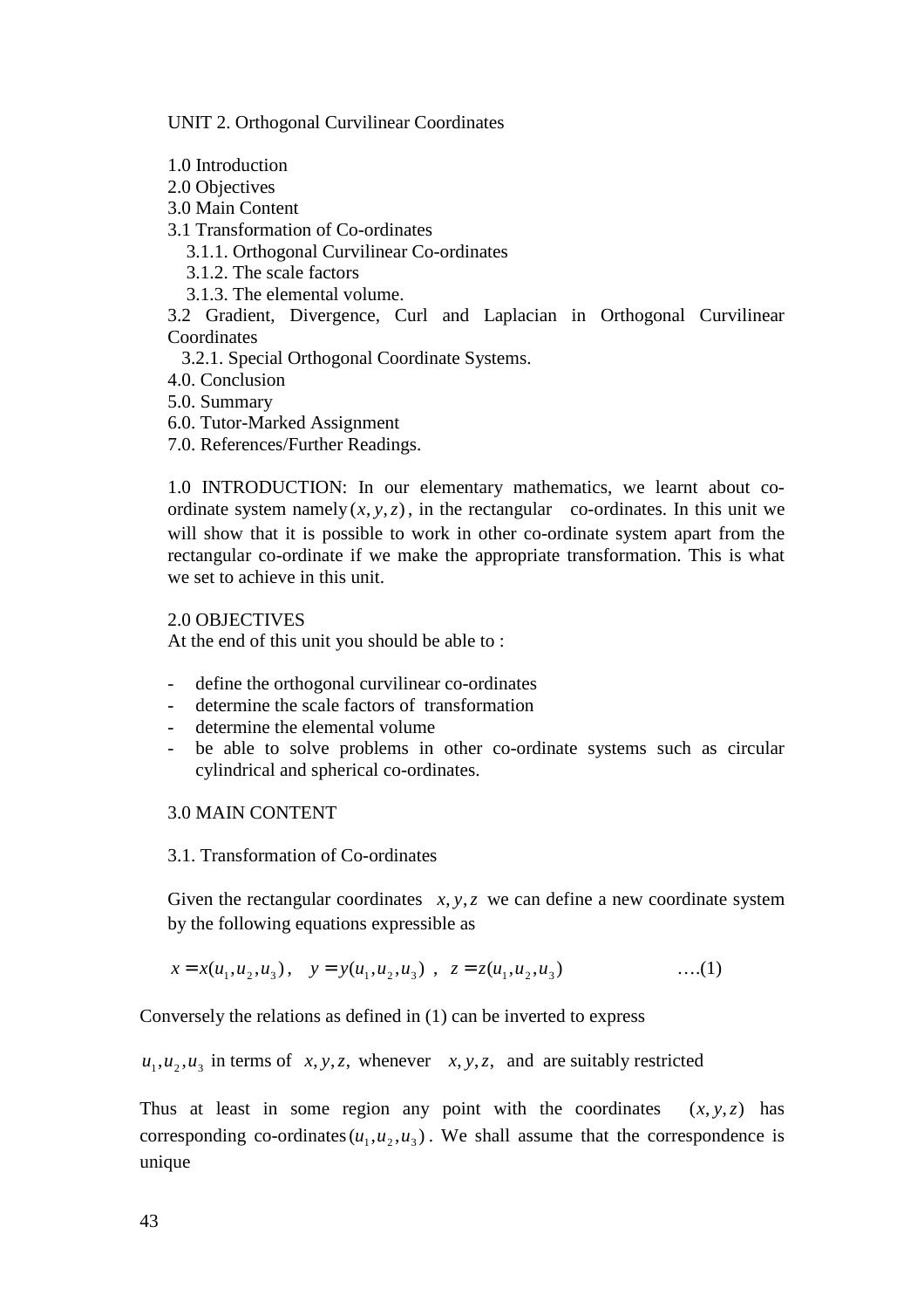UNIT 2. Orthogonal Curvilinear Coordinates

1.0 Introduction
2.0 Objectives
3.0 Main Content
3.1 Transformation of Co-ordinates
   3.1.1. Orthogonal Curvilinear Co-ordinates
   3.1.2. The scale factors
   3.1.3. The elemental volume.
3.2 Gradient, Divergence, Curl and Laplacian in Orthogonal Curvilinear Coordinates
   3.2.1. Special Orthogonal Coordinate Systems.
4.0. Conclusion
5.0. Summary
6.0. Tutor-Marked Assignment
7.0. References/Further Readings.

1.0 INTRODUCTION: In our elementary mathematics, we learnt about co-ordinate system namely $(x, y, z)$, in the rectangular co-ordinates. In this unit we will show that it is possible to work in other co-ordinate system apart from the rectangular co-ordinate if we make the appropriate transformation. This is what we set to achieve in this unit.

2.0 OBJECTIVES
At the end of this unit you should be able to :

- define the orthogonal curvilinear co-ordinates
- determine the scale factors of transformation
- determine the elemental volume
- be able to solve problems in other co-ordinate systems such as circular cylindrical and spherical co-ordinates.

3.0 MAIN CONTENT

3.1. Transformation of Co-ordinates

Given the rectangular coordinates $x, y, z$ we can define a new coordinate system by the following equations expressible as

$$x = x(u_1, u_2, u_3), \quad y = y(u_1, u_2, u_3) \;, \quad z = z(u_1, u_2, u_3) \qquad \text{....(1)}$$

Conversely the relations as defined in (1) can be inverted to express

$u_1, u_2, u_3$ in terms of $x, y, z,$ whenever $x, y, z,$ and are suitably restricted

Thus at least in some region any point with the coordinates $(x, y, z)$ has corresponding co-ordinates $(u_1, u_2, u_3)$. We shall assume that the correspondence is unique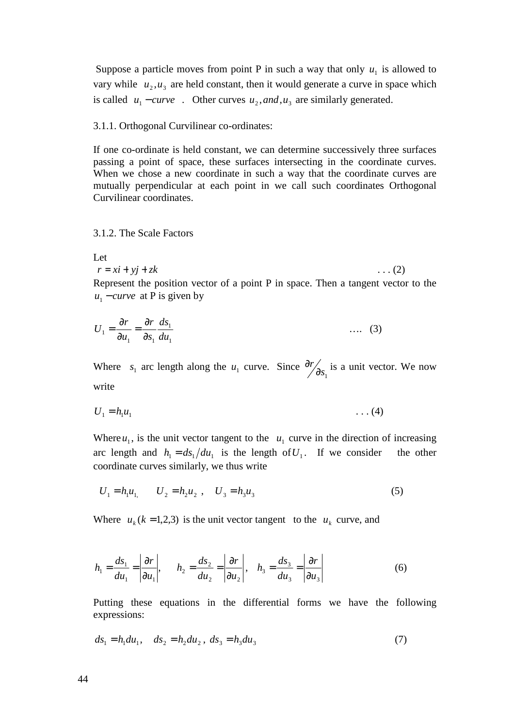Suppose a particle moves from point P in such a way that only $u_1$ is allowed to vary while $u_2, u_3$ are held constant, then it would generate a curve in space which is called $u_1 - curve$ . Other curves $u_2, and, u_3$ are similarly generated.

### 3.1.1. Orthogonal Curvilinear co-ordinates:

If one co-ordinate is held constant, we can determine successively three surfaces passing a point of space, these surfaces intersecting in the coordinate curves. When we chose a new coordinate in such a way that the coordinate curves are mutually perpendicular at each point in we call such coordinates Orthogonal Curvilinear coordinates.

### 3.1.2. The Scale Factors

Let

$$r = xi + yj + zk \qquad \text{. . . (2)}$$

Represent the position vector of a point P in space. Then a tangent vector to the $u_1 - curve$ at P is given by

$$U_1 = \frac{\partial r}{\partial u_1} = \frac{\partial r}{\partial s_1}\frac{ds_1}{du_1} \qquad \text{.... (3)}$$

Where $s_1$ arc length along the $u_1$ curve. Since $\partial r / \partial s_1$ is a unit vector. We now write

$$U_1 = h_1 u_1 \qquad \text{. . . (4)}$$

Where $u_1$, is the unit vector tangent to the $u_1$ curve in the direction of increasing arc length and $h_1 = ds_1 / du_1$ is the length of $U_1$. If we consider the other coordinate curves similarly, we thus write

$$U_1 = h_1 u_1, \quad U_2 = h_2 u_2, \quad U_3 = h_3 u_3 \qquad (5)$$

Where $u_k (k = 1,2,3)$ is the unit vector tangent to the $u_k$ curve, and

$$h_1 = \frac{ds_1}{du_1} = \left|\frac{\partial r}{\partial u_1}\right|, \quad h_2 = \frac{ds_2}{du_2} = \left|\frac{\partial r}{\partial u_2}\right|, \quad h_3 = \frac{ds_3}{du_3} = \left|\frac{\partial r}{\partial u_3}\right| \qquad (6)$$

Putting these equations in the differential forms we have the following expressions:

$$ds_1 = h_1 du_1, \quad ds_2 = h_2 du_2, \ ds_3 = h_3 du_3 \qquad (7)$$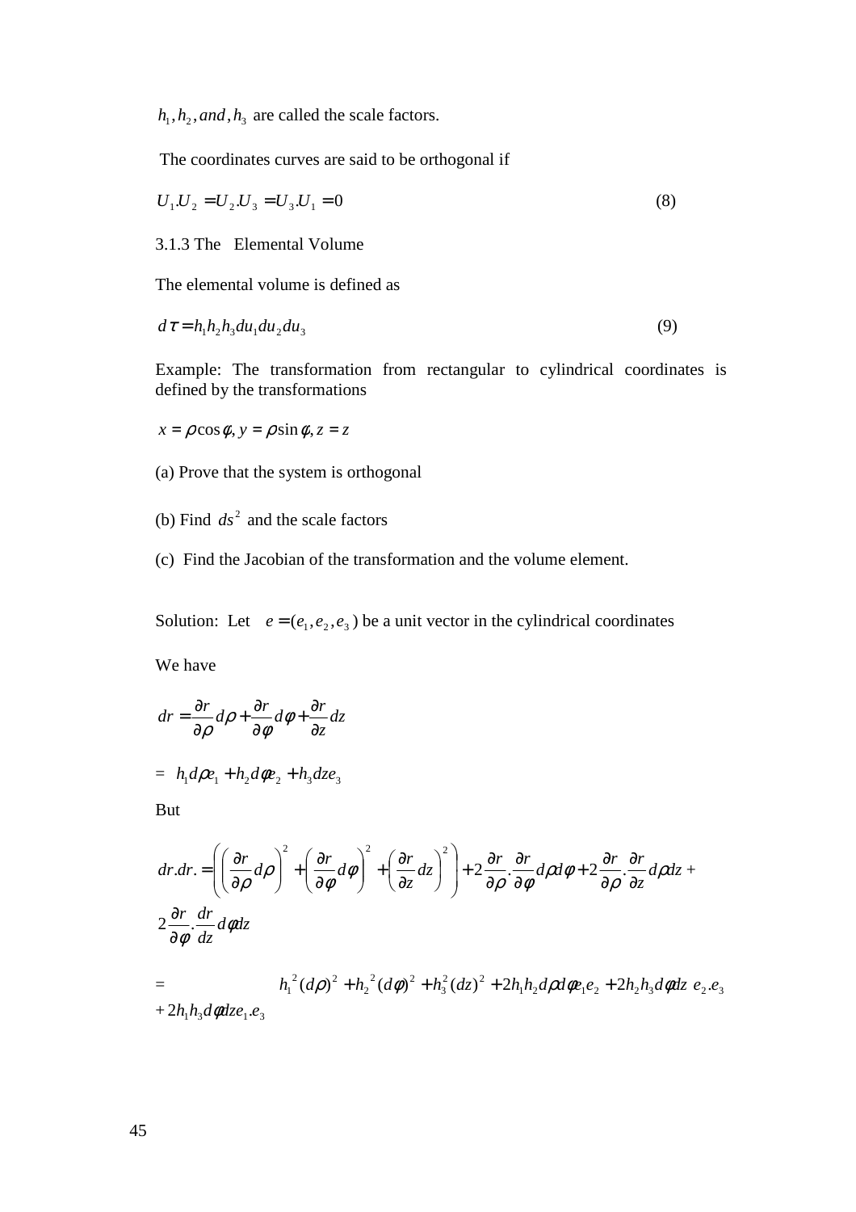$h_1, h_2, and, h_3$ are called the scale factors.

The coordinates curves are said to be orthogonal if

$$U_1.U_2 = U_2.U_3 = U_3.U_1 = 0 \tag{8}$$

3.1.3 The Elemental Volume

The elemental volume is defined as

$$d\tau = h_1 h_2 h_3 du_1 du_2 du_3 \tag{9}$$

Example: The transformation from rectangular to cylindrical coordinates is defined by the transformations

$x = \rho\cos\phi, y = \rho\sin\phi, z = z$

(a) Prove that the system is orthogonal

(b) Find $ds^2$ and the scale factors

(c) Find the Jacobian of the transformation and the volume element.

Solution: Let $e = (e_1, e_2, e_3)$ be a unit vector in the cylindrical coordinates

We have

$$dr = \frac{\partial r}{\partial \rho}d\rho + \frac{\partial r}{\partial \phi}d\phi + \frac{\partial r}{\partial z}dz$$

$$= h_1 d\rho e_1 + h_2 d\phi e_2 + h_3 dz e_3$$

But

$$dr.dr. = \left(\left(\frac{\partial r}{\partial \rho}d\rho\right)^2 + \left(\frac{\partial r}{\partial \phi}d\phi\right)^2 + \left(\frac{\partial r}{\partial z}dz\right)^2\right) + 2\frac{\partial r}{\partial \rho}.\frac{\partial r}{\partial \phi}d\rho d\phi + 2\frac{\partial r}{\partial \rho}.\frac{\partial r}{\partial z}d\rho dz + 2\frac{\partial r}{\partial \phi}.\frac{dr}{dz}d\phi dz$$

$$= h_1^2(d\rho)^2 + h_2^2(d\phi)^2 + h_3^2(dz)^2 + 2h_1h_2 d\rho d\phi e_1 e_2 + 2h_2h_3 d\phi dz\ e_2.e_3 + 2h_1h_3 d\phi dz e_1.e_3$$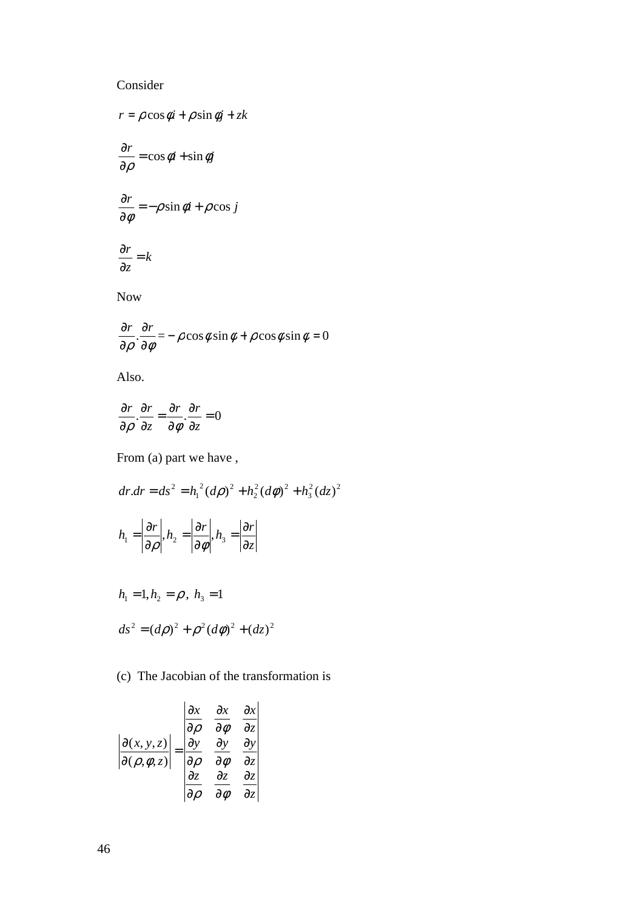Consider

$$r = \rho\cos\phi i + \rho\sin\phi j + zk$$

$$\frac{\partial r}{\partial \rho} = \cos\phi i + \sin\phi j$$

$$\frac{\partial r}{\partial \phi} = -\rho\sin\phi i + \rho\cos j$$

$$\frac{\partial r}{\partial z} = k$$

Now

$$\frac{\partial r}{\partial \rho}.\frac{\partial r}{\partial \phi} = -\rho\cos\phi\sin\phi + \rho\cos\phi\sin\phi = 0$$

Also.

$$\frac{\partial r}{\partial \rho}.\frac{\partial r}{\partial z} = \frac{\partial r}{\partial \phi}.\frac{\partial r}{\partial z} = 0$$

From (a) part we have ,

$$dr.dr = ds^2 = h_1^{\,2}(d\rho)^2 + h_2^2(d\phi)^2 + h_3^2(dz)^2$$

$$h_1 = \left|\frac{\partial r}{\partial \rho}\right|, h_2 = \left|\frac{\partial r}{\partial \phi}\right|, h_3 = \left|\frac{\partial r}{\partial z}\right|$$

$$h_1 = 1, h_2 = \rho,\ h_3 = 1$$

$$ds^2 = (d\rho)^2 + \rho^2(d\phi)^2 + (dz)^2$$

(c) The Jacobian of the transformation is

$$\left|\frac{\partial(x,y,z)}{\partial(\rho,\phi,z)}\right| = \begin{vmatrix} \frac{\partial x}{\partial \rho} & \frac{\partial x}{\partial \phi} & \frac{\partial x}{\partial z} \\ \frac{\partial y}{\partial \rho} & \frac{\partial y}{\partial \phi} & \frac{\partial y}{\partial z} \\ \frac{\partial z}{\partial \rho} & \frac{\partial z}{\partial \phi} & \frac{\partial z}{\partial z} \end{vmatrix}$$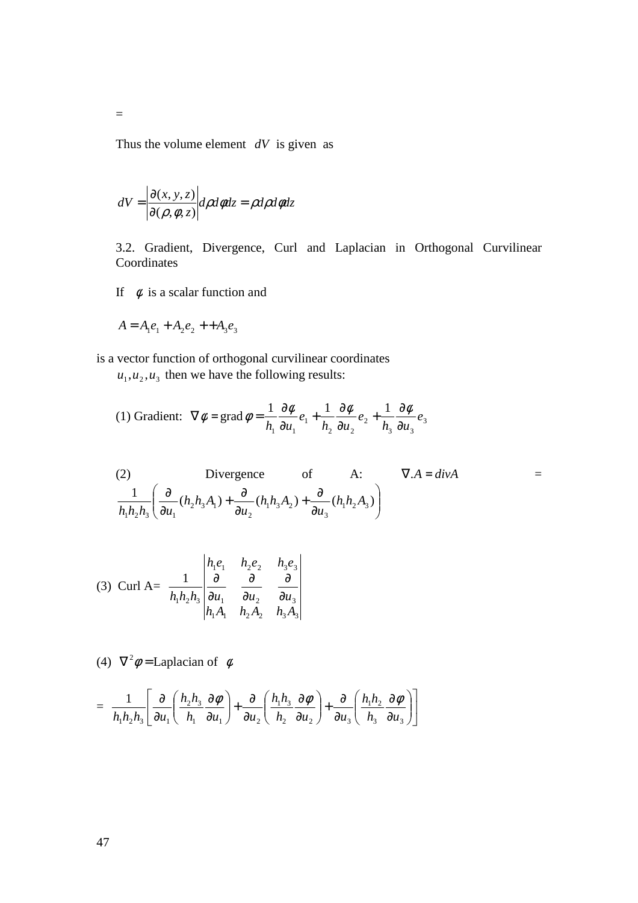=

Thus the volume element $dV$ is given as

$$dV = \left|\frac{\partial(x,y,z)}{\partial(\rho,\phi,z)}\right| d\rho d\phi dz = \rho d\rho d\phi dz$$

3.2. Gradient, Divergence, Curl and Laplacian in Orthogonal Curvilinear Coordinates

If $\phi$ is a scalar function and

$$A = A_1 e_1 + A_2 e_2 + + A_3 e_3$$

is a vector function of orthogonal curvilinear coordinates $u_1, u_2, u_3$ then we have the following results:

(1) Gradient: $\nabla\phi = \text{grad}\,\phi = \frac{1}{h_1}\frac{\partial\phi}{\partial u_1}e_1 + \frac{1}{h_2}\frac{\partial\phi}{\partial u_2}e_2 + \frac{1}{h_3}\frac{\partial\phi}{\partial u_3}e_3$

(2) Divergence of A: $\nabla.A = divA$ = $\frac{1}{h_1h_2h_3}\left(\frac{\partial}{\partial u_1}(h_2h_3A_1) + \frac{\partial}{\partial u_2}(h_1h_3A_2) + \frac{\partial}{\partial u_3}(h_1h_2A_3)\right)$

(3) Curl A= $\frac{1}{h_1h_2h_3}\begin{vmatrix} h_1e_1 & h_2e_2 & h_3e_3 \\ \frac{\partial}{\partial u_1} & \frac{\partial}{\partial u_2} & \frac{\partial}{\partial u_3} \\ h_1A_1 & h_2A_2 & h_3A_3 \end{vmatrix}$

(4) $\nabla^2\phi$=Laplacian of $\phi$

$$= \frac{1}{h_1h_2h_3}\left[\frac{\partial}{\partial u_1}\left(\frac{h_2h_3}{h_1}\frac{\partial\phi}{\partial u_1}\right) + \frac{\partial}{\partial u_2}\left(\frac{h_1h_3}{h_2}\frac{\partial\phi}{\partial u_2}\right) + \frac{\partial}{\partial u_3}\left(\frac{h_1h_2}{h_3}\frac{\partial\phi}{\partial u_3}\right)\right]$$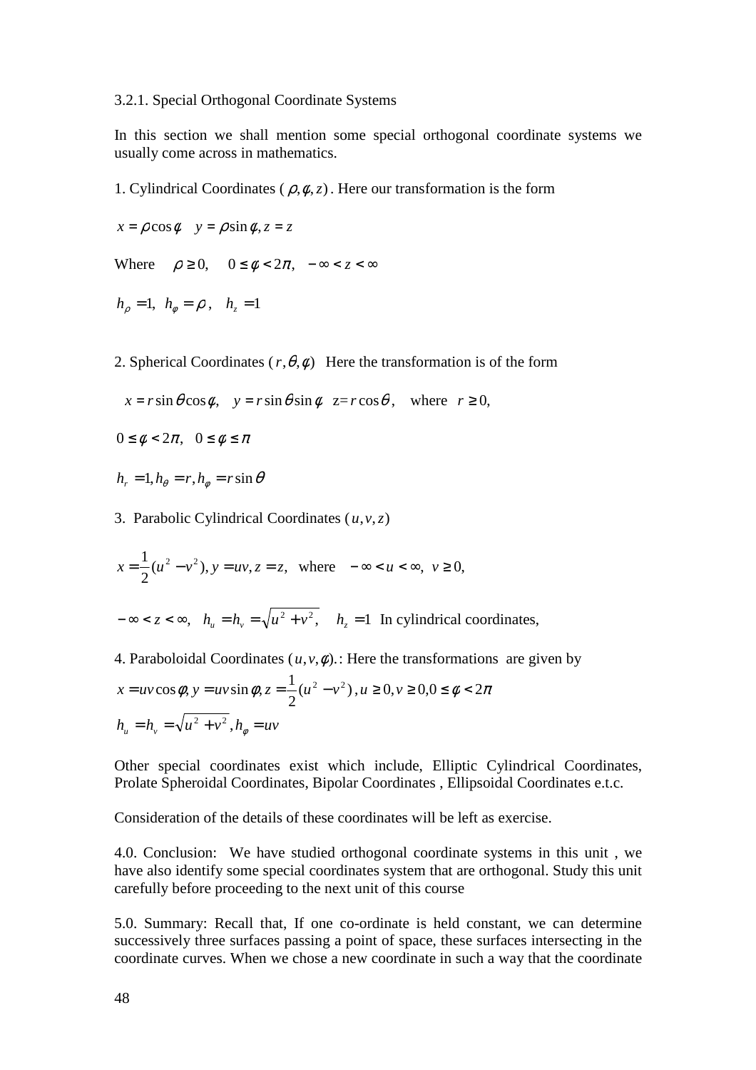3.2.1. Special Orthogonal Coordinate Systems

In this section we shall mention some special orthogonal coordinate systems we usually come across in mathematics.

1. Cylindrical Coordinates $(\rho, \phi, z)$. Here our transformation is the form

$x = \rho\cos\phi, \quad y = \rho\sin\phi, z = z$

Where $\quad \rho \geq 0, \quad 0 \leq \phi < 2\pi, \quad -\infty < z < \infty$

$h_\rho = 1, \; h_\varphi = \rho, \quad h_z = 1$

2. Spherical Coordinates $(r, \theta, \phi)$ Here the transformation is of the form

$x = r\sin\theta\cos\phi, \quad y = r\sin\theta\sin\phi, \quad$ z= $r\cos\theta$, $\quad$ where $\; r \geq 0,$

$0 \leq \phi < 2\pi, \quad 0 \leq \phi \leq \pi$

$h_r = 1, h_\theta = r, h_\varphi = r\sin\theta$

3. Parabolic Cylindrical Coordinates $(u, v, z)$

$x = \frac{1}{2}(u^2 - v^2), y = uv, z = z,$ where $\; -\infty < u < \infty, \; v \geq 0,$

$-\infty < z < \infty, \quad h_u = h_v = \sqrt{u^2 + v^2}, \quad h_z = 1$ In cylindrical coordinates,

4. Paraboloidal Coordinates $(u, v, \phi)$.: Here the transformations are given by

$x = uv\cos\phi, y = uv\sin\phi, z = \frac{1}{2}(u^2 - v^2), u \geq 0, v \geq 0, 0 \leq \phi < 2\pi$

$h_u = h_v = \sqrt{u^2 + v^2}, h_\varphi = uv$

Other special coordinates exist which include, Elliptic Cylindrical Coordinates, Prolate Spheroidal Coordinates, Bipolar Coordinates , Ellipsoidal Coordinates e.t.c.

Consideration of the details of these coordinates will be left as exercise.

4.0. Conclusion: We have studied orthogonal coordinate systems in this unit , we have also identify some special coordinates system that are orthogonal. Study this unit carefully before proceeding to the next unit of this course

5.0. Summary: Recall that, If one co-ordinate is held constant, we can determine successively three surfaces passing a point of space, these surfaces intersecting in the coordinate curves. When we chose a new coordinate in such a way that the coordinate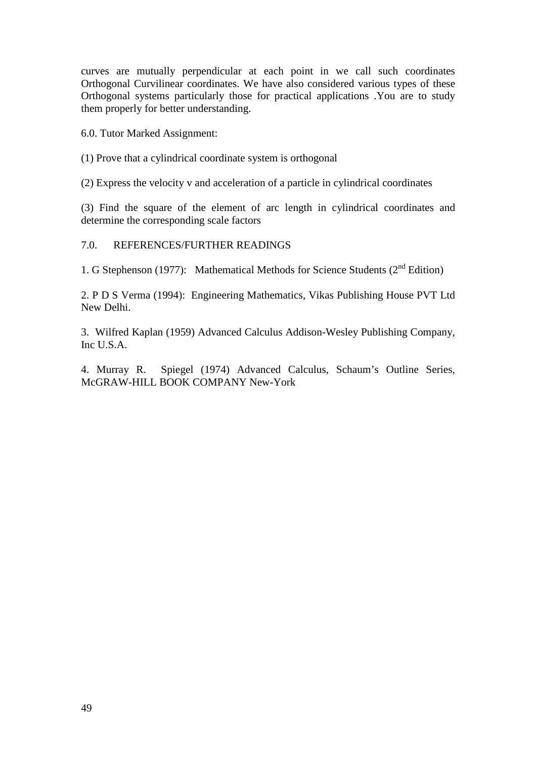curves are mutually perpendicular at each point in we call such coordinates Orthogonal Curvilinear coordinates. We have also considered various types of these Orthogonal systems particularly those for practical applications .You are to study them properly for better understanding.

## 6.0. Tutor Marked Assignment:

(1) Prove that a cylindrical coordinate system is orthogonal

(2) Express the velocity v and acceleration of a particle in cylindrical coordinates

(3) Find the square of the element of arc length in cylindrical coordinates and determine the corresponding scale factors

## 7.0. REFERENCES/FURTHER READINGS

1. G Stephenson (1977): Mathematical Methods for Science Students ($2^{nd}$ Edition)

2. P D S Verma (1994): Engineering Mathematics, Vikas Publishing House PVT Ltd New Delhi.

3. Wilfred Kaplan (1959) Advanced Calculus Addison-Wesley Publishing Company, Inc U.S.A.

4. Murray R. Spiegel (1974) Advanced Calculus, Schaum's Outline Series, McGRAW-HILL BOOK COMPANY New-York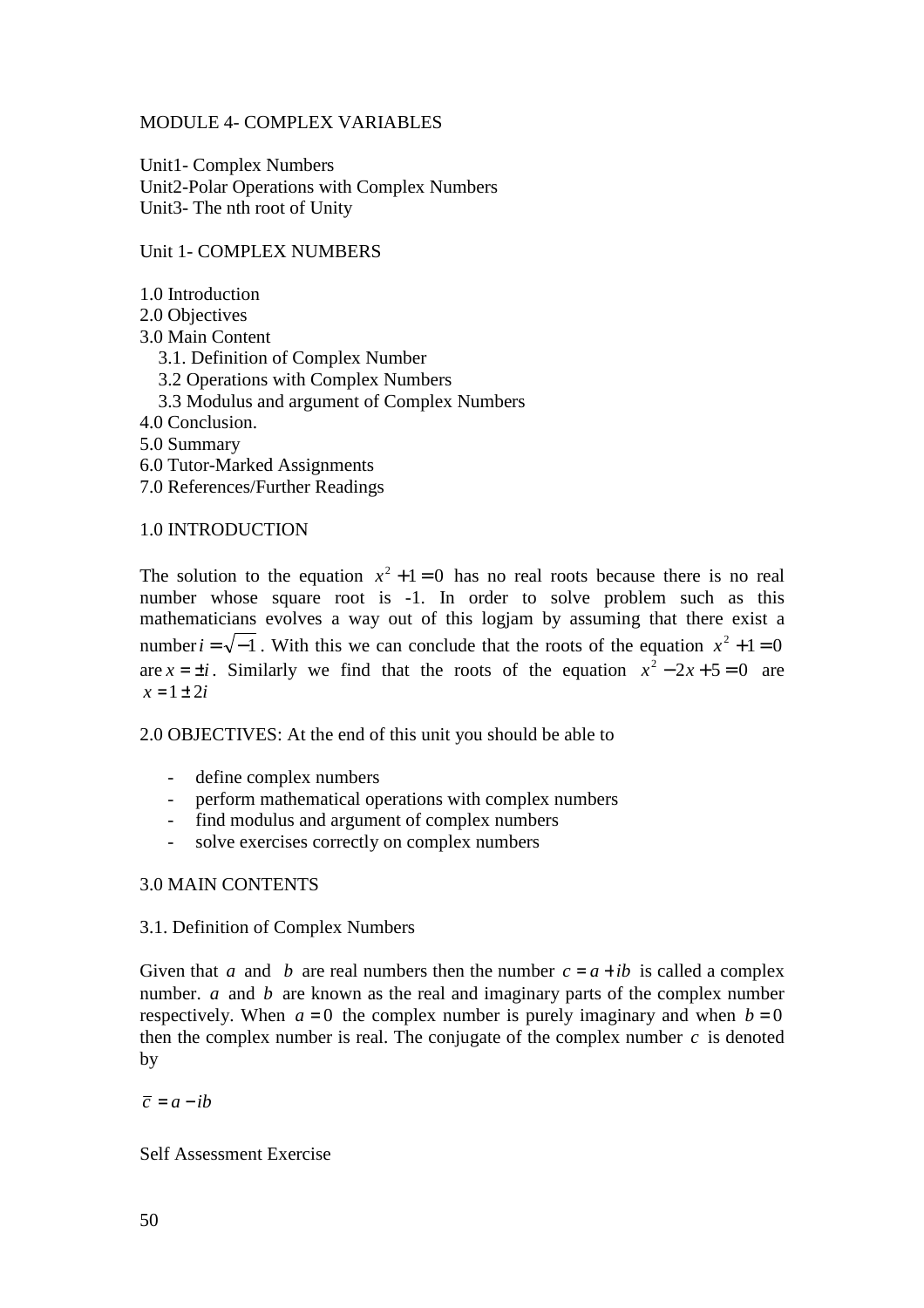MODULE 4- COMPLEX VARIABLES

Unit1- Complex Numbers
Unit2-Polar Operations with Complex Numbers
Unit3- The nth root of Unity

Unit 1- COMPLEX NUMBERS

1.0 Introduction
2.0 Objectives
3.0 Main Content
   3.1. Definition of Complex Number
   3.2 Operations with Complex Numbers
   3.3 Modulus and argument of Complex Numbers
4.0 Conclusion.
5.0 Summary
6.0 Tutor-Marked Assignments
7.0 References/Further Readings

1.0 INTRODUCTION

The solution to the equation $x^2 + 1 = 0$ has no real roots because there is no real number whose square root is -1. In order to solve problem such as this mathematicians evolves a way out of this logjam by assuming that there exist a number $i = \sqrt{-1}$. With this we can conclude that the roots of the equation $x^2 + 1 = 0$ are $x = \pm i$. Similarly we find that the roots of the equation $x^2 - 2x + 5 = 0$ are $x = 1 \pm 2i$

2.0 OBJECTIVES: At the end of this unit you should be able to

- define complex numbers
- perform mathematical operations with complex numbers
- find modulus and argument of complex numbers
- solve exercises correctly on complex numbers

3.0 MAIN CONTENTS

3.1. Definition of Complex Numbers

Given that $a$ and $b$ are real numbers then the number $c = a + ib$ is called a complex number. $a$ and $b$ are known as the real and imaginary parts of the complex number respectively. When $a = 0$ the complex number is purely imaginary and when $b = 0$ then the complex number is real. The conjugate of the complex number $c$ is denoted by

$\bar{c} = a - ib$

Self Assessment Exercise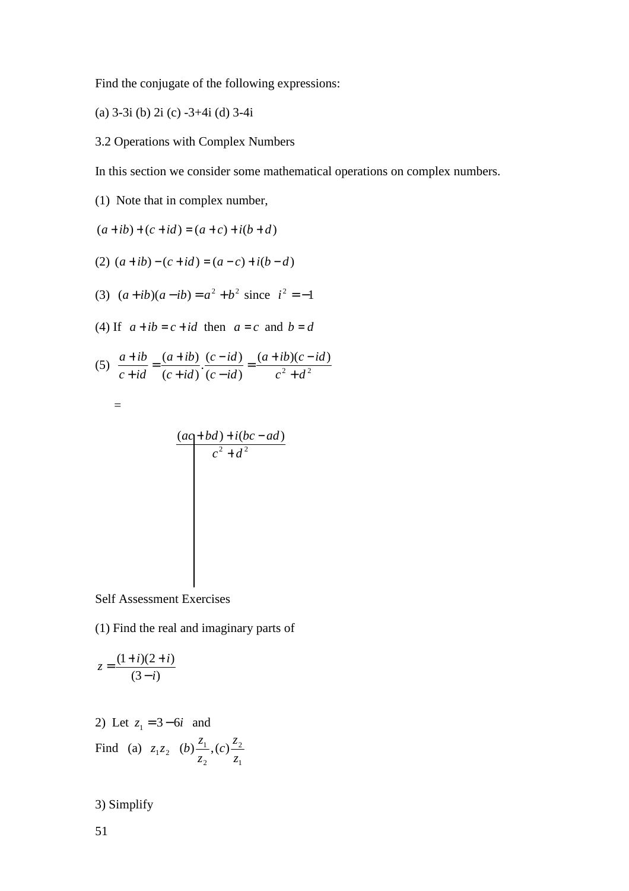Find the conjugate of the following expressions:

(a) 3-3i (b) 2i (c) -3+4i (d) 3-4i

3.2 Operations with Complex Numbers

In this section we consider some mathematical operations on complex numbers.

(1) Note that in complex number,

$(a+ib)+(c+id)=(a+c)+i(b+d)$

(2) $(a+ib)-(c+id)=(a-c)+i(b-d)$

(3) $(a+ib)(a-ib)=a^2+b^2$ since $i^2=-1$

(4) If $a+ib=c+id$ then $a=c$ and $b=d$

(5) $\dfrac{a+ib}{c+id}=\dfrac{(a+ib)}{(c+id)}.\dfrac{(c-id)}{(c-id)}=\dfrac{(a+ib)(c-id)}{c^2+d^2}$

$$=\frac{(ac+bd)+i(bc-ad)}{c^2+d^2}$$

Self Assessment Exercises

(1) Find the real and imaginary parts of

$$z=\frac{(1+i)(2+i)}{(3-i)}$$

2) Let $z_1=3-6i$ and

Find (a) $z_1z_2$ $(b)\dfrac{z_1}{z_2},(c)\dfrac{z_2}{z_1}$

3) Simplify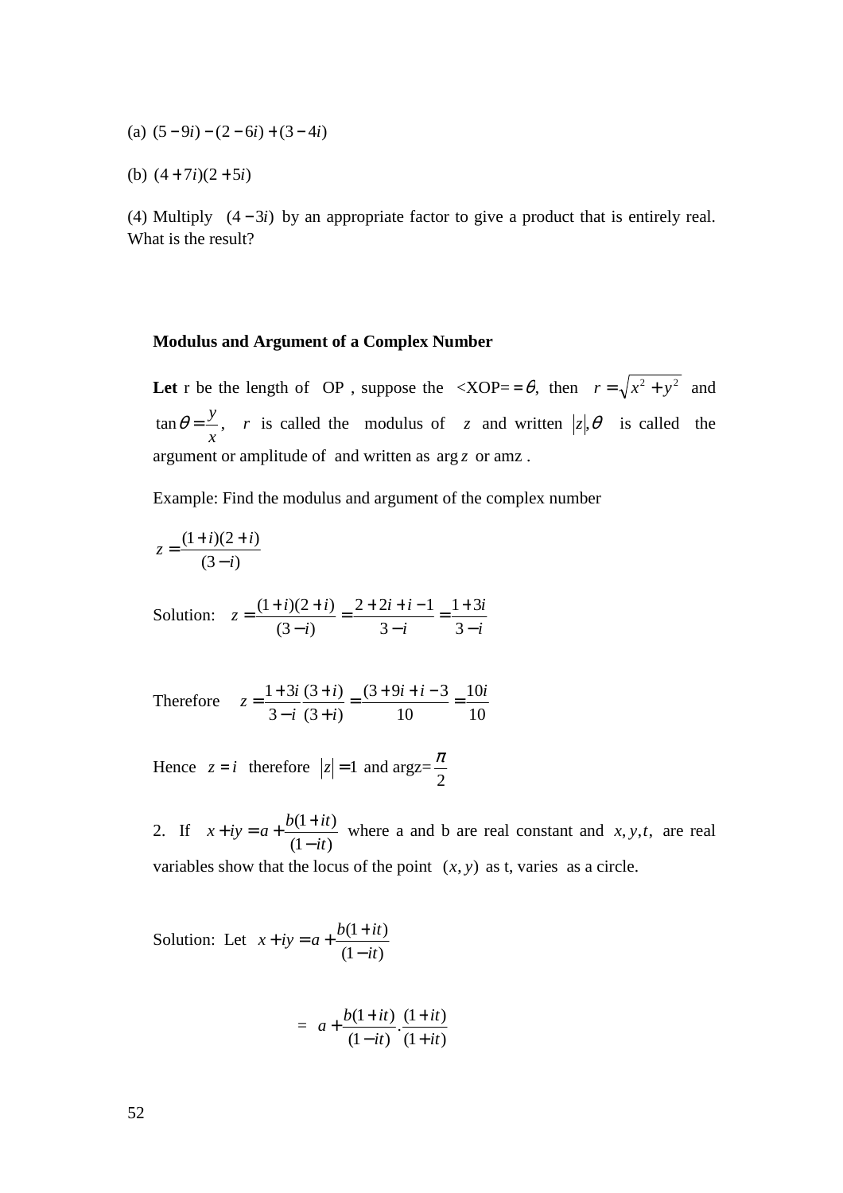(a) $(5-9i)-(2-6i)+(3-4i)$

(b) $(4+7i)(2+5i)$

(4) Multiply $(4-3i)$ by an appropriate factor to give a product that is entirely real. What is the result?

**Modulus and Argument of a Complex Number**

**Let** r be the length of OP , suppose the <XOP= $=\theta$, then $r=\sqrt{x^2+y^2}$ and $\tan\theta=\frac{y}{x}$, $r$ is called the modulus of $z$ and written $|z|$,$\theta$ is called the argument or amplitude of and written as $\arg z$ or amz .

Example: Find the modulus and argument of the complex number

$$z=\frac{(1+i)(2+i)}{(3-i)}$$

Solution: $z=\frac{(1+i)(2+i)}{(3-i)}=\frac{2+2i+i-1}{3-i}=\frac{1+3i}{3-i}$

Therefore $z=\frac{1+3i}{3-i}\frac{(3+i)}{(3+i)}=\frac{(3+9i+i-3}{10}=\frac{10i}{10}$

Hence $z=i$ therefore $|z|=1$ and argz= $\frac{\pi}{2}$

2. If $x+iy=a+\frac{b(1+it)}{(1-it)}$ where a and b are real constant and $x,y,t,$ are real variables show that the locus of the point $(x,y)$ as t, varies as a circle.

Solution: Let $x+iy=a+\frac{b(1+it)}{(1-it)}$

$$= a+\frac{b(1+it)}{(1-it)}.\frac{(1+it)}{(1+it)}$$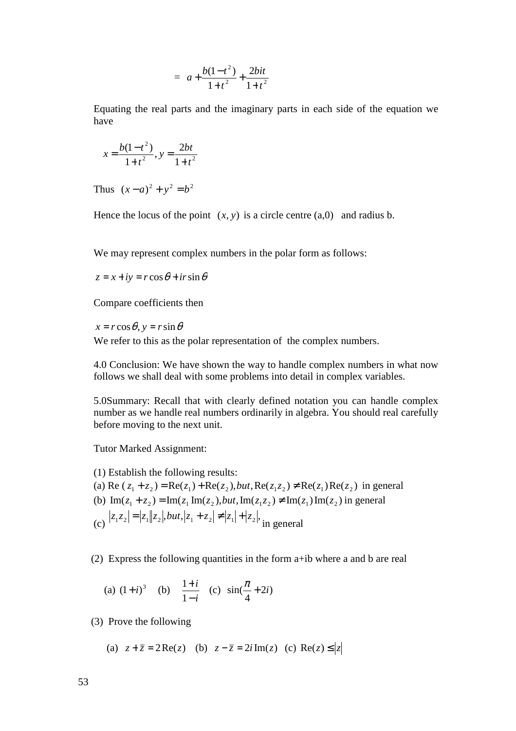$$= \; a + \frac{b(1-t^2)}{1+t^2} + \frac{2bit}{1+t^2}$$

Equating the real parts and the imaginary parts in each side of the equation we have

$$x = \frac{b(1-t^2)}{1+t^2}, y = \frac{2bt}{1+t^2}$$

Thus $(x-a)^2 + y^2 = b^2$

Hence the locus of the point $(x, y)$ is a circle centre (a,0) and radius b.

We may represent complex numbers in the polar form as follows:

$z = x + iy = r\cos\theta + ir\sin\theta$

Compare coefficients then

$x = r\cos\theta, y = r\sin\theta$

We refer to this as the polar representation of the complex numbers.

4.0 Conclusion: We have shown the way to handle complex numbers in what now follows we shall deal with some problems into detail in complex variables.

5.0Summary: Recall that with clearly defined notation you can handle complex number as we handle real numbers ordinarily in algebra. You should real carefully before moving to the next unit.

Tutor Marked Assignment:

(1) Establish the following results:

(a) $\text{Re}\,(z_1 + z_2) = \text{Re}(z_1) + \text{Re}(z_2), but, \text{Re}(z_1 z_2) \neq \text{Re}(z_1)\,\text{Re}(z_2)$ in general

(b) $\text{Im}(z_1 + z_2) = \text{Im}(z_1\,\text{Im}(z_2), but, \text{Im}(z_1 z_2) \neq \text{Im}(z_1)\,\text{Im}(z_2)$ in general

(c) $|z_1 z_2| = |z_1||z_2|, but, |z_1 + z_2| \neq |z_1| + |z_2|,$ in general

(2) Express the following quantities in the form a+ib where a and b are real

(a) $(1+i)^3$ (b) $\dfrac{1+i}{1-i}$ (c) $\sin(\dfrac{\pi}{4} + 2i)$

(3) Prove the following

(a) $z + \bar{z} = 2\,\text{Re}(z)$ (b) $z - \bar{z} = 2i\,\text{Im}(z)$ (c) $\text{Re}(z) \leq |z|$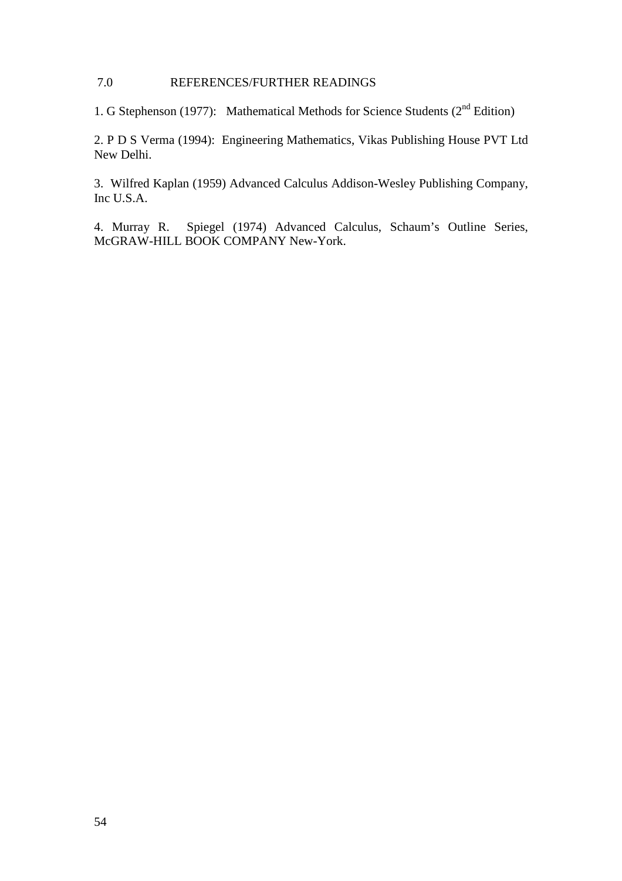## 7.0 REFERENCES/FURTHER READINGS

1. G Stephenson (1977): Mathematical Methods for Science Students ($2^{nd}$ Edition)

2. P D S Verma (1994): Engineering Mathematics, Vikas Publishing House PVT Ltd New Delhi.

3. Wilfred Kaplan (1959) Advanced Calculus Addison-Wesley Publishing Company, Inc U.S.A.

4. Murray R. Spiegel (1974) Advanced Calculus, Schaum's Outline Series, McGRAW-HILL BOOK COMPANY New-York.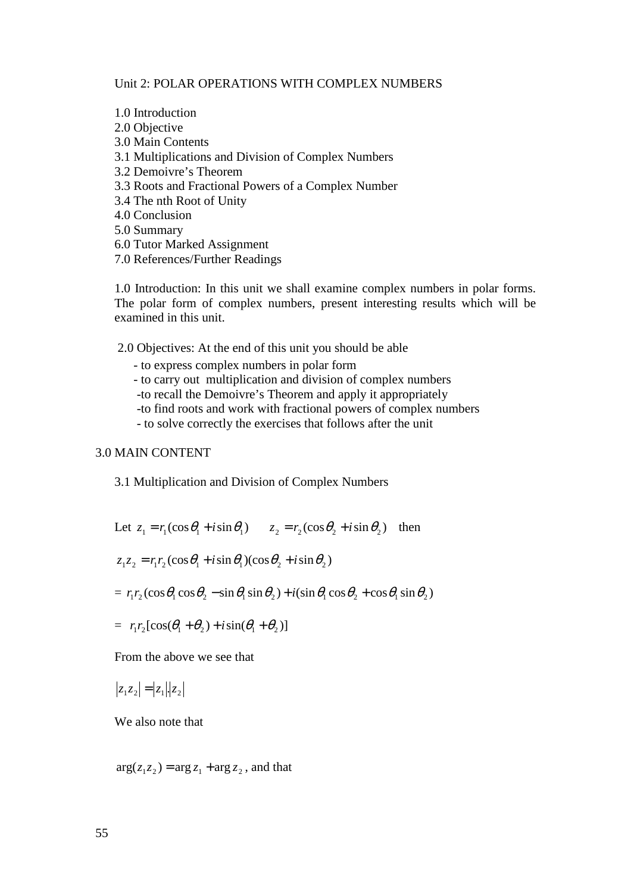Unit 2: POLAR OPERATIONS WITH COMPLEX NUMBERS

1.0 Introduction
2.0 Objective
3.0 Main Contents
3.1 Multiplications and Division of Complex Numbers
3.2 Demoivre's Theorem
3.3 Roots and Fractional Powers of a Complex Number
3.4 The nth Root of Unity
4.0 Conclusion
5.0 Summary
6.0 Tutor Marked Assignment
7.0 References/Further Readings

1.0 Introduction: In this unit we shall examine complex numbers in polar forms. The polar form of complex numbers, present interesting results which will be examined in this unit.

2.0 Objectives: At the end of this unit you should be able

- to express complex numbers in polar form
- to carry out multiplication and division of complex numbers
- to recall the Demoivre's Theorem and apply it appropriately
- to find roots and work with fractional powers of complex numbers
- to solve correctly the exercises that follows after the unit

3.0 MAIN CONTENT

3.1 Multiplication and Division of Complex Numbers

Let $z_1 = r_1(\cos\theta_1 + i\sin\theta_1)$ $\quad z_2 = r_2(\cos\theta_2 + i\sin\theta_2)$ then

$$z_1 z_2 = r_1 r_2(\cos\theta_1 + i\sin\theta_1)(\cos\theta_2 + i\sin\theta_2)$$

$$= r_1 r_2(\cos\theta_1\cos\theta_2 - \sin\theta_1\sin\theta_2) + i(\sin\theta_1\cos\theta_2 + \cos\theta_1\sin\theta_2)$$

$$= r_1 r_2[\cos(\theta_1 + \theta_2) + i\sin(\theta_1 + \theta_2)]$$

From the above we see that

$$|z_1 z_2| = |z_1|.|z_2|$$

We also note that

$\arg(z_1 z_2) = \arg z_1 + \arg z_2$, and that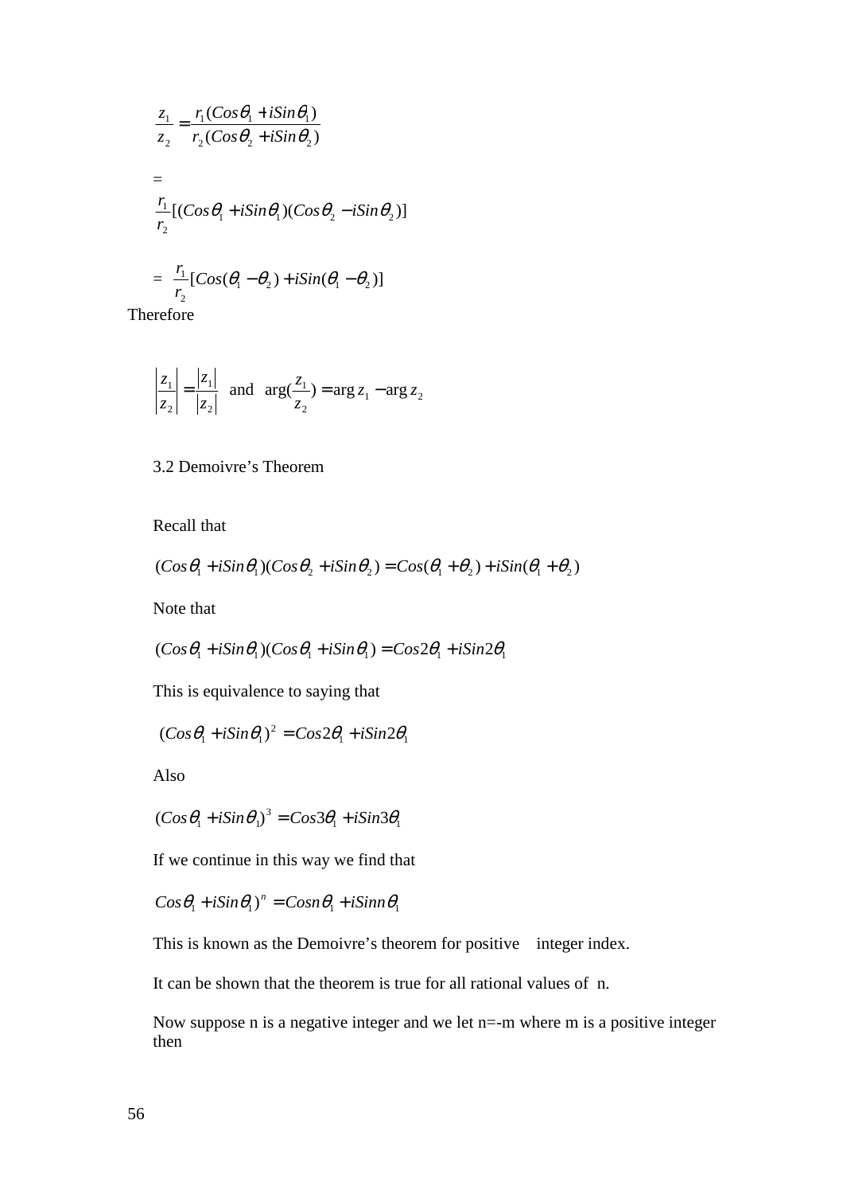$$\frac{z_1}{z_2} = \frac{r_1(Cos\theta_1 + iSin\theta_1)}{r_2(Cos\theta_2 + iSin\theta_2)}$$

$$= \frac{r_1}{r_2}[(Cos\theta_1 + iSin\theta_1)(Cos\theta_2 - iSin\theta_2)]$$

$$= \frac{r_1}{r_2}[Cos(\theta_1 - \theta_2) + iSin(\theta_1 - \theta_2)]$$

Therefore

$$\left|\frac{z_1}{z_2}\right| = \frac{|z_1|}{|z_2|} \quad \text{and} \quad \arg(\frac{z_1}{z_2}) = \arg z_1 - \arg z_2$$

3.2 Demoivre's Theorem

Recall that

$$(Cos\theta_1 + iSin\theta_1)(Cos\theta_2 + iSin\theta_2) = Cos(\theta_1 + \theta_2) + iSin(\theta_1 + \theta_2)$$

Note that

$$(Cos\theta_1 + iSin\theta_1)(Cos\theta_1 + iSin\theta_1) = Cos2\theta_1 + iSin2\theta_1$$

This is equivalence to saying that

$$(Cos\theta_1 + iSin\theta_1)^2 = Cos2\theta_1 + iSin2\theta_1$$

Also

$$(Cos\theta_1 + iSin\theta_1)^3 = Cos3\theta_1 + iSin3\theta_1$$

If we continue in this way we find that

$$Cos\theta_1 + iSin\theta_1)^n = Cosn\theta_1 + iSinn\theta_1$$

This is known as the Demoivre's theorem for positive integer index.

It can be shown that the theorem is true for all rational values of n.

Now suppose n is a negative integer and we let n=-m where m is a positive integer then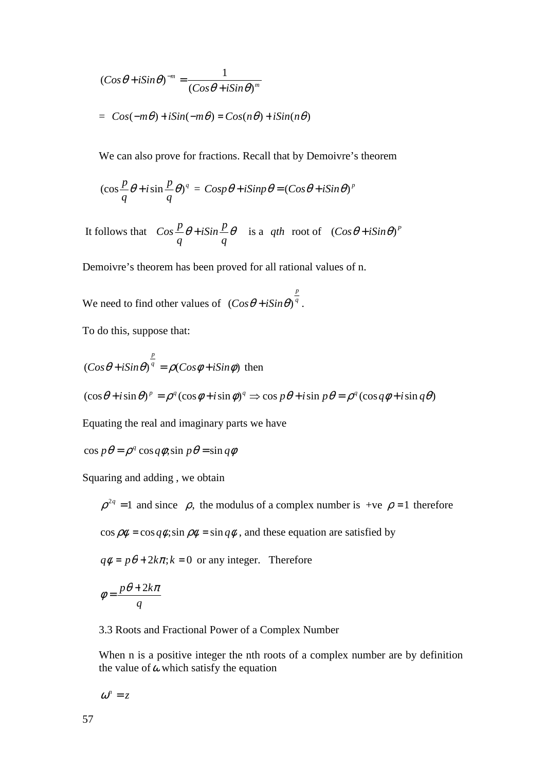$$(Cos\theta + iSin\theta)^{-m} = \frac{1}{(Cos\theta + iSin\theta)^{m}}$$

$$= \; Cos(-m\theta) + iSin(-m\theta) = Cos(n\theta) + iSin(n\theta)$$

We can also prove for fractions. Recall that by Demoivre's theorem

$$(\cos\frac{p}{q}\theta + i\sin\frac{p}{q}\theta)^{q} \; = \; Cosp\theta + iSinp\theta = (Cos\theta + iSin\theta)^{p}$$

It follows that $Cos\frac{p}{q}\theta + iSin\frac{p}{q}\theta$ is a $qth$ root of $(Cos\theta + iSin\theta)^{P}$

Demoivre's theorem has been proved for all rational values of n.

We need to find other values of $(Cos\theta + iSin\theta)^{\frac{p}{q}}$.

To do this, suppose that:

$(Cos\theta + iSin\theta)^{\frac{p}{q}} = \rho(Cos\phi + iSin\phi)$ then

$$(\cos\theta + i\sin\theta)^{p} = \rho^{q}(\cos\phi + i\sin\phi)^{q} \Rightarrow \cos p\theta + i\sin p\theta = \rho^{q}(\cos q\phi + i\sin q\theta)$$

Equating the real and imaginary parts we have

$$\cos p\theta = \rho^{q}\cos q\phi; \sin p\theta = \sin q\phi$$

Squaring and adding , we obtain

$\rho^{2q} = 1$ and since $\rho$, the modulus of a complex number is +ve $\rho = 1$ therefore

$\cos\rho\phi = \cos q\phi; \sin\rho\phi = \sin q\phi$, and these equation are satisfied by

$q\phi = p\theta + 2k\pi; k = 0$ or any integer. Therefore

$$\phi = \frac{p\theta + 2k\pi}{q}$$

### 3.3 Roots and Fractional Power of a Complex Number

When n is a positive integer the nth roots of a complex number are by definition the value of $\omega$ which satisfy the equation

$$\omega^{n} = z$$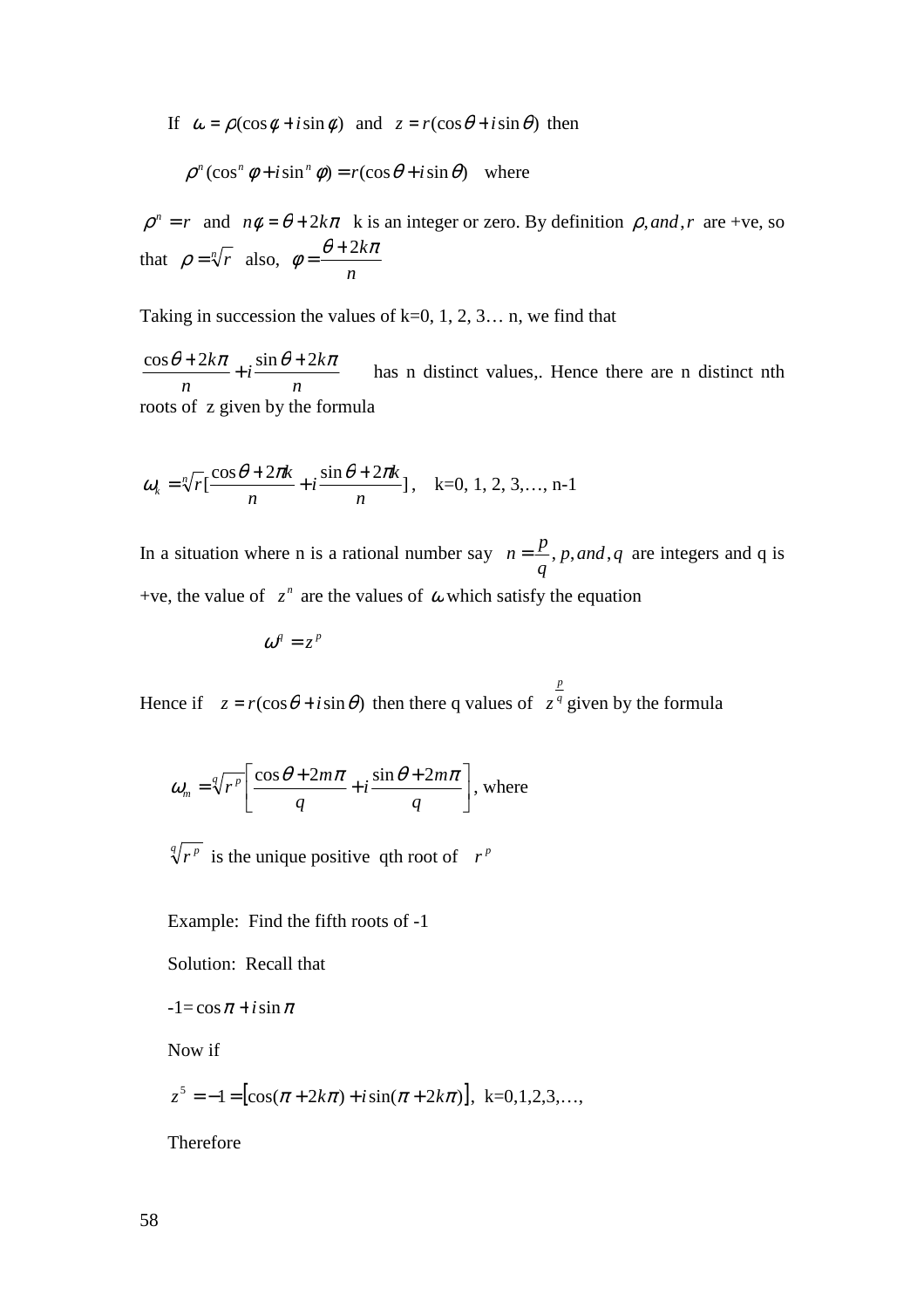If $\omega = \rho(\cos\phi + i\sin\phi)$ and $z = r(\cos\theta + i\sin\theta)$ then

$$\rho^n(\cos^n\phi + i\sin^n\phi) = r(\cos\theta + i\sin\theta) \quad \text{where}$$

$\rho^n = r$ and $n\phi = \theta + 2k\pi$ k is an integer or zero. By definition $\rho, and, r$ are +ve, so that $\rho = \sqrt[n]{r}$ also, $\phi = \dfrac{\theta + 2k\pi}{n}$

Taking in succession the values of k=0, 1, 2, 3… n, we find that

$\dfrac{\cos\theta + 2k\pi}{n} + i\dfrac{\sin\theta + 2k\pi}{n}$ has n distinct values,. Hence there are n distinct nth roots of z given by the formula

$$\omega_k = \sqrt[n]{r}\left[\frac{\cos\theta + 2\pi k}{n} + i\frac{\sin\theta + 2\pi k}{n}\right], \quad \text{k=0, 1, 2, 3,…, n-1}$$

In a situation where n is a rational number say $n = \dfrac{p}{q}, p, and, q$ are integers and q is +ve, the value of $z^n$ are the values of $\omega$ which satisfy the equation

$$\omega^q = z^p$$

Hence if $z = r(\cos\theta + i\sin\theta)$ then there q values of $z^{\frac{p}{q}}$ given by the formula

$$\omega_m = \sqrt[q]{r^p}\left[\frac{\cos\theta + 2m\pi}{q} + i\frac{\sin\theta + 2m\pi}{q}\right], \text{ where}$$

$\sqrt[q]{r^p}$ is the unique positive qth root of $r^p$

Example: Find the fifth roots of -1

Solution: Recall that

$-1 = \cos\pi + i\sin\pi$

Now if

$z^5 = -1 = [\cos(\pi + 2k\pi) + i\sin(\pi + 2k\pi)]$, k=0,1,2,3,…,

Therefore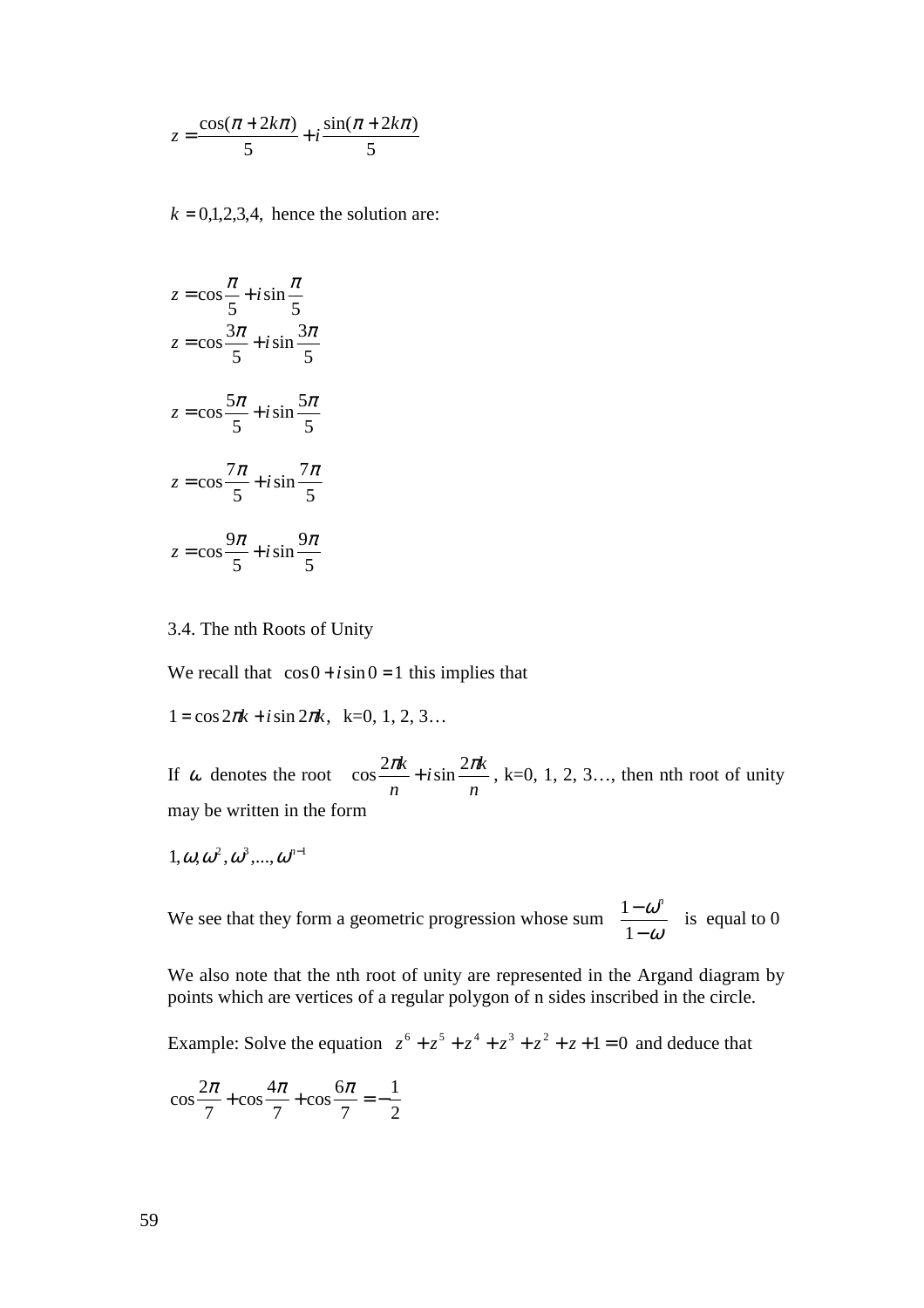$$z = \frac{\cos(\pi + 2k\pi)}{5} + i\frac{\sin(\pi + 2k\pi)}{5}$$

$k = 0,1,2,3,4,$ hence the solution are:

$$z = \cos\frac{\pi}{5} + i\sin\frac{\pi}{5}$$

$$z = \cos\frac{3\pi}{5} + i\sin\frac{3\pi}{5}$$

$$z = \cos\frac{5\pi}{5} + i\sin\frac{5\pi}{5}$$

$$z = \cos\frac{7\pi}{5} + i\sin\frac{7\pi}{5}$$

$$z = \cos\frac{9\pi}{5} + i\sin\frac{9\pi}{5}$$

3.4. The nth Roots of Unity

We recall that $\cos 0 + i\sin 0 = 1$ this implies that

$1 = \cos 2\pi k + i\sin 2\pi k,$ k=0, 1, 2, 3…

If $\omega$ denotes the root $\cos\frac{2\pi k}{n} + i\sin\frac{2\pi k}{n}$, k=0, 1, 2, 3…, then nth root of unity may be written in the form

$1, \omega, \omega^2, \omega^3, ..., \omega^{n-1}$

We see that they form a geometric progression whose sum $\frac{1-\omega^n}{1-\omega}$ is equal to 0

We also note that the nth root of unity are represented in the Argand diagram by points which are vertices of a regular polygon of n sides inscribed in the circle.

Example: Solve the equation $z^6 + z^5 + z^4 + z^3 + z^2 + z + 1 = 0$ and deduce that

$$\cos\frac{2\pi}{7} + \cos\frac{4\pi}{7} + \cos\frac{6\pi}{7} = -\frac{1}{2}$$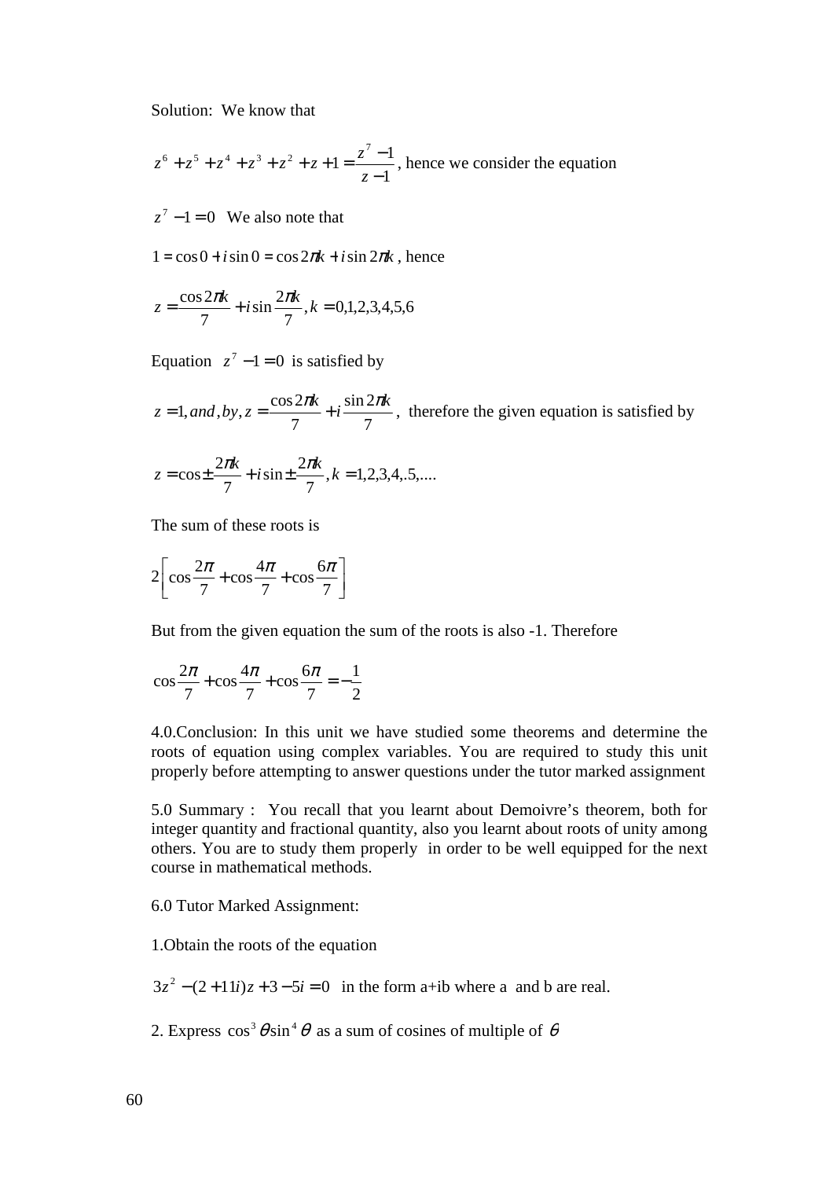Solution: We know that

$$z^6 + z^5 + z^4 + z^3 + z^2 + z + 1 = \frac{z^7 - 1}{z - 1}$$, hence we consider the equation

$z^7 - 1 = 0$ We also note that

$1 = \cos 0 + i \sin 0 = \cos 2\pi k + i \sin 2\pi k$ , hence

$$z = \frac{\cos 2\pi k}{7} + i \sin \frac{2\pi k}{7}, k = 0,1,2,3,4,5,6$$

Equation $z^7 - 1 = 0$ is satisfied by

$z = 1, and, by, z = \frac{\cos 2\pi k}{7} + i \frac{\sin 2\pi k}{7}$, therefore the given equation is satisfied by

$$z = \cos \pm \frac{2\pi k}{7} + i \sin \pm \frac{2\pi k}{7}, k = 1,2,3,4,.5,....$$

The sum of these roots is

$$2\left[\cos\frac{2\pi}{7} + \cos\frac{4\pi}{7} + \cos\frac{6\pi}{7}\right]$$

But from the given equation the sum of the roots is also -1. Therefore

$$\cos\frac{2\pi}{7} + \cos\frac{4\pi}{7} + \cos\frac{6\pi}{7} = -\frac{1}{2}$$

4.0.Conclusion: In this unit we have studied some theorems and determine the roots of equation using complex variables. You are required to study this unit properly before attempting to answer questions under the tutor marked assignment

5.0 Summary : You recall that you learnt about Demoivre's theorem, both for integer quantity and fractional quantity, also you learnt about roots of unity among others. You are to study them properly in order to be well equipped for the next course in mathematical methods.

6.0 Tutor Marked Assignment:

1.Obtain the roots of the equation

$3z^2 - (2 + 11i)z + 3 - 5i = 0$ in the form a+ib where a and b are real.

2. Express $\cos^3\theta \sin^4\theta$ as a sum of cosines of multiple of $\theta$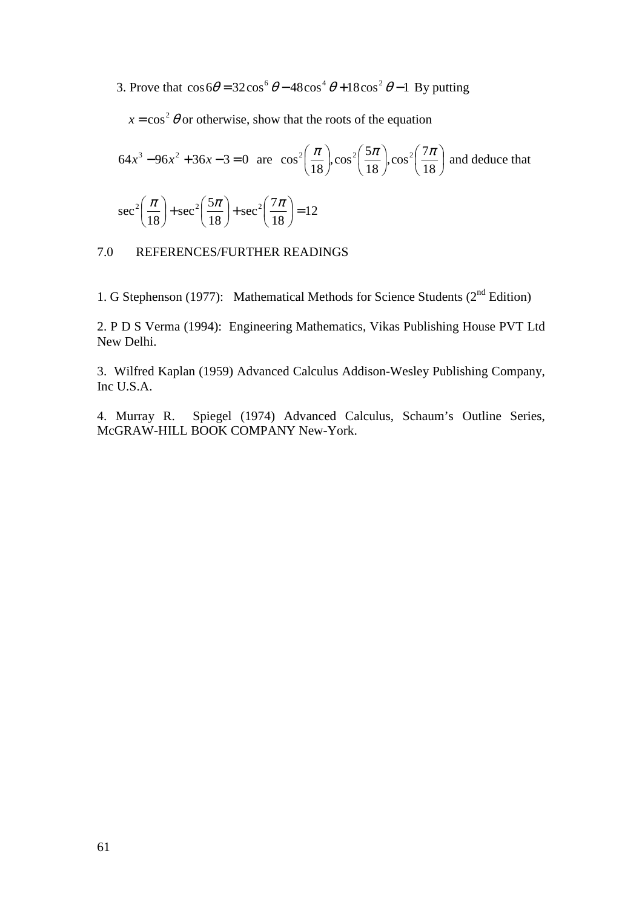3. Prove that $\cos 6\theta = 32\cos^6\theta - 48\cos^4\theta + 18\cos^2\theta - 1$ By putting $x = \cos^2\theta$ or otherwise, show that the roots of the equation

$64x^3 - 96x^2 + 36x - 3 = 0$ are $\cos^2\left(\frac{\pi}{18}\right), \cos^2\left(\frac{5\pi}{18}\right), \cos^2\left(\frac{7\pi}{18}\right)$ and deduce that

$$\sec^2\left(\frac{\pi}{18}\right) + \sec^2\left(\frac{5\pi}{18}\right) + \sec^2\left(\frac{7\pi}{18}\right) = 12$$

## 7.0 REFERENCES/FURTHER READINGS

1. G Stephenson (1977): Mathematical Methods for Science Students (2nd Edition)

2. P D S Verma (1994): Engineering Mathematics, Vikas Publishing House PVT Ltd New Delhi.

3. Wilfred Kaplan (1959) Advanced Calculus Addison-Wesley Publishing Company, Inc U.S.A.

4. Murray R. Spiegel (1974) Advanced Calculus, Schaum's Outline Series, McGRAW-HILL BOOK COMPANY New-York.